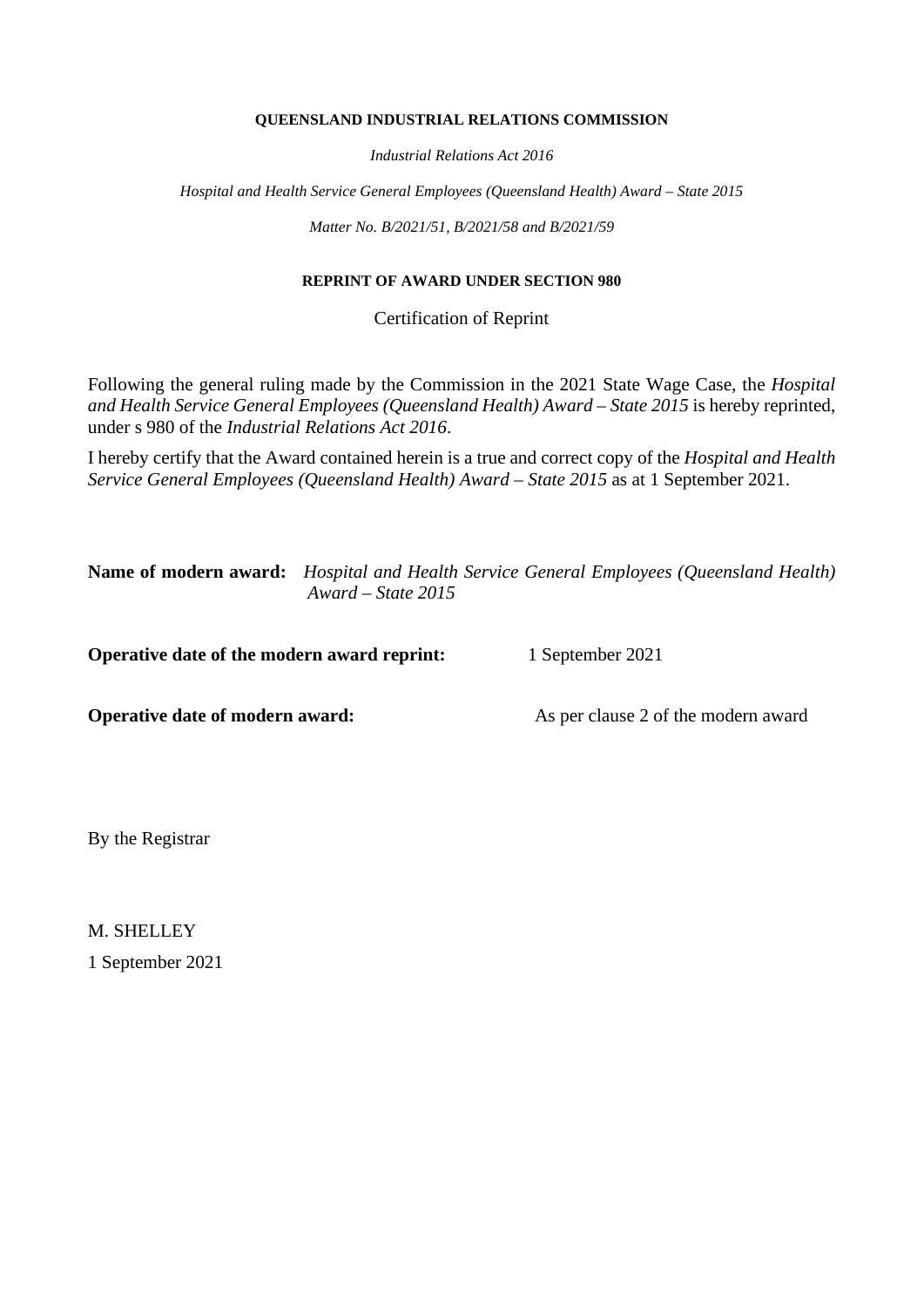**QUEENSLAND INDUSTRIAL RELATIONS COMMISSION**

*Industrial Relations Act 2016*

*Hospital and Health Service General Employees (Queensland Health) Award – State 2015*

*Matter No. B/2021/51, B/2021/58 and B/2021/59*

**REPRINT OF AWARD UNDER SECTION 980**

Certification of Reprint

Following the general ruling made by the Commission in the 2021 State Wage Case, the *Hospital and Health Service General Employees (Queensland Health) Award – State 2015* is hereby reprinted, under s 980 of the *Industrial Relations Act 2016*.

I hereby certify that the Award contained herein is a true and correct copy of the *Hospital and Health Service General Employees (Queensland Health) Award – State 2015* as at 1 September 2021.

**Name of modern award:** *Hospital and Health Service General Employees (Queensland Health) Award – State 2015*

**Operative date of the modern award reprint:** 1 September 2021

**Operative date of modern award:** As per clause 2 of the modern award

By the Registrar

M. SHELLEY

1 September 2021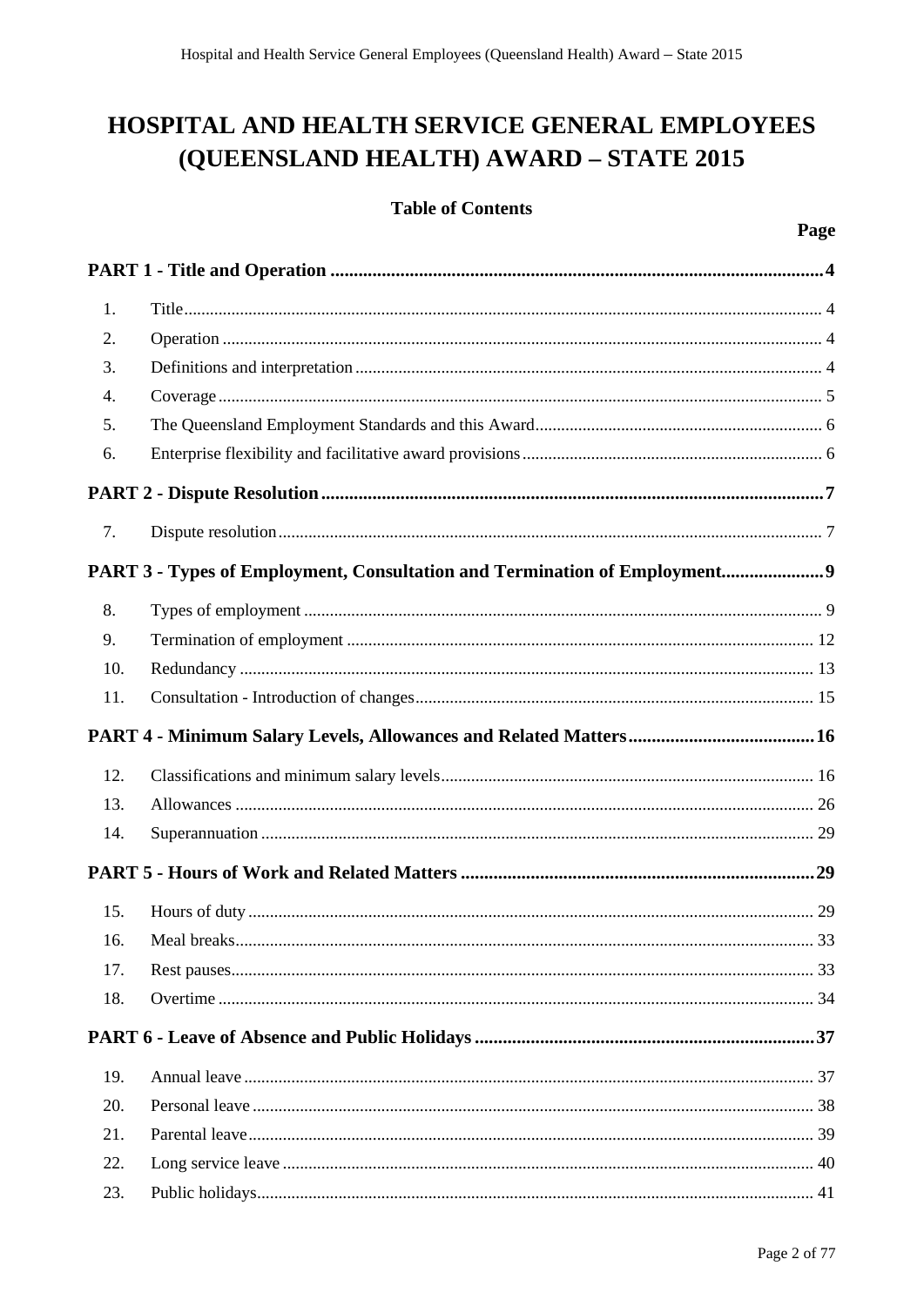# HOSPITAL AND HEALTH SERVICE GENERAL EMPLOYEES (QUEENSLAND HEALTH) AWARD – STATE 2015

## Table of Contents

| | | Page |
|---|---|---|
| **PART 1 - Title and Operation** | | **4** |
| 1. | Title | 4 |
| 2. | Operation | 4 |
| 3. | Definitions and interpretation | 4 |
| 4. | Coverage | 5 |
| 5. | The Queensland Employment Standards and this Award | 6 |
| 6. | Enterprise flexibility and facilitative award provisions | 6 |
| **PART 2 - Dispute Resolution** | | **7** |
| 7. | Dispute resolution | 7 |
| **PART 3 - Types of Employment, Consultation and Termination of Employment** | | **9** |
| 8. | Types of employment | 9 |
| 9. | Termination of employment | 12 |
| 10. | Redundancy | 13 |
| 11. | Consultation - Introduction of changes | 15 |
| **PART 4 - Minimum Salary Levels, Allowances and Related Matters** | | **16** |
| 12. | Classifications and minimum salary levels | 16 |
| 13. | Allowances | 26 |
| 14. | Superannuation | 29 |
| **PART 5 - Hours of Work and Related Matters** | | **29** |
| 15. | Hours of duty | 29 |
| 16. | Meal breaks | 33 |
| 17. | Rest pauses | 33 |
| 18. | Overtime | 34 |
| **PART 6 - Leave of Absence and Public Holidays** | | **37** |
| 19. | Annual leave | 37 |
| 20. | Personal leave | 38 |
| 21. | Parental leave | 39 |
| 22. | Long service leave | 40 |
| 23. | Public holidays | 41 |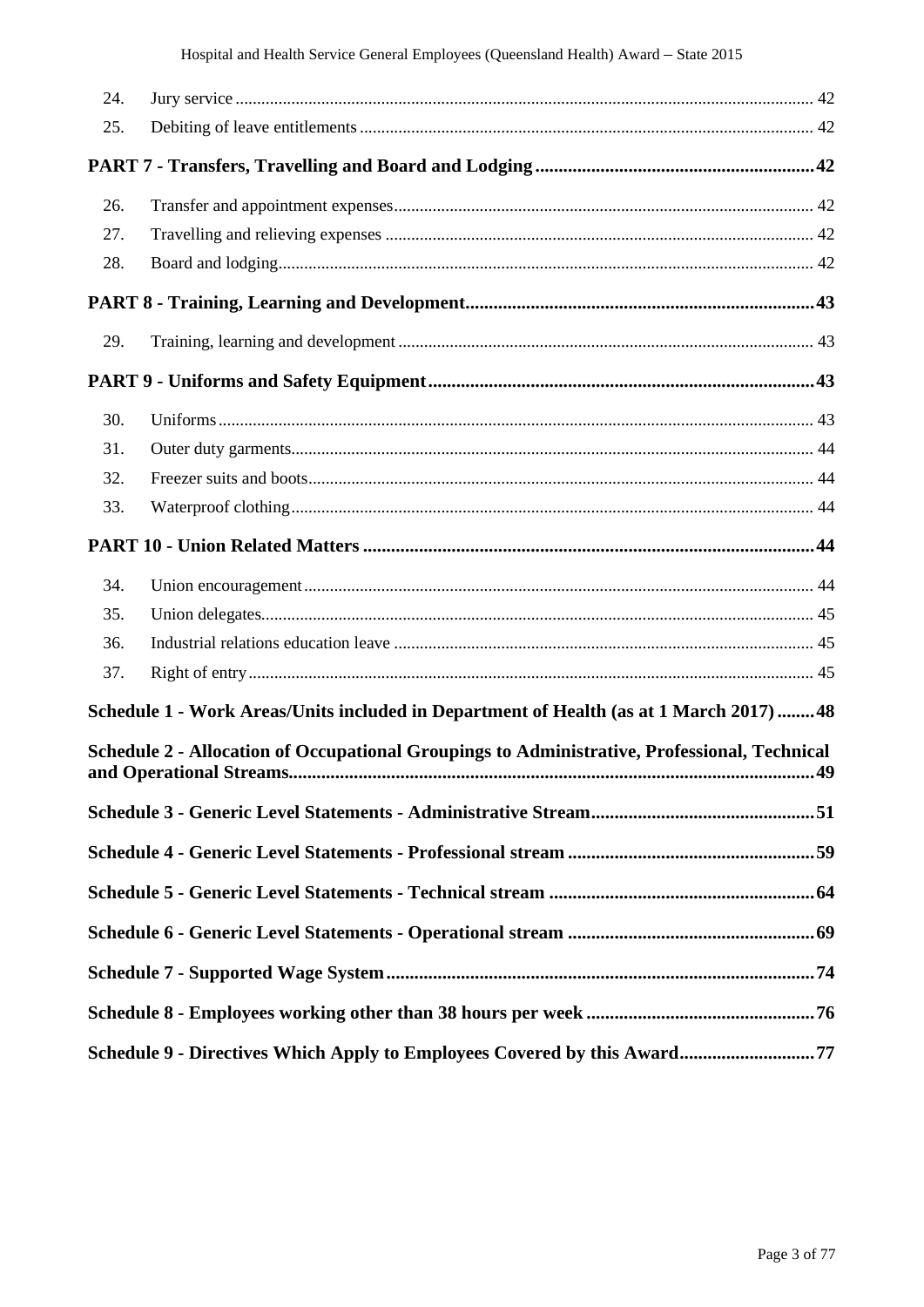| | | |
|---|---|---|
| 24. | Jury service | 42 |
| 25. | Debiting of leave entitlements | 42 |

**PART 7 - Transfers, Travelling and Board and Lodging** ..... **42**

| | | |
|---|---|---|
| 26. | Transfer and appointment expenses | 42 |
| 27. | Travelling and relieving expenses | 42 |
| 28. | Board and lodging | 42 |

**PART 8 - Training, Learning and Development** ..... **43**

| | | |
|---|---|---|
| 29. | Training, learning and development | 43 |

**PART 9 - Uniforms and Safety Equipment** ..... **43**

| | | |
|---|---|---|
| 30. | Uniforms | 43 |
| 31. | Outer duty garments | 44 |
| 32. | Freezer suits and boots | 44 |
| 33. | Waterproof clothing | 44 |

**PART 10 - Union Related Matters** ..... **44**

| | | |
|---|---|---|
| 34. | Union encouragement | 44 |
| 35. | Union delegates | 45 |
| 36. | Industrial relations education leave | 45 |
| 37. | Right of entry | 45 |

**Schedule 1 - Work Areas/Units included in Department of Health (as at 1 March 2017)** ..... **48**

**Schedule 2 - Allocation of Occupational Groupings to Administrative, Professional, Technical and Operational Streams** ..... **49**

**Schedule 3 - Generic Level Statements - Administrative Stream** ..... **51**

**Schedule 4 - Generic Level Statements - Professional stream** ..... **59**

**Schedule 5 - Generic Level Statements - Technical stream** ..... **64**

**Schedule 6 - Generic Level Statements - Operational stream** ..... **69**

**Schedule 7 - Supported Wage System** ..... **74**

**Schedule 8 - Employees working other than 38 hours per week** ..... **76**

**Schedule 9 - Directives Which Apply to Employees Covered by this Award** ..... **77**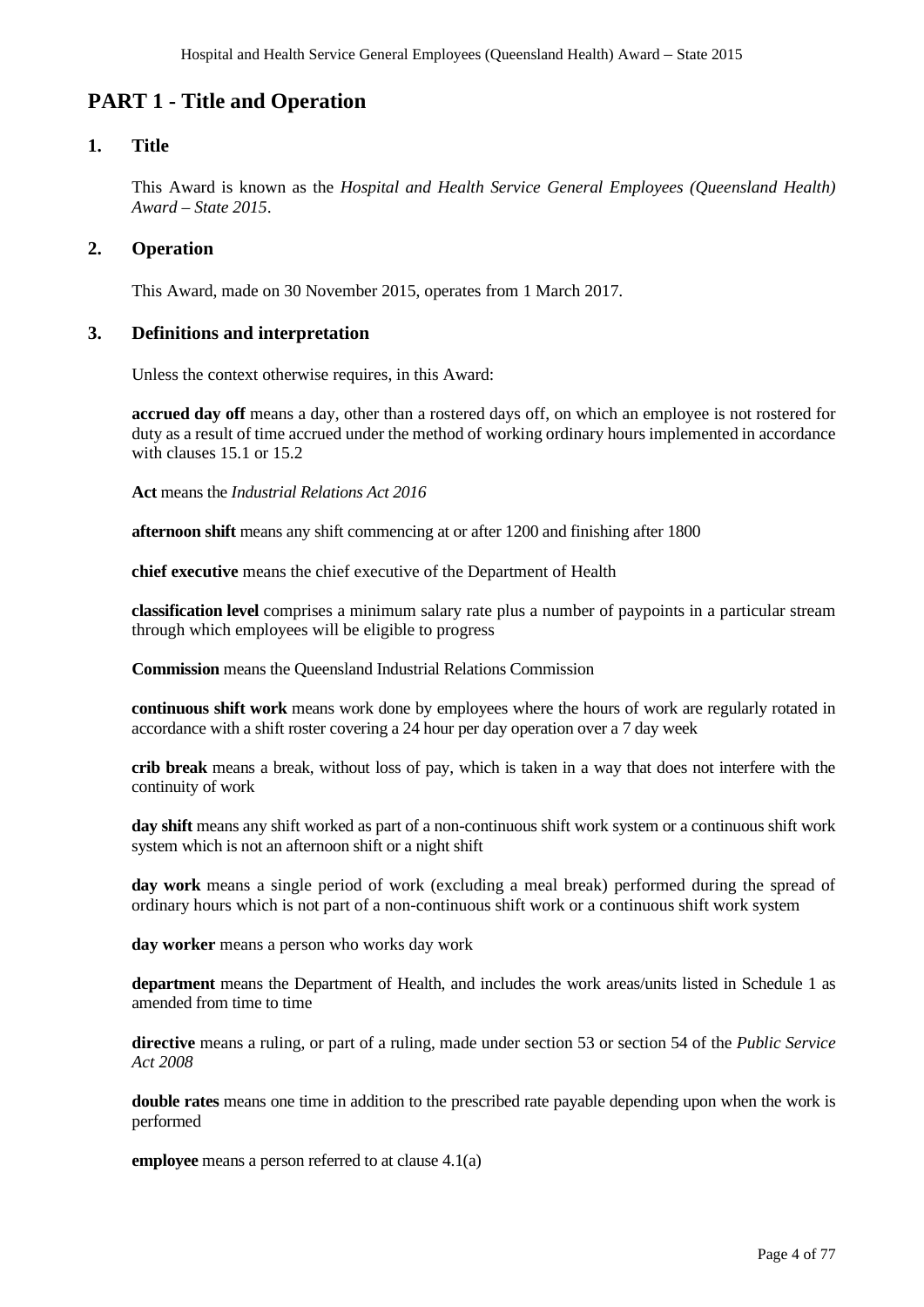# PART 1 - Title and Operation

## 1. Title

This Award is known as the *Hospital and Health Service General Employees (Queensland Health) Award – State 2015*.

## 2. Operation

This Award, made on 30 November 2015, operates from 1 March 2017.

## 3. Definitions and interpretation

Unless the context otherwise requires, in this Award:

**accrued day off** means a day, other than a rostered days off, on which an employee is not rostered for duty as a result of time accrued under the method of working ordinary hours implemented in accordance with clauses 15.1 or 15.2

**Act** means the *Industrial Relations Act 2016*

**afternoon shift** means any shift commencing at or after 1200 and finishing after 1800

**chief executive** means the chief executive of the Department of Health

**classification level** comprises a minimum salary rate plus a number of paypoints in a particular stream through which employees will be eligible to progress

**Commission** means the Queensland Industrial Relations Commission

**continuous shift work** means work done by employees where the hours of work are regularly rotated in accordance with a shift roster covering a 24 hour per day operation over a 7 day week

**crib break** means a break, without loss of pay, which is taken in a way that does not interfere with the continuity of work

**day shift** means any shift worked as part of a non-continuous shift work system or a continuous shift work system which is not an afternoon shift or a night shift

**day work** means a single period of work (excluding a meal break) performed during the spread of ordinary hours which is not part of a non-continuous shift work or a continuous shift work system

**day worker** means a person who works day work

**department** means the Department of Health, and includes the work areas/units listed in Schedule 1 as amended from time to time

**directive** means a ruling, or part of a ruling, made under section 53 or section 54 of the *Public Service Act 2008*

**double rates** means one time in addition to the prescribed rate payable depending upon when the work is performed

**employee** means a person referred to at clause 4.1(a)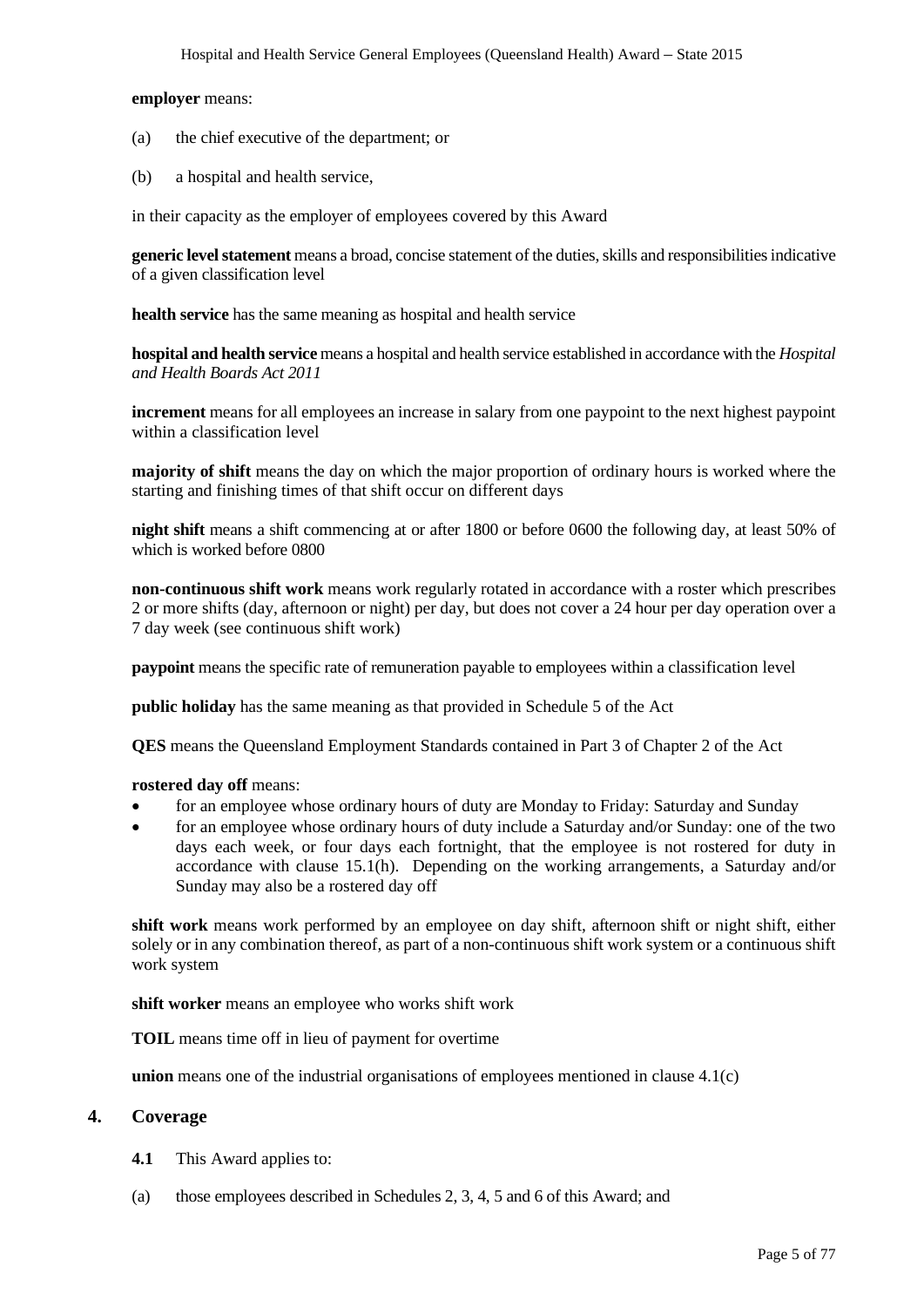**employer** means:

(a) the chief executive of the department; or

(b) a hospital and health service,

in their capacity as the employer of employees covered by this Award

**generic level statement** means a broad, concise statement of the duties, skills and responsibilities indicative of a given classification level

**health service** has the same meaning as hospital and health service

**hospital and health service** means a hospital and health service established in accordance with the *Hospital and Health Boards Act 2011*

**increment** means for all employees an increase in salary from one paypoint to the next highest paypoint within a classification level

**majority of shift** means the day on which the major proportion of ordinary hours is worked where the starting and finishing times of that shift occur on different days

**night shift** means a shift commencing at or after 1800 or before 0600 the following day, at least 50% of which is worked before 0800

**non-continuous shift work** means work regularly rotated in accordance with a roster which prescribes 2 or more shifts (day, afternoon or night) per day, but does not cover a 24 hour per day operation over a 7 day week (see continuous shift work)

**paypoint** means the specific rate of remuneration payable to employees within a classification level

**public holiday** has the same meaning as that provided in Schedule 5 of the Act

**QES** means the Queensland Employment Standards contained in Part 3 of Chapter 2 of the Act

**rostered day off** means:

- for an employee whose ordinary hours of duty are Monday to Friday: Saturday and Sunday
- for an employee whose ordinary hours of duty include a Saturday and/or Sunday: one of the two days each week, or four days each fortnight, that the employee is not rostered for duty in accordance with clause 15.1(h). Depending on the working arrangements, a Saturday and/or Sunday may also be a rostered day off

**shift work** means work performed by an employee on day shift, afternoon shift or night shift, either solely or in any combination thereof, as part of a non-continuous shift work system or a continuous shift work system

**shift worker** means an employee who works shift work

**TOIL** means time off in lieu of payment for overtime

**union** means one of the industrial organisations of employees mentioned in clause 4.1(c)

## 4. Coverage

**4.1** This Award applies to:

(a) those employees described in Schedules 2, 3, 4, 5 and 6 of this Award; and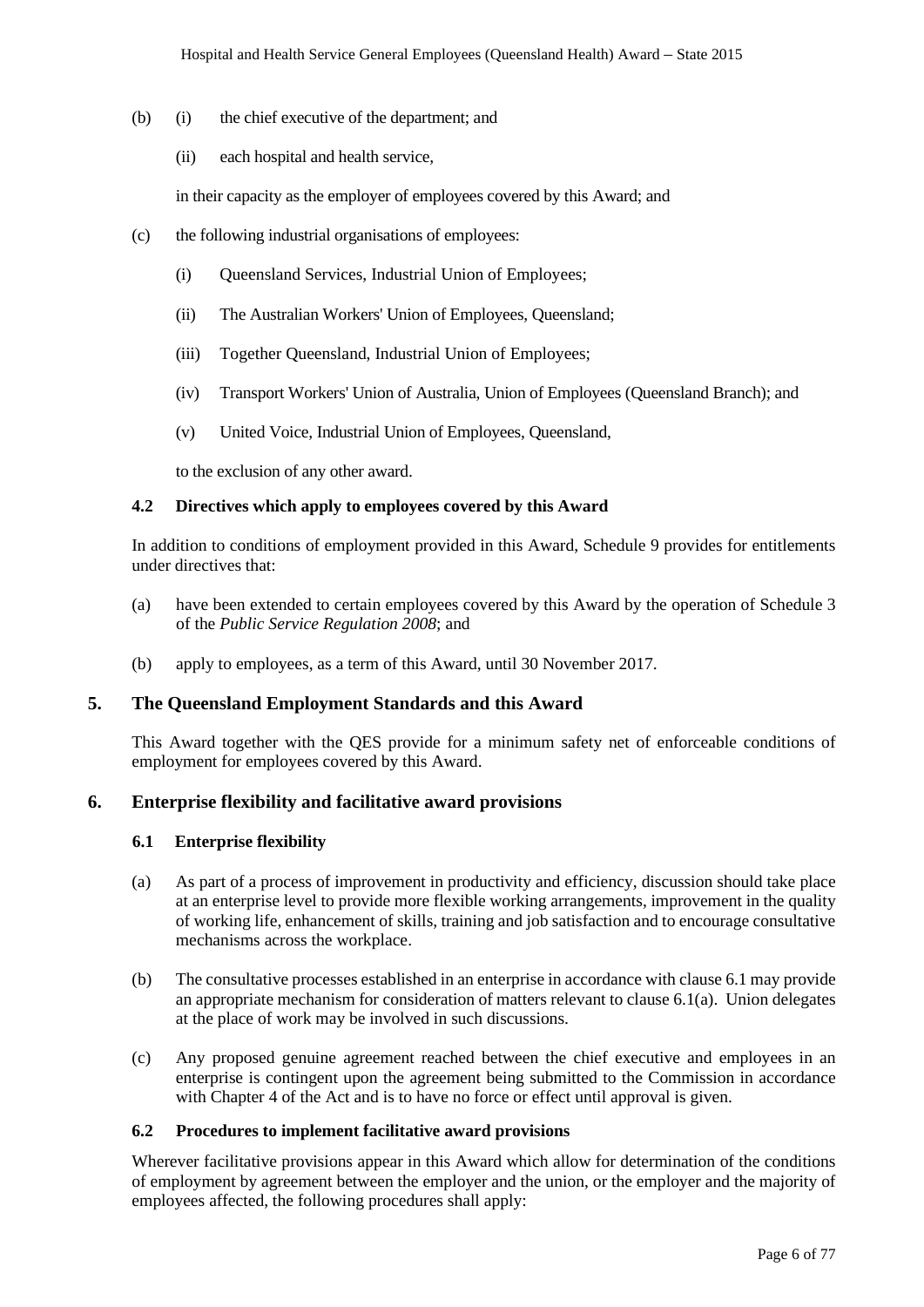(b) (i) the chief executive of the department; and

(ii) each hospital and health service,

in their capacity as the employer of employees covered by this Award; and

(c) the following industrial organisations of employees:

(i) Queensland Services, Industrial Union of Employees;

(ii) The Australian Workers' Union of Employees, Queensland;

(iii) Together Queensland, Industrial Union of Employees;

(iv) Transport Workers' Union of Australia, Union of Employees (Queensland Branch); and

(v) United Voice, Industrial Union of Employees, Queensland,

to the exclusion of any other award.

### 4.2 Directives which apply to employees covered by this Award

In addition to conditions of employment provided in this Award, Schedule 9 provides for entitlements under directives that:

(a) have been extended to certain employees covered by this Award by the operation of Schedule 3 of the *Public Service Regulation 2008*; and

(b) apply to employees, as a term of this Award, until 30 November 2017.

## 5. The Queensland Employment Standards and this Award

This Award together with the QES provide for a minimum safety net of enforceable conditions of employment for employees covered by this Award.

## 6. Enterprise flexibility and facilitative award provisions

### 6.1 Enterprise flexibility

(a) As part of a process of improvement in productivity and efficiency, discussion should take place at an enterprise level to provide more flexible working arrangements, improvement in the quality of working life, enhancement of skills, training and job satisfaction and to encourage consultative mechanisms across the workplace.

(b) The consultative processes established in an enterprise in accordance with clause 6.1 may provide an appropriate mechanism for consideration of matters relevant to clause 6.1(a). Union delegates at the place of work may be involved in such discussions.

(c) Any proposed genuine agreement reached between the chief executive and employees in an enterprise is contingent upon the agreement being submitted to the Commission in accordance with Chapter 4 of the Act and is to have no force or effect until approval is given.

### 6.2 Procedures to implement facilitative award provisions

Wherever facilitative provisions appear in this Award which allow for determination of the conditions of employment by agreement between the employer and the union, or the employer and the majority of employees affected, the following procedures shall apply: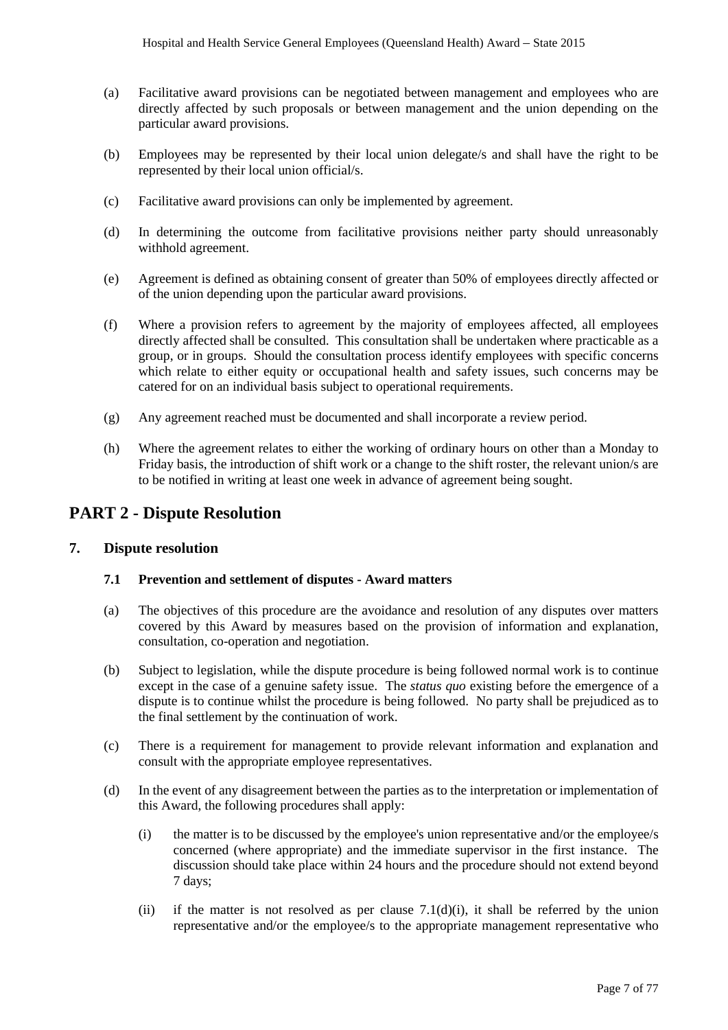(a) Facilitative award provisions can be negotiated between management and employees who are directly affected by such proposals or between management and the union depending on the particular award provisions.

(b) Employees may be represented by their local union delegate/s and shall have the right to be represented by their local union official/s.

(c) Facilitative award provisions can only be implemented by agreement.

(d) In determining the outcome from facilitative provisions neither party should unreasonably withhold agreement.

(e) Agreement is defined as obtaining consent of greater than 50% of employees directly affected or of the union depending upon the particular award provisions.

(f) Where a provision refers to agreement by the majority of employees affected, all employees directly affected shall be consulted. This consultation shall be undertaken where practicable as a group, or in groups. Should the consultation process identify employees with specific concerns which relate to either equity or occupational health and safety issues, such concerns may be catered for on an individual basis subject to operational requirements.

(g) Any agreement reached must be documented and shall incorporate a review period.

(h) Where the agreement relates to either the working of ordinary hours on other than a Monday to Friday basis, the introduction of shift work or a change to the shift roster, the relevant union/s are to be notified in writing at least one week in advance of agreement being sought.

# PART 2 - Dispute Resolution

## 7. Dispute resolution

### 7.1 Prevention and settlement of disputes - Award matters

(a) The objectives of this procedure are the avoidance and resolution of any disputes over matters covered by this Award by measures based on the provision of information and explanation, consultation, co-operation and negotiation.

(b) Subject to legislation, while the dispute procedure is being followed normal work is to continue except in the case of a genuine safety issue. The *status quo* existing before the emergence of a dispute is to continue whilst the procedure is being followed. No party shall be prejudiced as to the final settlement by the continuation of work.

(c) There is a requirement for management to provide relevant information and explanation and consult with the appropriate employee representatives.

(d) In the event of any disagreement between the parties as to the interpretation or implementation of this Award, the following procedures shall apply:

(i) the matter is to be discussed by the employee's union representative and/or the employee/s concerned (where appropriate) and the immediate supervisor in the first instance. The discussion should take place within 24 hours and the procedure should not extend beyond 7 days;

(ii) if the matter is not resolved as per clause 7.1(d)(i), it shall be referred by the union representative and/or the employee/s to the appropriate management representative who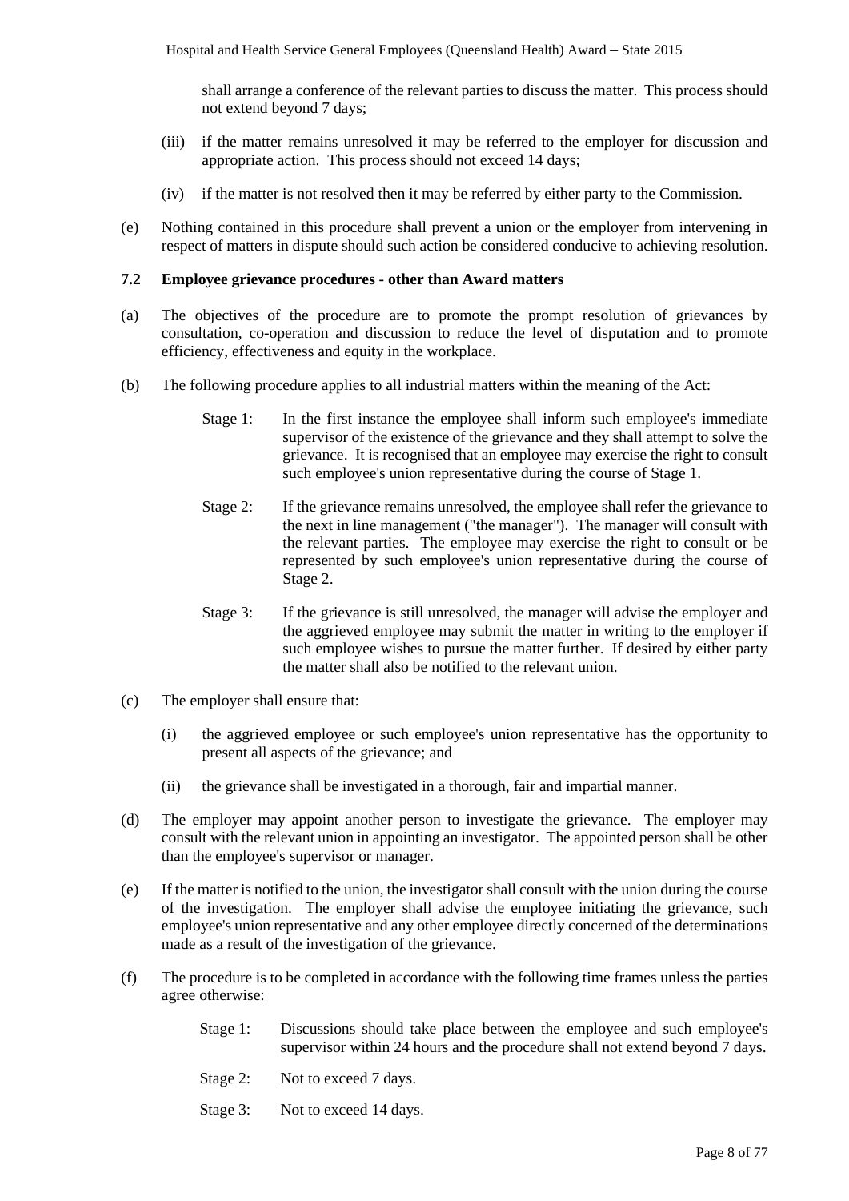shall arrange a conference of the relevant parties to discuss the matter. This process should not extend beyond 7 days;

(iii) if the matter remains unresolved it may be referred to the employer for discussion and appropriate action. This process should not exceed 14 days;

(iv) if the matter is not resolved then it may be referred by either party to the Commission.

(e) Nothing contained in this procedure shall prevent a union or the employer from intervening in respect of matters in dispute should such action be considered conducive to achieving resolution.

### 7.2 Employee grievance procedures - other than Award matters

(a) The objectives of the procedure are to promote the prompt resolution of grievances by consultation, co-operation and discussion to reduce the level of disputation and to promote efficiency, effectiveness and equity in the workplace.

(b) The following procedure applies to all industrial matters within the meaning of the Act:

Stage 1: In the first instance the employee shall inform such employee's immediate supervisor of the existence of the grievance and they shall attempt to solve the grievance. It is recognised that an employee may exercise the right to consult such employee's union representative during the course of Stage 1.

Stage 2: If the grievance remains unresolved, the employee shall refer the grievance to the next in line management ("the manager"). The manager will consult with the relevant parties. The employee may exercise the right to consult or be represented by such employee's union representative during the course of Stage 2.

Stage 3: If the grievance is still unresolved, the manager will advise the employer and the aggrieved employee may submit the matter in writing to the employer if such employee wishes to pursue the matter further. If desired by either party the matter shall also be notified to the relevant union.

(c) The employer shall ensure that:

(i) the aggrieved employee or such employee's union representative has the opportunity to present all aspects of the grievance; and

(ii) the grievance shall be investigated in a thorough, fair and impartial manner.

(d) The employer may appoint another person to investigate the grievance. The employer may consult with the relevant union in appointing an investigator. The appointed person shall be other than the employee's supervisor or manager.

(e) If the matter is notified to the union, the investigator shall consult with the union during the course of the investigation. The employer shall advise the employee initiating the grievance, such employee's union representative and any other employee directly concerned of the determinations made as a result of the investigation of the grievance.

(f) The procedure is to be completed in accordance with the following time frames unless the parties agree otherwise:

Stage 1: Discussions should take place between the employee and such employee's supervisor within 24 hours and the procedure shall not extend beyond 7 days.

Stage 2: Not to exceed 7 days.

Stage 3: Not to exceed 14 days.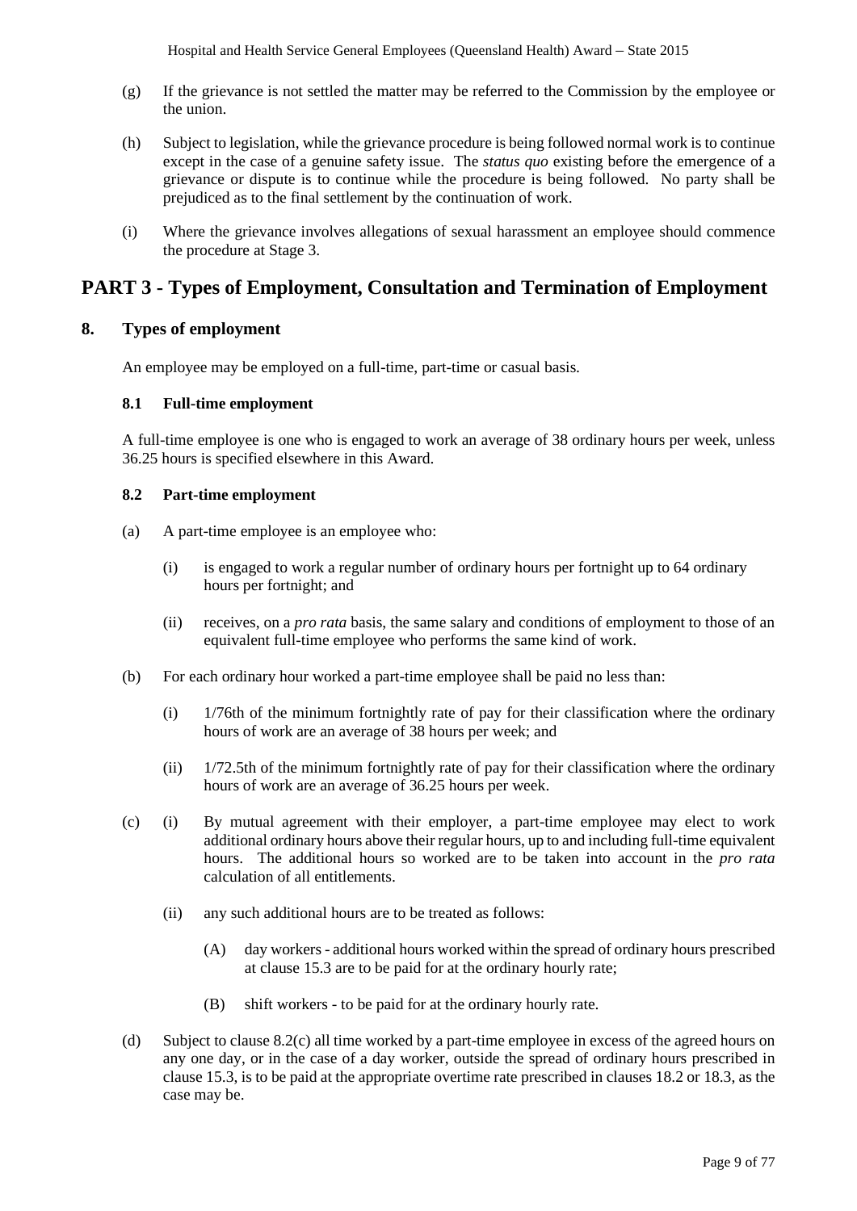(g) If the grievance is not settled the matter may be referred to the Commission by the employee or the union.

(h) Subject to legislation, while the grievance procedure is being followed normal work is to continue except in the case of a genuine safety issue. The *status quo* existing before the emergence of a grievance or dispute is to continue while the procedure is being followed. No party shall be prejudiced as to the final settlement by the continuation of work.

(i) Where the grievance involves allegations of sexual harassment an employee should commence the procedure at Stage 3.

# PART 3 - Types of Employment, Consultation and Termination of Employment

## 8. Types of employment

An employee may be employed on a full-time, part-time or casual basis.

### 8.1 Full-time employment

A full-time employee is one who is engaged to work an average of 38 ordinary hours per week, unless 36.25 hours is specified elsewhere in this Award.

### 8.2 Part-time employment

(a) A part-time employee is an employee who:

  (i) is engaged to work a regular number of ordinary hours per fortnight up to 64 ordinary hours per fortnight; and

  (ii) receives, on a *pro rata* basis, the same salary and conditions of employment to those of an equivalent full-time employee who performs the same kind of work.

(b) For each ordinary hour worked a part-time employee shall be paid no less than:

  (i) 1/76th of the minimum fortnightly rate of pay for their classification where the ordinary hours of work are an average of 38 hours per week; and

  (ii) 1/72.5th of the minimum fortnightly rate of pay for their classification where the ordinary hours of work are an average of 36.25 hours per week.

(c) (i) By mutual agreement with their employer, a part-time employee may elect to work additional ordinary hours above their regular hours, up to and including full-time equivalent hours. The additional hours so worked are to be taken into account in the *pro rata* calculation of all entitlements.

  (ii) any such additional hours are to be treated as follows:

    (A) day workers - additional hours worked within the spread of ordinary hours prescribed at clause 15.3 are to be paid for at the ordinary hourly rate;

    (B) shift workers - to be paid for at the ordinary hourly rate.

(d) Subject to clause 8.2(c) all time worked by a part-time employee in excess of the agreed hours on any one day, or in the case of a day worker, outside the spread of ordinary hours prescribed in clause 15.3, is to be paid at the appropriate overtime rate prescribed in clauses 18.2 or 18.3, as the case may be.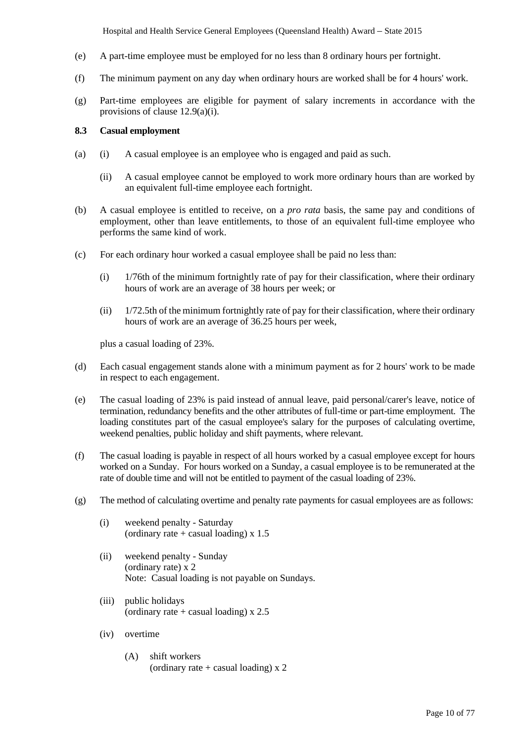(e) A part-time employee must be employed for no less than 8 ordinary hours per fortnight.

(f) The minimum payment on any day when ordinary hours are worked shall be for 4 hours' work.

(g) Part-time employees are eligible for payment of salary increments in accordance with the provisions of clause 12.9(a)(i).

**8.3 Casual employment**

(a) (i) A casual employee is an employee who is engaged and paid as such.

(ii) A casual employee cannot be employed to work more ordinary hours than are worked by an equivalent full-time employee each fortnight.

(b) A casual employee is entitled to receive, on a *pro rata* basis, the same pay and conditions of employment, other than leave entitlements, to those of an equivalent full-time employee who performs the same kind of work.

(c) For each ordinary hour worked a casual employee shall be paid no less than:

(i) 1/76th of the minimum fortnightly rate of pay for their classification, where their ordinary hours of work are an average of 38 hours per week; or

(ii) 1/72.5th of the minimum fortnightly rate of pay for their classification, where their ordinary hours of work are an average of 36.25 hours per week,

plus a casual loading of 23%.

(d) Each casual engagement stands alone with a minimum payment as for 2 hours' work to be made in respect to each engagement.

(e) The casual loading of 23% is paid instead of annual leave, paid personal/carer's leave, notice of termination, redundancy benefits and the other attributes of full-time or part-time employment. The loading constitutes part of the casual employee's salary for the purposes of calculating overtime, weekend penalties, public holiday and shift payments, where relevant.

(f) The casual loading is payable in respect of all hours worked by a casual employee except for hours worked on a Sunday. For hours worked on a Sunday, a casual employee is to be remunerated at the rate of double time and will not be entitled to payment of the casual loading of 23%.

(g) The method of calculating overtime and penalty rate payments for casual employees are as follows:

(i) weekend penalty - Saturday
(ordinary rate + casual loading) x 1.5

(ii) weekend penalty - Sunday
(ordinary rate) x 2
Note: Casual loading is not payable on Sundays.

(iii) public holidays
(ordinary rate + casual loading) x 2.5

(iv) overtime

(A) shift workers
(ordinary rate + casual loading) x 2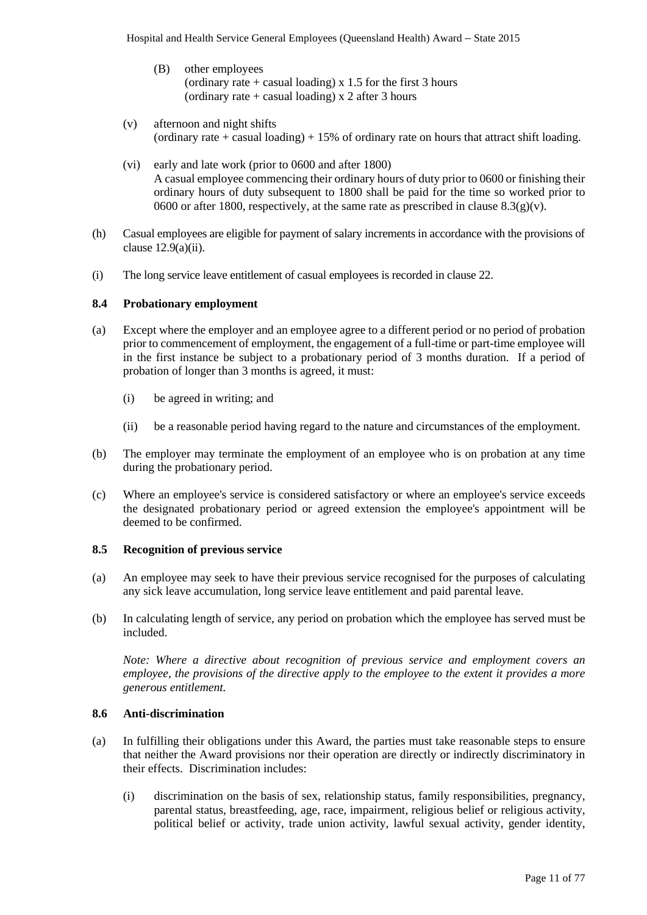(B) other employees
(ordinary rate + casual loading) x 1.5 for the first 3 hours
(ordinary rate + casual loading) x 2 after 3 hours

(v) afternoon and night shifts
(ordinary rate + casual loading) + 15% of ordinary rate on hours that attract shift loading.

(vi) early and late work (prior to 0600 and after 1800)
A casual employee commencing their ordinary hours of duty prior to 0600 or finishing their ordinary hours of duty subsequent to 1800 shall be paid for the time so worked prior to 0600 or after 1800, respectively, at the same rate as prescribed in clause 8.3(g)(v).

(h) Casual employees are eligible for payment of salary increments in accordance with the provisions of clause 12.9(a)(ii).

(i) The long service leave entitlement of casual employees is recorded in clause 22.

### 8.4 Probationary employment

(a) Except where the employer and an employee agree to a different period or no period of probation prior to commencement of employment, the engagement of a full-time or part-time employee will in the first instance be subject to a probationary period of 3 months duration. If a period of probation of longer than 3 months is agreed, it must:

(i) be agreed in writing; and

(ii) be a reasonable period having regard to the nature and circumstances of the employment.

(b) The employer may terminate the employment of an employee who is on probation at any time during the probationary period.

(c) Where an employee's service is considered satisfactory or where an employee's service exceeds the designated probationary period or agreed extension the employee's appointment will be deemed to be confirmed.

### 8.5 Recognition of previous service

(a) An employee may seek to have their previous service recognised for the purposes of calculating any sick leave accumulation, long service leave entitlement and paid parental leave.

(b) In calculating length of service, any period on probation which the employee has served must be included.

*Note: Where a directive about recognition of previous service and employment covers an employee, the provisions of the directive apply to the employee to the extent it provides a more generous entitlement.*

### 8.6 Anti-discrimination

(a) In fulfilling their obligations under this Award, the parties must take reasonable steps to ensure that neither the Award provisions nor their operation are directly or indirectly discriminatory in their effects. Discrimination includes:

(i) discrimination on the basis of sex, relationship status, family responsibilities, pregnancy, parental status, breastfeeding, age, race, impairment, religious belief or religious activity, political belief or activity, trade union activity, lawful sexual activity, gender identity,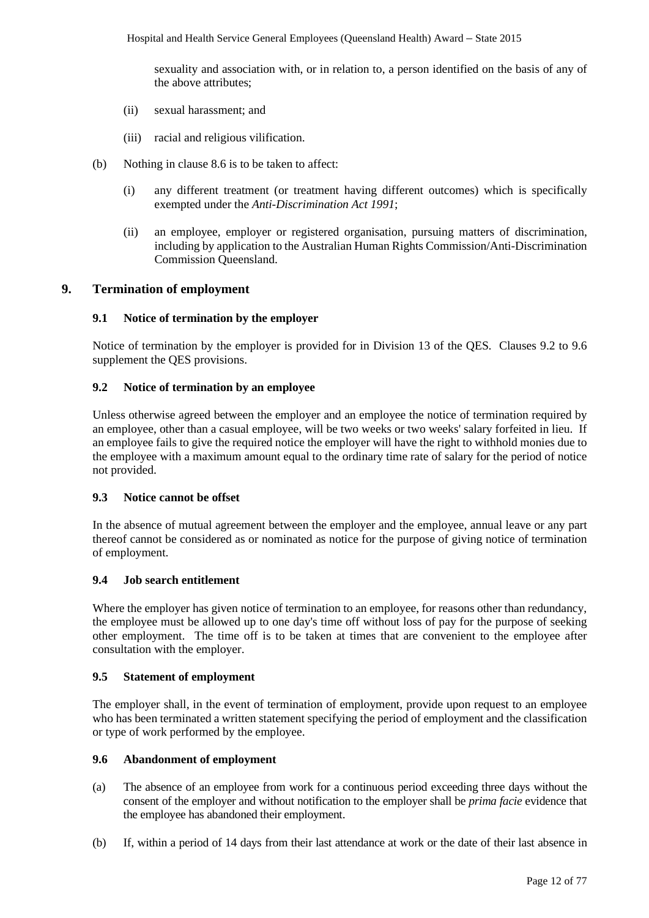sexuality and association with, or in relation to, a person identified on the basis of any of the above attributes;

(ii) sexual harassment; and

(iii) racial and religious vilification.

(b) Nothing in clause 8.6 is to be taken to affect:

(i) any different treatment (or treatment having different outcomes) which is specifically exempted under the *Anti-Discrimination Act 1991*;

(ii) an employee, employer or registered organisation, pursuing matters of discrimination, including by application to the Australian Human Rights Commission/Anti-Discrimination Commission Queensland.

## 9. Termination of employment

### 9.1 Notice of termination by the employer

Notice of termination by the employer is provided for in Division 13 of the QES. Clauses 9.2 to 9.6 supplement the QES provisions.

### 9.2 Notice of termination by an employee

Unless otherwise agreed between the employer and an employee the notice of termination required by an employee, other than a casual employee, will be two weeks or two weeks' salary forfeited in lieu. If an employee fails to give the required notice the employer will have the right to withhold monies due to the employee with a maximum amount equal to the ordinary time rate of salary for the period of notice not provided.

### 9.3 Notice cannot be offset

In the absence of mutual agreement between the employer and the employee, annual leave or any part thereof cannot be considered as or nominated as notice for the purpose of giving notice of termination of employment.

### 9.4 Job search entitlement

Where the employer has given notice of termination to an employee, for reasons other than redundancy, the employee must be allowed up to one day's time off without loss of pay for the purpose of seeking other employment. The time off is to be taken at times that are convenient to the employee after consultation with the employer.

### 9.5 Statement of employment

The employer shall, in the event of termination of employment, provide upon request to an employee who has been terminated a written statement specifying the period of employment and the classification or type of work performed by the employee.

### 9.6 Abandonment of employment

(a) The absence of an employee from work for a continuous period exceeding three days without the consent of the employer and without notification to the employer shall be *prima facie* evidence that the employee has abandoned their employment.

(b) If, within a period of 14 days from their last attendance at work or the date of their last absence in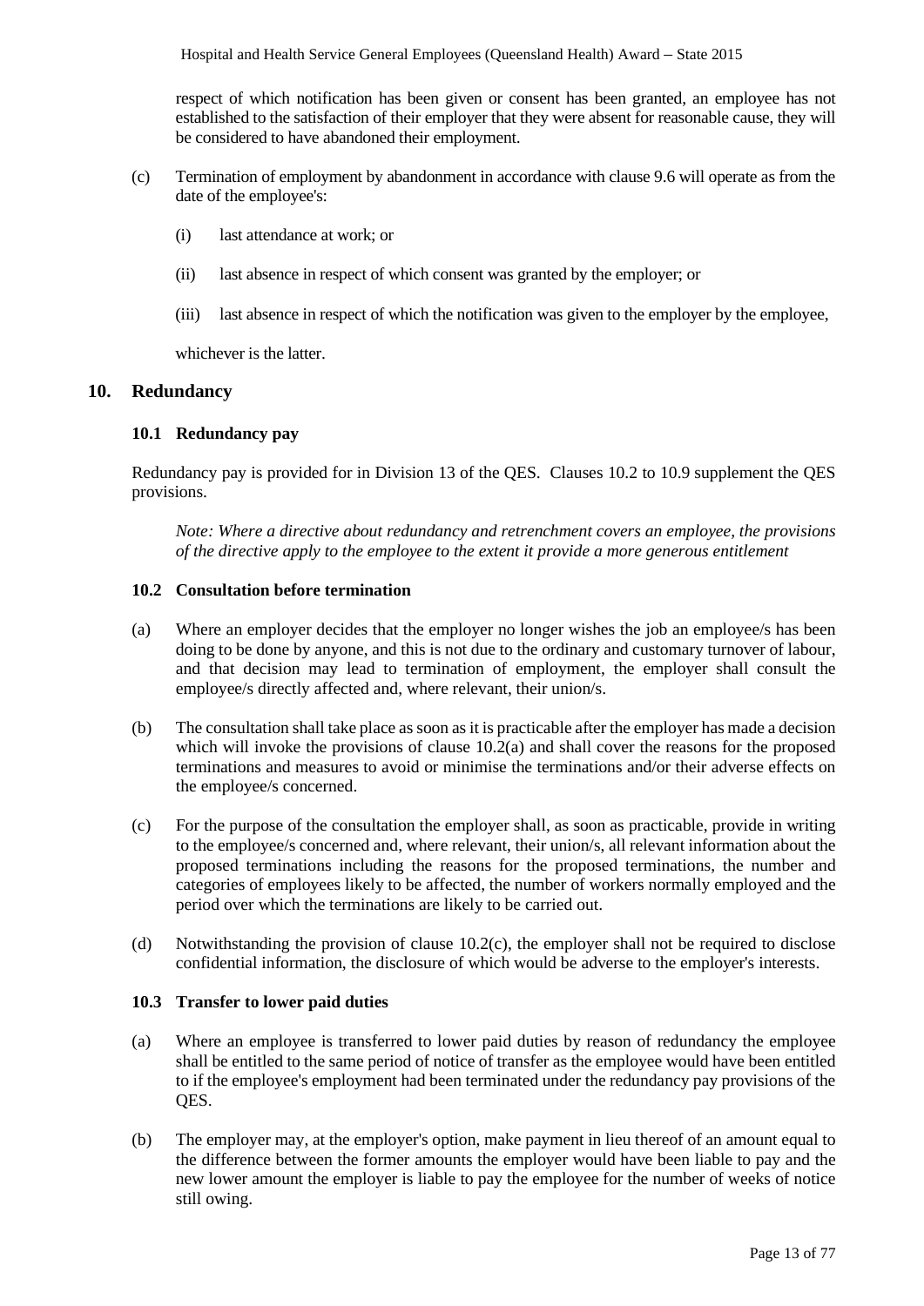respect of which notification has been given or consent has been granted, an employee has not established to the satisfaction of their employer that they were absent for reasonable cause, they will be considered to have abandoned their employment.

(c) Termination of employment by abandonment in accordance with clause 9.6 will operate as from the date of the employee's:

(i) last attendance at work; or

(ii) last absence in respect of which consent was granted by the employer; or

(iii) last absence in respect of which the notification was given to the employer by the employee,

whichever is the latter.

## 10. Redundancy

### 10.1 Redundancy pay

Redundancy pay is provided for in Division 13 of the QES. Clauses 10.2 to 10.9 supplement the QES provisions.

*Note: Where a directive about redundancy and retrenchment covers an employee, the provisions of the directive apply to the employee to the extent it provide a more generous entitlement*

### 10.2 Consultation before termination

(a) Where an employer decides that the employer no longer wishes the job an employee/s has been doing to be done by anyone, and this is not due to the ordinary and customary turnover of labour, and that decision may lead to termination of employment, the employer shall consult the employee/s directly affected and, where relevant, their union/s.

(b) The consultation shall take place as soon as it is practicable after the employer has made a decision which will invoke the provisions of clause 10.2(a) and shall cover the reasons for the proposed terminations and measures to avoid or minimise the terminations and/or their adverse effects on the employee/s concerned.

(c) For the purpose of the consultation the employer shall, as soon as practicable, provide in writing to the employee/s concerned and, where relevant, their union/s, all relevant information about the proposed terminations including the reasons for the proposed terminations, the number and categories of employees likely to be affected, the number of workers normally employed and the period over which the terminations are likely to be carried out.

(d) Notwithstanding the provision of clause 10.2(c), the employer shall not be required to disclose confidential information, the disclosure of which would be adverse to the employer's interests.

### 10.3 Transfer to lower paid duties

(a) Where an employee is transferred to lower paid duties by reason of redundancy the employee shall be entitled to the same period of notice of transfer as the employee would have been entitled to if the employee's employment had been terminated under the redundancy pay provisions of the QES.

(b) The employer may, at the employer's option, make payment in lieu thereof of an amount equal to the difference between the former amounts the employer would have been liable to pay and the new lower amount the employer is liable to pay the employee for the number of weeks of notice still owing.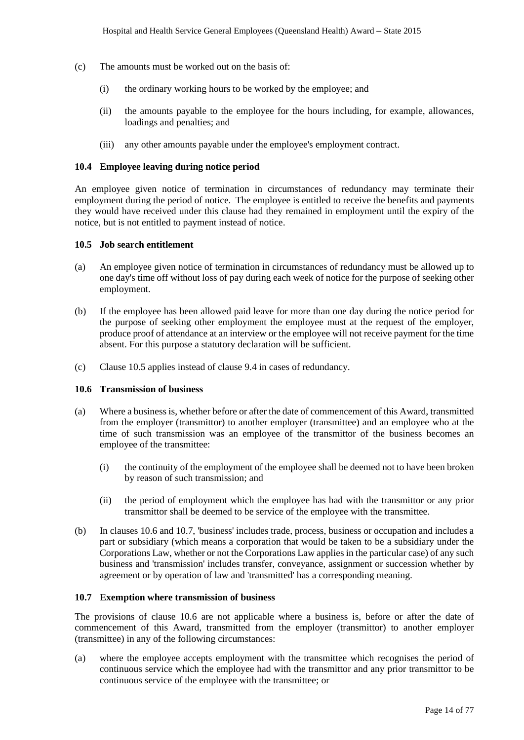(c) The amounts must be worked out on the basis of:

   (i) the ordinary working hours to be worked by the employee; and

   (ii) the amounts payable to the employee for the hours including, for example, allowances, loadings and penalties; and

   (iii) any other amounts payable under the employee's employment contract.

### 10.4 Employee leaving during notice period

An employee given notice of termination in circumstances of redundancy may terminate their employment during the period of notice. The employee is entitled to receive the benefits and payments they would have received under this clause had they remained in employment until the expiry of the notice, but is not entitled to payment instead of notice.

### 10.5 Job search entitlement

(a) An employee given notice of termination in circumstances of redundancy must be allowed up to one day's time off without loss of pay during each week of notice for the purpose of seeking other employment.

(b) If the employee has been allowed paid leave for more than one day during the notice period for the purpose of seeking other employment the employee must at the request of the employer, produce proof of attendance at an interview or the employee will not receive payment for the time absent. For this purpose a statutory declaration will be sufficient.

(c) Clause 10.5 applies instead of clause 9.4 in cases of redundancy.

### 10.6 Transmission of business

(a) Where a business is, whether before or after the date of commencement of this Award, transmitted from the employer (transmittor) to another employer (transmittee) and an employee who at the time of such transmission was an employee of the transmittor of the business becomes an employee of the transmittee:

   (i) the continuity of the employment of the employee shall be deemed not to have been broken by reason of such transmission; and

   (ii) the period of employment which the employee has had with the transmittor or any prior transmittor shall be deemed to be service of the employee with the transmittee.

(b) In clauses 10.6 and 10.7, 'business' includes trade, process, business or occupation and includes a part or subsidiary (which means a corporation that would be taken to be a subsidiary under the Corporations Law, whether or not the Corporations Law applies in the particular case) of any such business and 'transmission' includes transfer, conveyance, assignment or succession whether by agreement or by operation of law and 'transmitted' has a corresponding meaning.

### 10.7 Exemption where transmission of business

The provisions of clause 10.6 are not applicable where a business is, before or after the date of commencement of this Award, transmitted from the employer (transmittor) to another employer (transmittee) in any of the following circumstances:

(a) where the employee accepts employment with the transmittee which recognises the period of continuous service which the employee had with the transmittor and any prior transmittor to be continuous service of the employee with the transmittee; or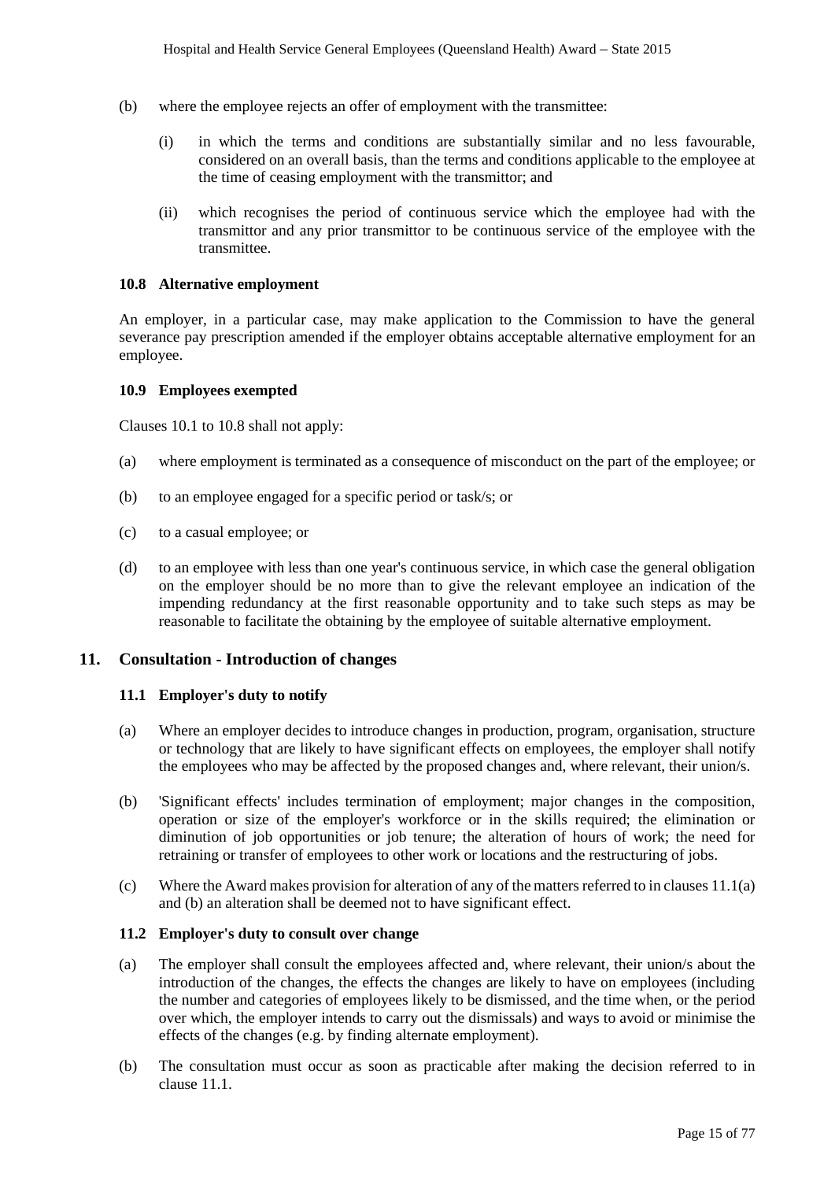(b) where the employee rejects an offer of employment with the transmittee:

  (i) in which the terms and conditions are substantially similar and no less favourable, considered on an overall basis, than the terms and conditions applicable to the employee at the time of ceasing employment with the transmittor; and

  (ii) which recognises the period of continuous service which the employee had with the transmittor and any prior transmittor to be continuous service of the employee with the transmittee.

### 10.8 Alternative employment

An employer, in a particular case, may make application to the Commission to have the general severance pay prescription amended if the employer obtains acceptable alternative employment for an employee.

### 10.9 Employees exempted

Clauses 10.1 to 10.8 shall not apply:

(a) where employment is terminated as a consequence of misconduct on the part of the employee; or

(b) to an employee engaged for a specific period or task/s; or

(c) to a casual employee; or

(d) to an employee with less than one year's continuous service, in which case the general obligation on the employer should be no more than to give the relevant employee an indication of the impending redundancy at the first reasonable opportunity and to take such steps as may be reasonable to facilitate the obtaining by the employee of suitable alternative employment.

## 11. Consultation - Introduction of changes

### 11.1 Employer's duty to notify

(a) Where an employer decides to introduce changes in production, program, organisation, structure or technology that are likely to have significant effects on employees, the employer shall notify the employees who may be affected by the proposed changes and, where relevant, their union/s.

(b) 'Significant effects' includes termination of employment; major changes in the composition, operation or size of the employer's workforce or in the skills required; the elimination or diminution of job opportunities or job tenure; the alteration of hours of work; the need for retraining or transfer of employees to other work or locations and the restructuring of jobs.

(c) Where the Award makes provision for alteration of any of the matters referred to in clauses 11.1(a) and (b) an alteration shall be deemed not to have significant effect.

### 11.2 Employer's duty to consult over change

(a) The employer shall consult the employees affected and, where relevant, their union/s about the introduction of the changes, the effects the changes are likely to have on employees (including the number and categories of employees likely to be dismissed, and the time when, or the period over which, the employer intends to carry out the dismissals) and ways to avoid or minimise the effects of the changes (e.g. by finding alternate employment).

(b) The consultation must occur as soon as practicable after making the decision referred to in clause 11.1.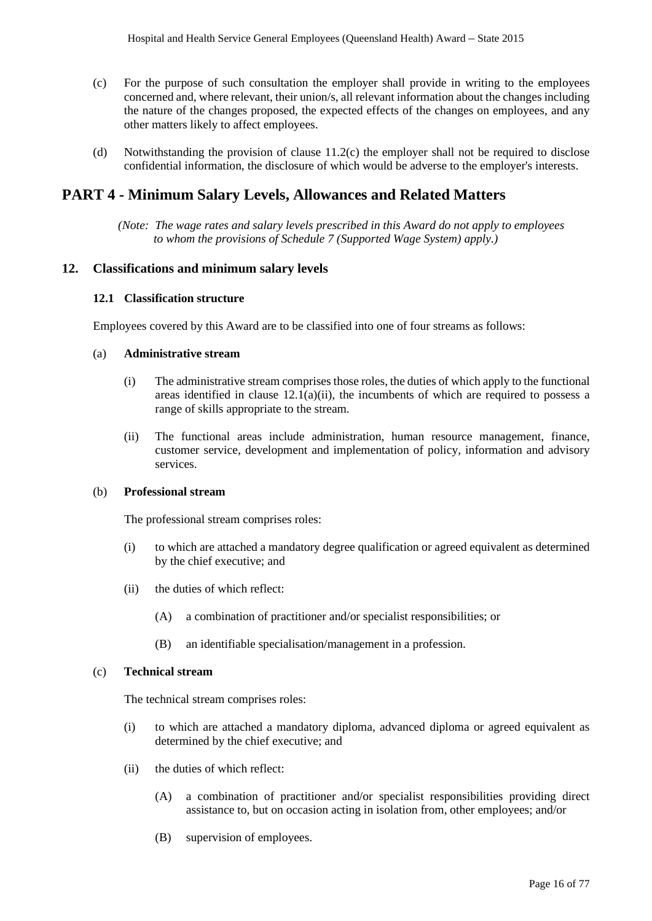(c) For the purpose of such consultation the employer shall provide in writing to the employees concerned and, where relevant, their union/s, all relevant information about the changes including the nature of the changes proposed, the expected effects of the changes on employees, and any other matters likely to affect employees.

(d) Notwithstanding the provision of clause 11.2(c) the employer shall not be required to disclose confidential information, the disclosure of which would be adverse to the employer's interests.

# PART 4 - Minimum Salary Levels, Allowances and Related Matters

*(Note: The wage rates and salary levels prescribed in this Award do not apply to employees to whom the provisions of Schedule 7 (Supported Wage System) apply.)*

## 12. Classifications and minimum salary levels

### 12.1 Classification structure

Employees covered by this Award are to be classified into one of four streams as follows:

(a) **Administrative stream**

(i) The administrative stream comprises those roles, the duties of which apply to the functional areas identified in clause 12.1(a)(ii), the incumbents of which are required to possess a range of skills appropriate to the stream.

(ii) The functional areas include administration, human resource management, finance, customer service, development and implementation of policy, information and advisory services.

(b) **Professional stream**

The professional stream comprises roles:

(i) to which are attached a mandatory degree qualification or agreed equivalent as determined by the chief executive; and

(ii) the duties of which reflect:

(A) a combination of practitioner and/or specialist responsibilities; or

(B) an identifiable specialisation/management in a profession.

(c) **Technical stream**

The technical stream comprises roles:

(i) to which are attached a mandatory diploma, advanced diploma or agreed equivalent as determined by the chief executive; and

(ii) the duties of which reflect:

(A) a combination of practitioner and/or specialist responsibilities providing direct assistance to, but on occasion acting in isolation from, other employees; and/or

(B) supervision of employees.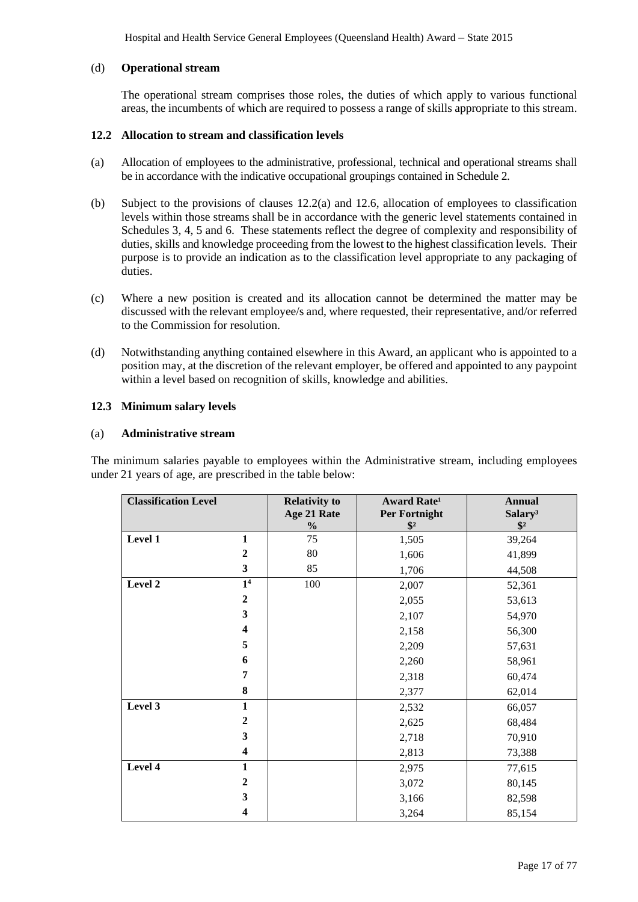(d) **Operational stream**

The operational stream comprises those roles, the duties of which apply to various functional areas, the incumbents of which are required to possess a range of skills appropriate to this stream.

### 12.2 Allocation to stream and classification levels

(a) Allocation of employees to the administrative, professional, technical and operational streams shall be in accordance with the indicative occupational groupings contained in Schedule 2.

(b) Subject to the provisions of clauses 12.2(a) and 12.6, allocation of employees to classification levels within those streams shall be in accordance with the generic level statements contained in Schedules 3, 4, 5 and 6. These statements reflect the degree of complexity and responsibility of duties, skills and knowledge proceeding from the lowest to the highest classification levels. Their purpose is to provide an indication as to the classification level appropriate to any packaging of duties.

(c) Where a new position is created and its allocation cannot be determined the matter may be discussed with the relevant employee/s and, where requested, their representative, and/or referred to the Commission for resolution.

(d) Notwithstanding anything contained elsewhere in this Award, an applicant who is appointed to a position may, at the discretion of the relevant employer, be offered and appointed to any paypoint within a level based on recognition of skills, knowledge and abilities.

### 12.3 Minimum salary levels

(a) **Administrative stream**

The minimum salaries payable to employees within the Administrative stream, including employees under 21 years of age, are prescribed in the table below:

| Classification Level | | Relativity to Age 21 Rate % | Award Rate[1] Per Fortnight $[2] | Annual Salary[3] $[2] |
|---|---|---|---|---|
| **Level 1** | **1** | 75 | 1,505 | 39,264 |
| | **2** | 80 | 1,606 | 41,899 |
| | **3** | 85 | 1,706 | 44,508 |
| **Level 2** | **1**[4] | 100 | 2,007 | 52,361 |
| | **2** | | 2,055 | 53,613 |
| | **3** | | 2,107 | 54,970 |
| | **4** | | 2,158 | 56,300 |
| | **5** | | 2,209 | 57,631 |
| | **6** | | 2,260 | 58,961 |
| | **7** | | 2,318 | 60,474 |
| | **8** | | 2,377 | 62,014 |
| **Level 3** | **1** | | 2,532 | 66,057 |
| | **2** | | 2,625 | 68,484 |
| | **3** | | 2,718 | 70,910 |
| | **4** | | 2,813 | 73,388 |
| **Level 4** | **1** | | 2,975 | 77,615 |
| | **2** | | 3,072 | 80,145 |
| | **3** | | 3,166 | 82,598 |
| | **4** | | 3,264 | 85,154 |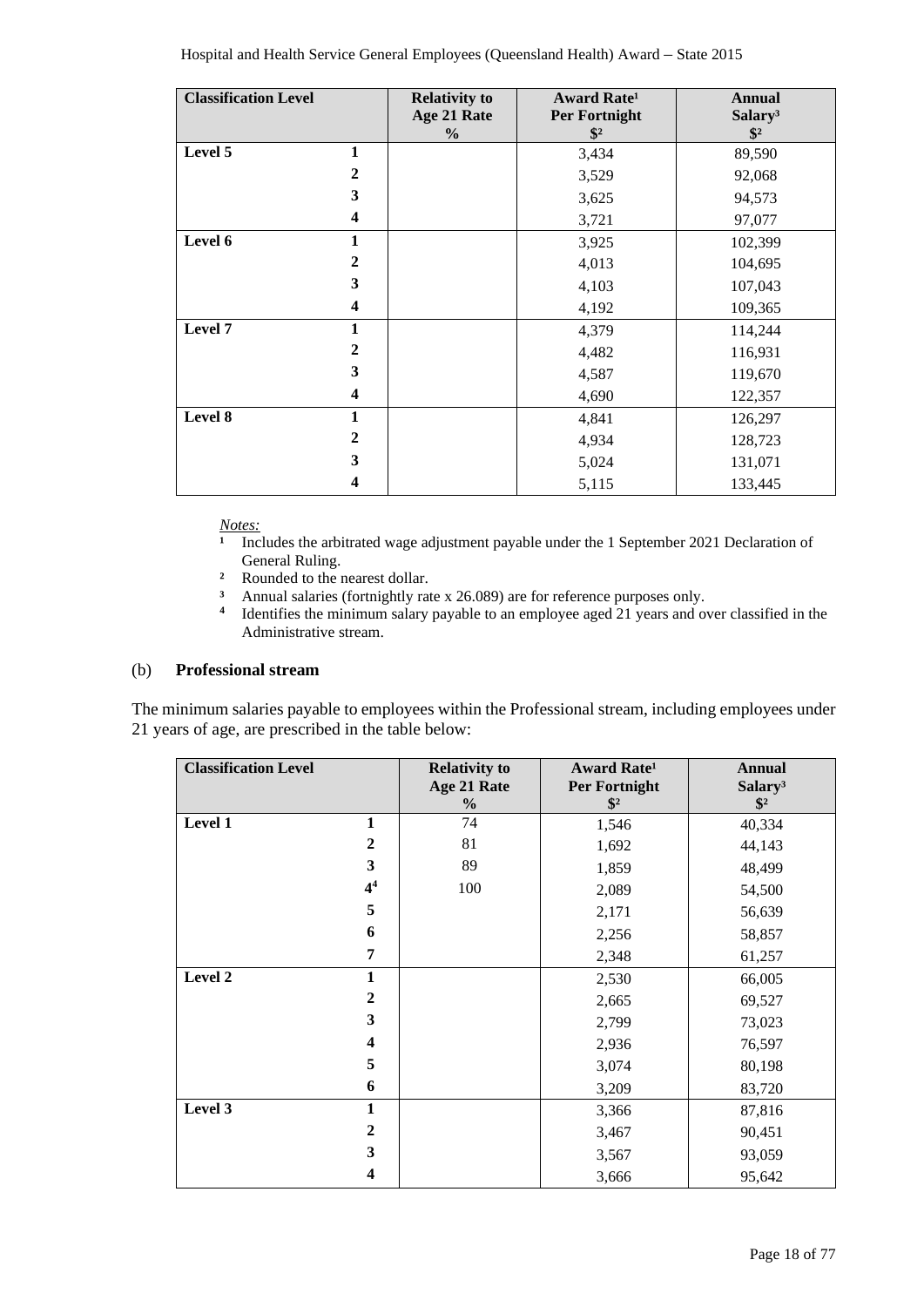| Classification Level | | Relativity to Age 21 Rate % | Award Rate[1] Per Fortnight $[2] | Annual Salary[3] $[2] |
|---|---|---|---|---|
| **Level 5** | **1** | | 3,434 | 89,590 |
| | **2** | | 3,529 | 92,068 |
| | **3** | | 3,625 | 94,573 |
| | **4** | | 3,721 | 97,077 |
| **Level 6** | **1** | | 3,925 | 102,399 |
| | **2** | | 4,013 | 104,695 |
| | **3** | | 4,103 | 107,043 |
| | **4** | | 4,192 | 109,365 |
| **Level 7** | **1** | | 4,379 | 114,244 |
| | **2** | | 4,482 | 116,931 |
| | **3** | | 4,587 | 119,670 |
| | **4** | | 4,690 | 122,357 |
| **Level 8** | **1** | | 4,841 | 126,297 |
| | **2** | | 4,934 | 128,723 |
| | **3** | | 5,024 | 131,071 |
| | **4** | | 5,115 | 133,445 |

*Notes:*

[1] Includes the arbitrated wage adjustment payable under the 1 September 2021 Declaration of General Ruling.

[2] Rounded to the nearest dollar.

[3] Annual salaries (fortnightly rate x 26.089) are for reference purposes only.

[4] Identifies the minimum salary payable to an employee aged 21 years and over classified in the Administrative stream.

(b) **Professional stream**

The minimum salaries payable to employees within the Professional stream, including employees under 21 years of age, are prescribed in the table below:

| Classification Level | | Relativity to Age 21 Rate % | Award Rate[1] Per Fortnight $[2] | Annual Salary[3] $[2] |
|---|---|---|---|---|
| **Level 1** | **1** | 74 | 1,546 | 40,334 |
| | **2** | 81 | 1,692 | 44,143 |
| | **3** | 89 | 1,859 | 48,499 |
| | **4**[4] | 100 | 2,089 | 54,500 |
| | **5** | | 2,171 | 56,639 |
| | **6** | | 2,256 | 58,857 |
| | **7** | | 2,348 | 61,257 |
| **Level 2** | **1** | | 2,530 | 66,005 |
| | **2** | | 2,665 | 69,527 |
| | **3** | | 2,799 | 73,023 |
| | **4** | | 2,936 | 76,597 |
| | **5** | | 3,074 | 80,198 |
| | **6** | | 3,209 | 83,720 |
| **Level 3** | **1** | | 3,366 | 87,816 |
| | **2** | | 3,467 | 90,451 |
| | **3** | | 3,567 | 93,059 |
| | **4** | | 3,666 | 95,642 |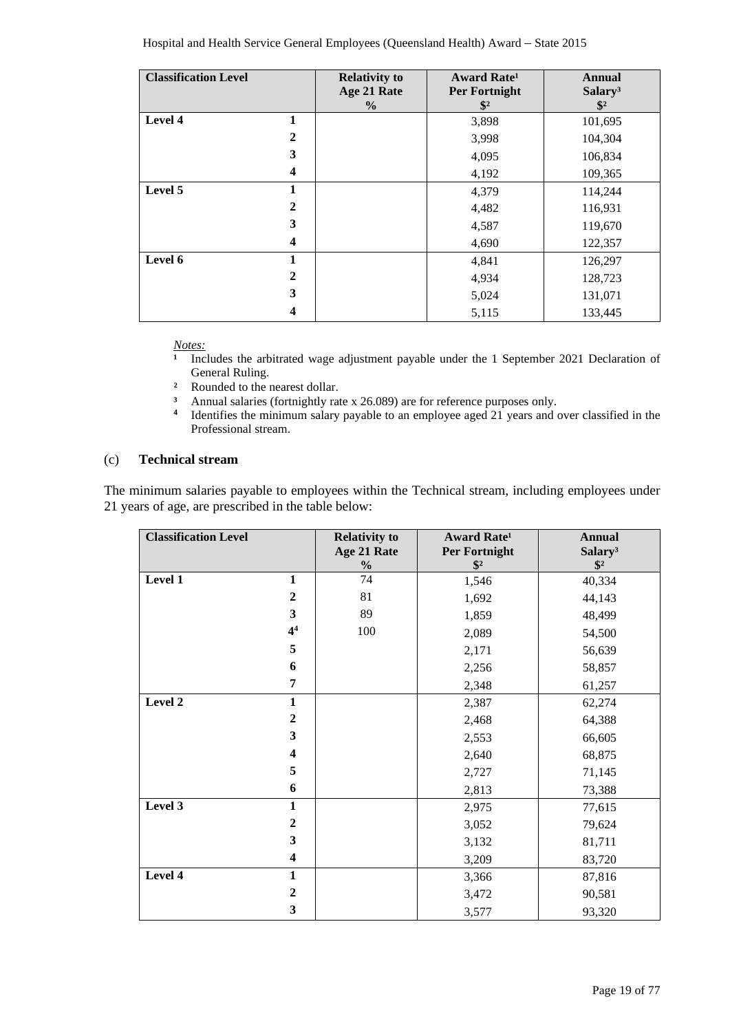| Classification Level | | Relativity to Age 21 Rate % | Award Rate[1] Per Fortnight $[2] | Annual Salary[3] $[2] |
|---|---|---|---|---|
| Level 4 | 1 | | 3,898 | 101,695 |
| | 2 | | 3,998 | 104,304 |
| | 3 | | 4,095 | 106,834 |
| | 4 | | 4,192 | 109,365 |
| Level 5 | 1 | | 4,379 | 114,244 |
| | 2 | | 4,482 | 116,931 |
| | 3 | | 4,587 | 119,670 |
| | 4 | | 4,690 | 122,357 |
| Level 6 | 1 | | 4,841 | 126,297 |
| | 2 | | 4,934 | 128,723 |
| | 3 | | 5,024 | 131,071 |
| | 4 | | 5,115 | 133,445 |

*Notes:*

[1] Includes the arbitrated wage adjustment payable under the 1 September 2021 Declaration of General Ruling.

[2] Rounded to the nearest dollar.

[3] Annual salaries (fortnightly rate x 26.089) are for reference purposes only.

[4] Identifies the minimum salary payable to an employee aged 21 years and over classified in the Professional stream.

### (c) Technical stream

The minimum salaries payable to employees within the Technical stream, including employees under 21 years of age, are prescribed in the table below:

| Classification Level | | Relativity to Age 21 Rate % | Award Rate[1] Per Fortnight $[2] | Annual Salary[3] $[2] |
|---|---|---|---|---|
| Level 1 | 1 | 74 | 1,546 | 40,334 |
| | 2 | 81 | 1,692 | 44,143 |
| | 3 | 89 | 1,859 | 48,499 |
| | 4[4] | 100 | 2,089 | 54,500 |
| | 5 | | 2,171 | 56,639 |
| | 6 | | 2,256 | 58,857 |
| | 7 | | 2,348 | 61,257 |
| Level 2 | 1 | | 2,387 | 62,274 |
| | 2 | | 2,468 | 64,388 |
| | 3 | | 2,553 | 66,605 |
| | 4 | | 2,640 | 68,875 |
| | 5 | | 2,727 | 71,145 |
| | 6 | | 2,813 | 73,388 |
| Level 3 | 1 | | 2,975 | 77,615 |
| | 2 | | 3,052 | 79,624 |
| | 3 | | 3,132 | 81,711 |
| | 4 | | 3,209 | 83,720 |
| Level 4 | 1 | | 3,366 | 87,816 |
| | 2 | | 3,472 | 90,581 |
| | 3 | | 3,577 | 93,320 |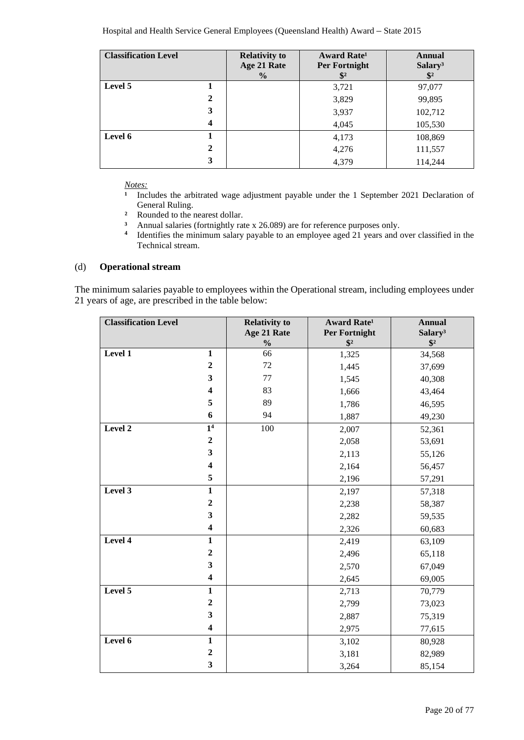| Classification Level | | Relativity to Age 21 Rate % | Award Rate[1] Per Fortnight $[2] | Annual Salary[3] $[2] |
|---|---|---|---|---|
| Level 5 | 1 | | 3,721 | 97,077 |
| | 2 | | 3,829 | 99,895 |
| | 3 | | 3,937 | 102,712 |
| | 4 | | 4,045 | 105,530 |
| Level 6 | 1 | | 4,173 | 108,869 |
| | 2 | | 4,276 | 111,557 |
| | 3 | | 4,379 | 114,244 |

*Notes:*

[1] Includes the arbitrated wage adjustment payable under the 1 September 2021 Declaration of General Ruling.
[2] Rounded to the nearest dollar.
[3] Annual salaries (fortnightly rate x 26.089) are for reference purposes only.
[4] Identifies the minimum salary payable to an employee aged 21 years and over classified in the Technical stream.

(d) **Operational stream**

The minimum salaries payable to employees within the Operational stream, including employees under 21 years of age, are prescribed in the table below:

| Classification Level | | Relativity to Age 21 Rate % | Award Rate[1] Per Fortnight $[2] | Annual Salary[3] $[2] |
|---|---|---|---|---|
| Level 1 | 1 | 66 | 1,325 | 34,568 |
| | 2 | 72 | 1,445 | 37,699 |
| | 3 | 77 | 1,545 | 40,308 |
| | 4 | 83 | 1,666 | 43,464 |
| | 5 | 89 | 1,786 | 46,595 |
| | 6 | 94 | 1,887 | 49,230 |
| Level 2 | 1[4] | 100 | 2,007 | 52,361 |
| | 2 | | 2,058 | 53,691 |
| | 3 | | 2,113 | 55,126 |
| | 4 | | 2,164 | 56,457 |
| | 5 | | 2,196 | 57,291 |
| Level 3 | 1 | | 2,197 | 57,318 |
| | 2 | | 2,238 | 58,387 |
| | 3 | | 2,282 | 59,535 |
| | 4 | | 2,326 | 60,683 |
| Level 4 | 1 | | 2,419 | 63,109 |
| | 2 | | 2,496 | 65,118 |
| | 3 | | 2,570 | 67,049 |
| | 4 | | 2,645 | 69,005 |
| Level 5 | 1 | | 2,713 | 70,779 |
| | 2 | | 2,799 | 73,023 |
| | 3 | | 2,887 | 75,319 |
| | 4 | | 2,975 | 77,615 |
| Level 6 | 1 | | 3,102 | 80,928 |
| | 2 | | 3,181 | 82,989 |
| | 3 | | 3,264 | 85,154 |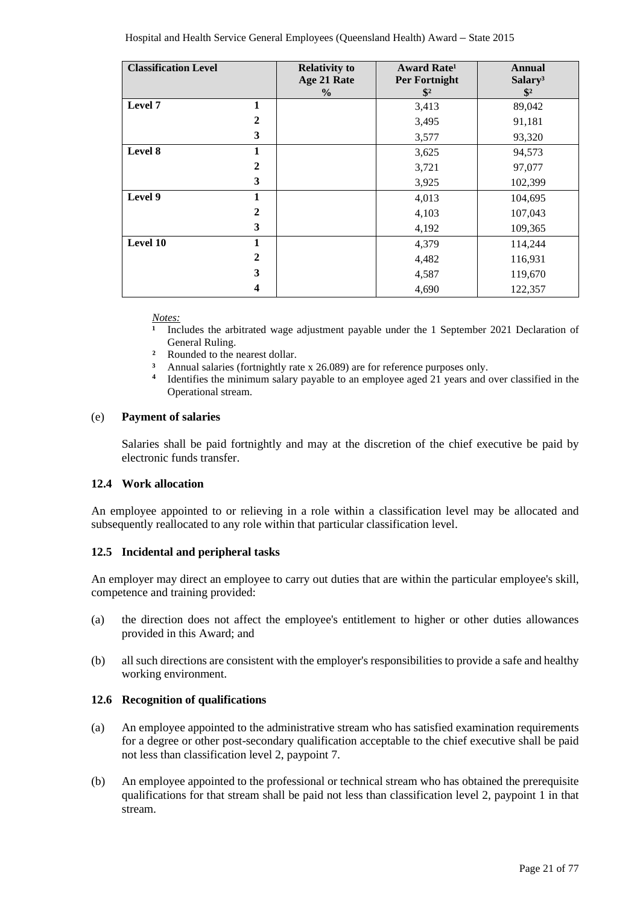| Classification Level | | Relativity to Age 21 Rate % | Award Rate[1] Per Fortnight $[2] | Annual Salary[3] $[2] |
|---|---|---|---|---|
| Level 7 | 1 | | 3,413 | 89,042 |
| | 2 | | 3,495 | 91,181 |
| | 3 | | 3,577 | 93,320 |
| Level 8 | 1 | | 3,625 | 94,573 |
| | 2 | | 3,721 | 97,077 |
| | 3 | | 3,925 | 102,399 |
| Level 9 | 1 | | 4,013 | 104,695 |
| | 2 | | 4,103 | 107,043 |
| | 3 | | 4,192 | 109,365 |
| Level 10 | 1 | | 4,379 | 114,244 |
| | 2 | | 4,482 | 116,931 |
| | 3 | | 4,587 | 119,670 |
| | 4 | | 4,690 | 122,357 |

*Notes:*

[1] Includes the arbitrated wage adjustment payable under the 1 September 2021 Declaration of General Ruling.

[2] Rounded to the nearest dollar.

[3] Annual salaries (fortnightly rate x 26.089) are for reference purposes only.

[4] Identifies the minimum salary payable to an employee aged 21 years and over classified in the Operational stream.

(e) **Payment of salaries**

Salaries shall be paid fortnightly and may at the discretion of the chief executive be paid by electronic funds transfer.

### 12.4 Work allocation

An employee appointed to or relieving in a role within a classification level may be allocated and subsequently reallocated to any role within that particular classification level.

### 12.5 Incidental and peripheral tasks

An employer may direct an employee to carry out duties that are within the particular employee's skill, competence and training provided:

(a) the direction does not affect the employee's entitlement to higher or other duties allowances provided in this Award; and

(b) all such directions are consistent with the employer's responsibilities to provide a safe and healthy working environment.

### 12.6 Recognition of qualifications

(a) An employee appointed to the administrative stream who has satisfied examination requirements for a degree or other post-secondary qualification acceptable to the chief executive shall be paid not less than classification level 2, paypoint 7.

(b) An employee appointed to the professional or technical stream who has obtained the prerequisite qualifications for that stream shall be paid not less than classification level 2, paypoint 1 in that stream.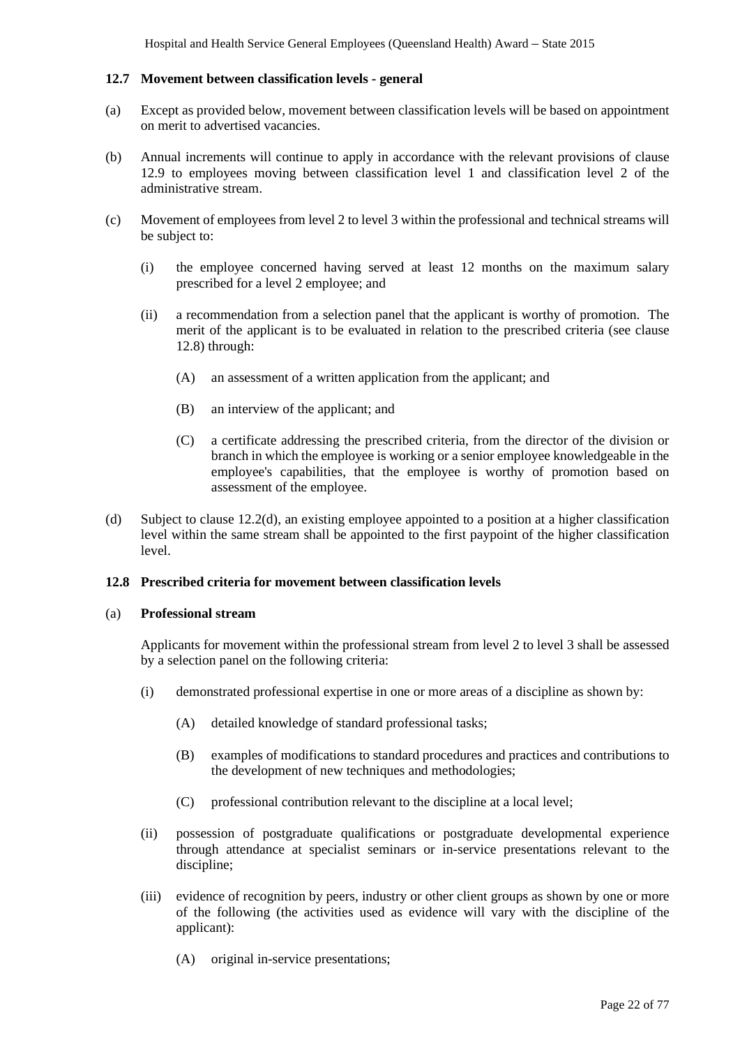### 12.7 Movement between classification levels - general

(a) Except as provided below, movement between classification levels will be based on appointment on merit to advertised vacancies.

(b) Annual increments will continue to apply in accordance with the relevant provisions of clause 12.9 to employees moving between classification level 1 and classification level 2 of the administrative stream.

(c) Movement of employees from level 2 to level 3 within the professional and technical streams will be subject to:

  (i) the employee concerned having served at least 12 months on the maximum salary prescribed for a level 2 employee; and

  (ii) a recommendation from a selection panel that the applicant is worthy of promotion. The merit of the applicant is to be evaluated in relation to the prescribed criteria (see clause 12.8) through:

    (A) an assessment of a written application from the applicant; and

    (B) an interview of the applicant; and

    (C) a certificate addressing the prescribed criteria, from the director of the division or branch in which the employee is working or a senior employee knowledgeable in the employee's capabilities, that the employee is worthy of promotion based on assessment of the employee.

(d) Subject to clause 12.2(d), an existing employee appointed to a position at a higher classification level within the same stream shall be appointed to the first paypoint of the higher classification level.

### 12.8 Prescribed criteria for movement between classification levels

(a) **Professional stream**

Applicants for movement within the professional stream from level 2 to level 3 shall be assessed by a selection panel on the following criteria:

  (i) demonstrated professional expertise in one or more areas of a discipline as shown by:

    (A) detailed knowledge of standard professional tasks;

    (B) examples of modifications to standard procedures and practices and contributions to the development of new techniques and methodologies;

    (C) professional contribution relevant to the discipline at a local level;

  (ii) possession of postgraduate qualifications or postgraduate developmental experience through attendance at specialist seminars or in-service presentations relevant to the discipline;

  (iii) evidence of recognition by peers, industry or other client groups as shown by one or more of the following (the activities used as evidence will vary with the discipline of the applicant):

    (A) original in-service presentations;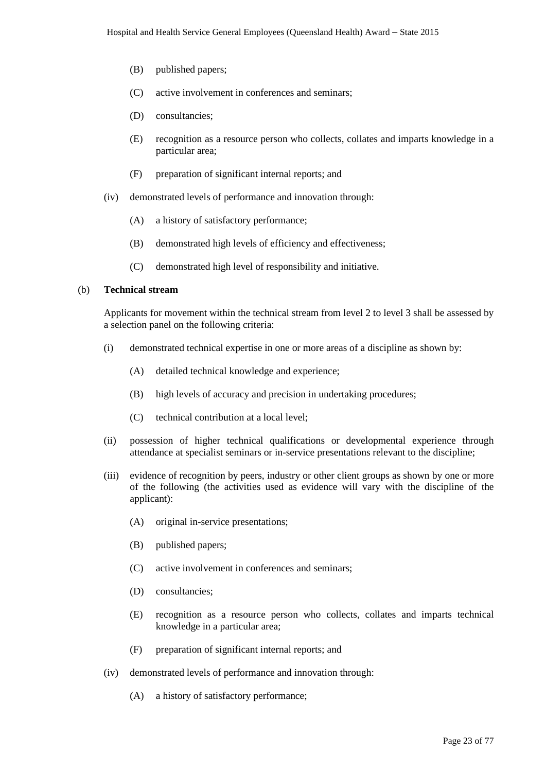(B) published papers;

(C) active involvement in conferences and seminars;

(D) consultancies;

(E) recognition as a resource person who collects, collates and imparts knowledge in a particular area;

(F) preparation of significant internal reports; and

(iv) demonstrated levels of performance and innovation through:

(A) a history of satisfactory performance;

(B) demonstrated high levels of efficiency and effectiveness;

(C) demonstrated high level of responsibility and initiative.

(b) **Technical stream**

Applicants for movement within the technical stream from level 2 to level 3 shall be assessed by a selection panel on the following criteria:

(i) demonstrated technical expertise in one or more areas of a discipline as shown by:

(A) detailed technical knowledge and experience;

(B) high levels of accuracy and precision in undertaking procedures;

(C) technical contribution at a local level;

(ii) possession of higher technical qualifications or developmental experience through attendance at specialist seminars or in-service presentations relevant to the discipline;

(iii) evidence of recognition by peers, industry or other client groups as shown by one or more of the following (the activities used as evidence will vary with the discipline of the applicant):

(A) original in-service presentations;

(B) published papers;

(C) active involvement in conferences and seminars;

(D) consultancies;

(E) recognition as a resource person who collects, collates and imparts technical knowledge in a particular area;

(F) preparation of significant internal reports; and

(iv) demonstrated levels of performance and innovation through:

(A) a history of satisfactory performance;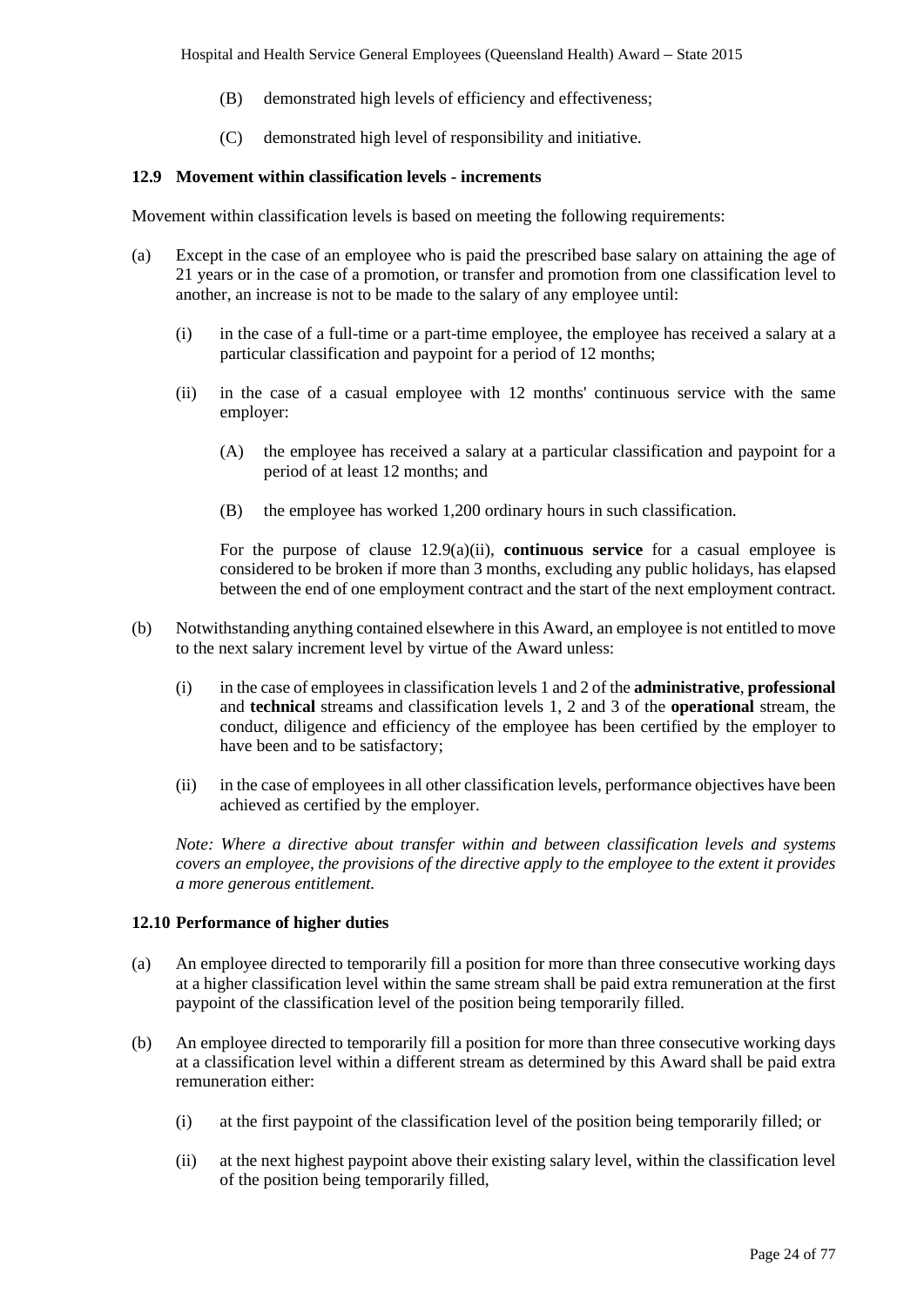(B) demonstrated high levels of efficiency and effectiveness;

(C) demonstrated high level of responsibility and initiative.

### 12.9 Movement within classification levels - increments

Movement within classification levels is based on meeting the following requirements:

(a) Except in the case of an employee who is paid the prescribed base salary on attaining the age of 21 years or in the case of a promotion, or transfer and promotion from one classification level to another, an increase is not to be made to the salary of any employee until:

(i) in the case of a full-time or a part-time employee, the employee has received a salary at a particular classification and paypoint for a period of 12 months;

(ii) in the case of a casual employee with 12 months' continuous service with the same employer:

(A) the employee has received a salary at a particular classification and paypoint for a period of at least 12 months; and

(B) the employee has worked 1,200 ordinary hours in such classification.

For the purpose of clause 12.9(a)(ii), **continuous service** for a casual employee is considered to be broken if more than 3 months, excluding any public holidays, has elapsed between the end of one employment contract and the start of the next employment contract.

(b) Notwithstanding anything contained elsewhere in this Award, an employee is not entitled to move to the next salary increment level by virtue of the Award unless:

(i) in the case of employees in classification levels 1 and 2 of the **administrative**, **professional** and **technical** streams and classification levels 1, 2 and 3 of the **operational** stream, the conduct, diligence and efficiency of the employee has been certified by the employer to have been and to be satisfactory;

(ii) in the case of employees in all other classification levels, performance objectives have been achieved as certified by the employer.

*Note: Where a directive about transfer within and between classification levels and systems covers an employee, the provisions of the directive apply to the employee to the extent it provides a more generous entitlement.*

### 12.10 Performance of higher duties

(a) An employee directed to temporarily fill a position for more than three consecutive working days at a higher classification level within the same stream shall be paid extra remuneration at the first paypoint of the classification level of the position being temporarily filled.

(b) An employee directed to temporarily fill a position for more than three consecutive working days at a classification level within a different stream as determined by this Award shall be paid extra remuneration either:

(i) at the first paypoint of the classification level of the position being temporarily filled; or

(ii) at the next highest paypoint above their existing salary level, within the classification level of the position being temporarily filled,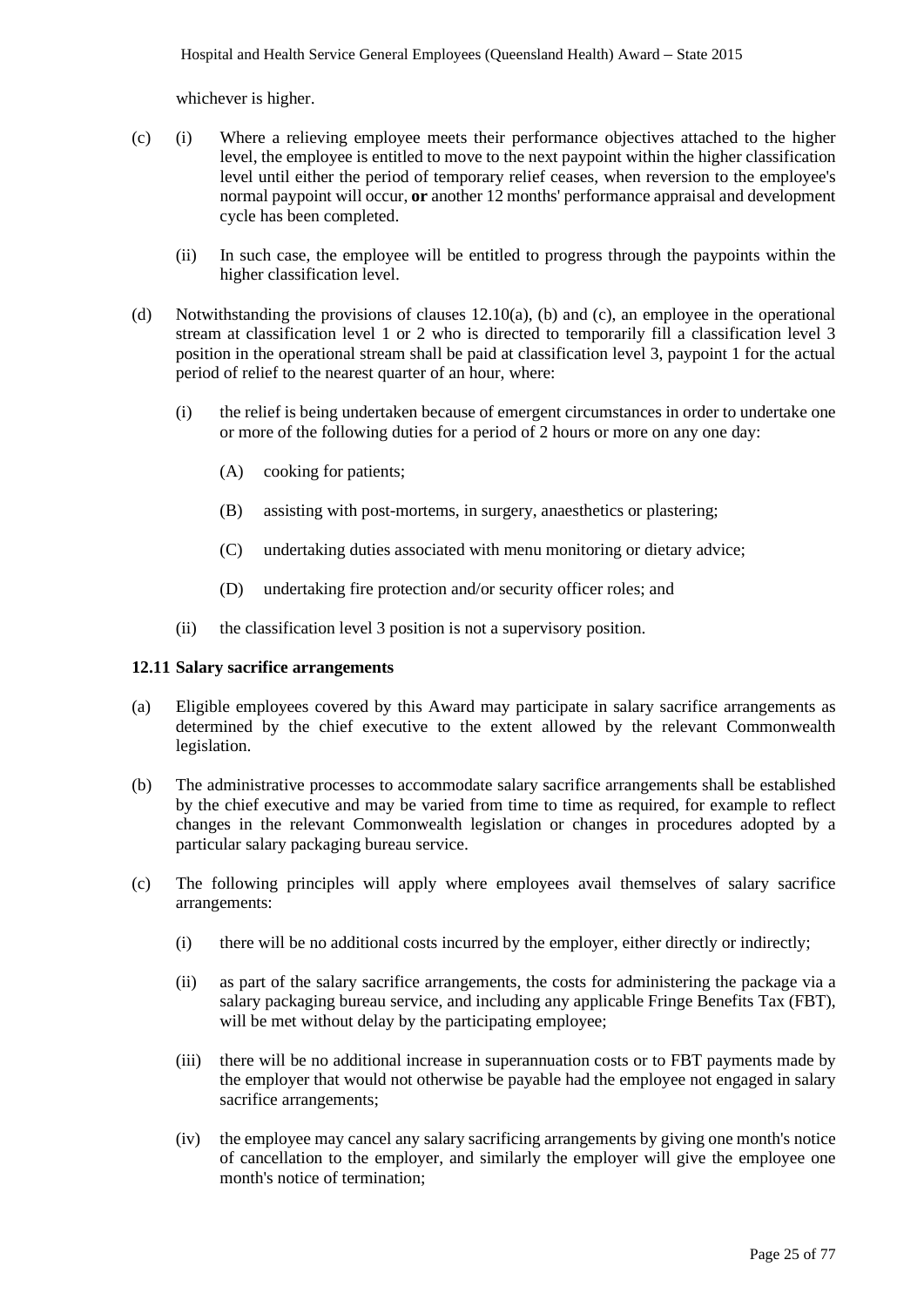whichever is higher.

(c) (i) Where a relieving employee meets their performance objectives attached to the higher level, the employee is entitled to move to the next paypoint within the higher classification level until either the period of temporary relief ceases, when reversion to the employee's normal paypoint will occur, **or** another 12 months' performance appraisal and development cycle has been completed.

(ii) In such case, the employee will be entitled to progress through the paypoints within the higher classification level.

(d) Notwithstanding the provisions of clauses 12.10(a), (b) and (c), an employee in the operational stream at classification level 1 or 2 who is directed to temporarily fill a classification level 3 position in the operational stream shall be paid at classification level 3, paypoint 1 for the actual period of relief to the nearest quarter of an hour, where:

(i) the relief is being undertaken because of emergent circumstances in order to undertake one or more of the following duties for a period of 2 hours or more on any one day:

(A) cooking for patients;

(B) assisting with post-mortems, in surgery, anaesthetics or plastering;

(C) undertaking duties associated with menu monitoring or dietary advice;

(D) undertaking fire protection and/or security officer roles; and

(ii) the classification level 3 position is not a supervisory position.

### 12.11 Salary sacrifice arrangements

(a) Eligible employees covered by this Award may participate in salary sacrifice arrangements as determined by the chief executive to the extent allowed by the relevant Commonwealth legislation.

(b) The administrative processes to accommodate salary sacrifice arrangements shall be established by the chief executive and may be varied from time to time as required, for example to reflect changes in the relevant Commonwealth legislation or changes in procedures adopted by a particular salary packaging bureau service.

(c) The following principles will apply where employees avail themselves of salary sacrifice arrangements:

(i) there will be no additional costs incurred by the employer, either directly or indirectly;

(ii) as part of the salary sacrifice arrangements, the costs for administering the package via a salary packaging bureau service, and including any applicable Fringe Benefits Tax (FBT), will be met without delay by the participating employee;

(iii) there will be no additional increase in superannuation costs or to FBT payments made by the employer that would not otherwise be payable had the employee not engaged in salary sacrifice arrangements;

(iv) the employee may cancel any salary sacrificing arrangements by giving one month's notice of cancellation to the employer, and similarly the employer will give the employee one month's notice of termination;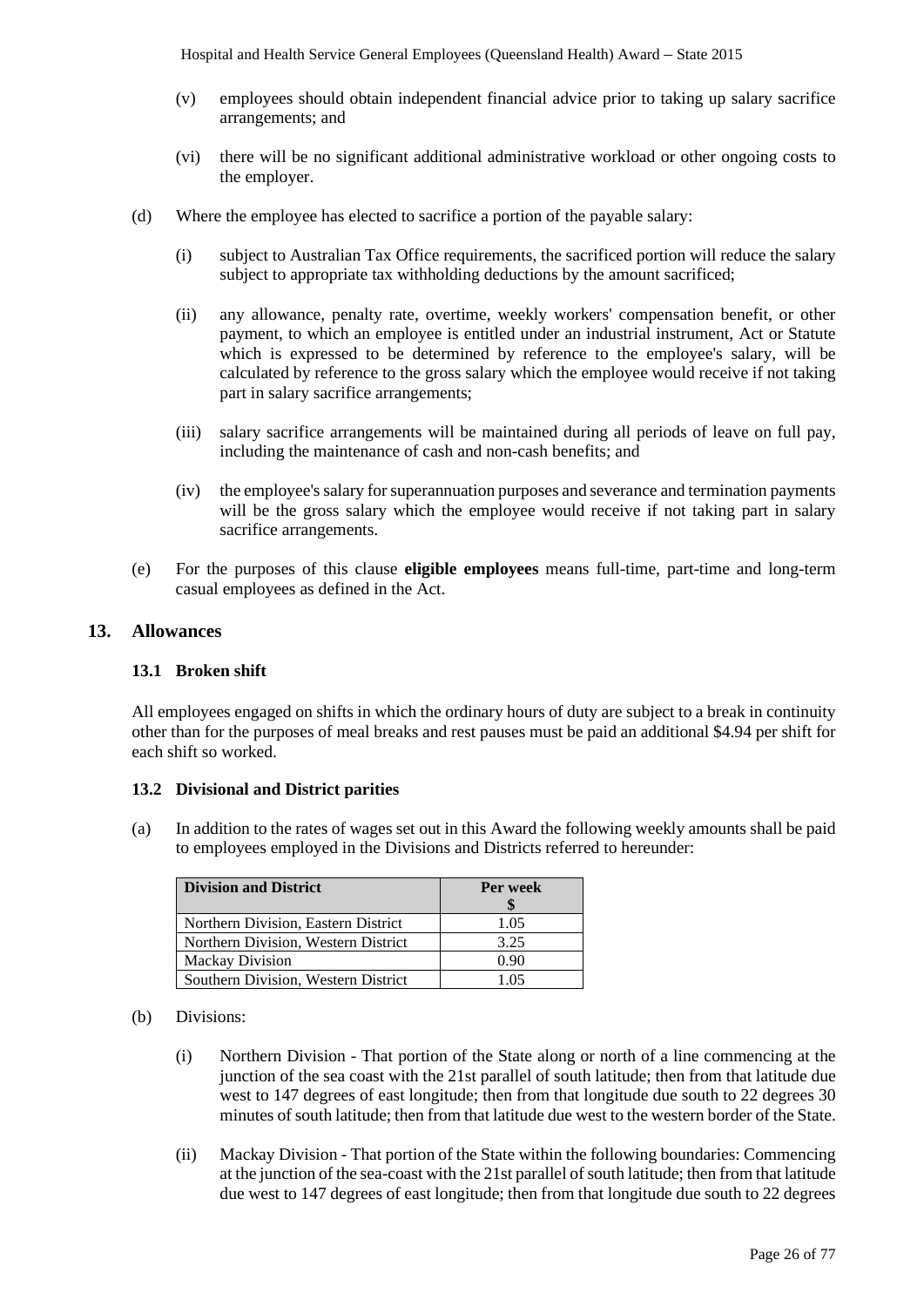(v) employees should obtain independent financial advice prior to taking up salary sacrifice arrangements; and

(vi) there will be no significant additional administrative workload or other ongoing costs to the employer.

(d) Where the employee has elected to sacrifice a portion of the payable salary:

(i) subject to Australian Tax Office requirements, the sacrificed portion will reduce the salary subject to appropriate tax withholding deductions by the amount sacrificed;

(ii) any allowance, penalty rate, overtime, weekly workers' compensation benefit, or other payment, to which an employee is entitled under an industrial instrument, Act or Statute which is expressed to be determined by reference to the employee's salary, will be calculated by reference to the gross salary which the employee would receive if not taking part in salary sacrifice arrangements;

(iii) salary sacrifice arrangements will be maintained during all periods of leave on full pay, including the maintenance of cash and non-cash benefits; and

(iv) the employee's salary for superannuation purposes and severance and termination payments will be the gross salary which the employee would receive if not taking part in salary sacrifice arrangements.

(e) For the purposes of this clause **eligible employees** means full-time, part-time and long-term casual employees as defined in the Act.

## 13. Allowances

### 13.1 Broken shift

All employees engaged on shifts in which the ordinary hours of duty are subject to a break in continuity other than for the purposes of meal breaks and rest pauses must be paid an additional $4.94 per shift for each shift so worked.

### 13.2 Divisional and District parities

(a) In addition to the rates of wages set out in this Award the following weekly amounts shall be paid to employees employed in the Divisions and Districts referred to hereunder:

| Division and District | Per week $ |
|---|---|
| Northern Division, Eastern District | 1.05 |
| Northern Division, Western District | 3.25 |
| Mackay Division | 0.90 |
| Southern Division, Western District | 1.05 |

(b) Divisions:

(i) Northern Division - That portion of the State along or north of a line commencing at the junction of the sea coast with the 21st parallel of south latitude; then from that latitude due west to 147 degrees of east longitude; then from that longitude due south to 22 degrees 30 minutes of south latitude; then from that latitude due west to the western border of the State.

(ii) Mackay Division - That portion of the State within the following boundaries: Commencing at the junction of the sea-coast with the 21st parallel of south latitude; then from that latitude due west to 147 degrees of east longitude; then from that longitude due south to 22 degrees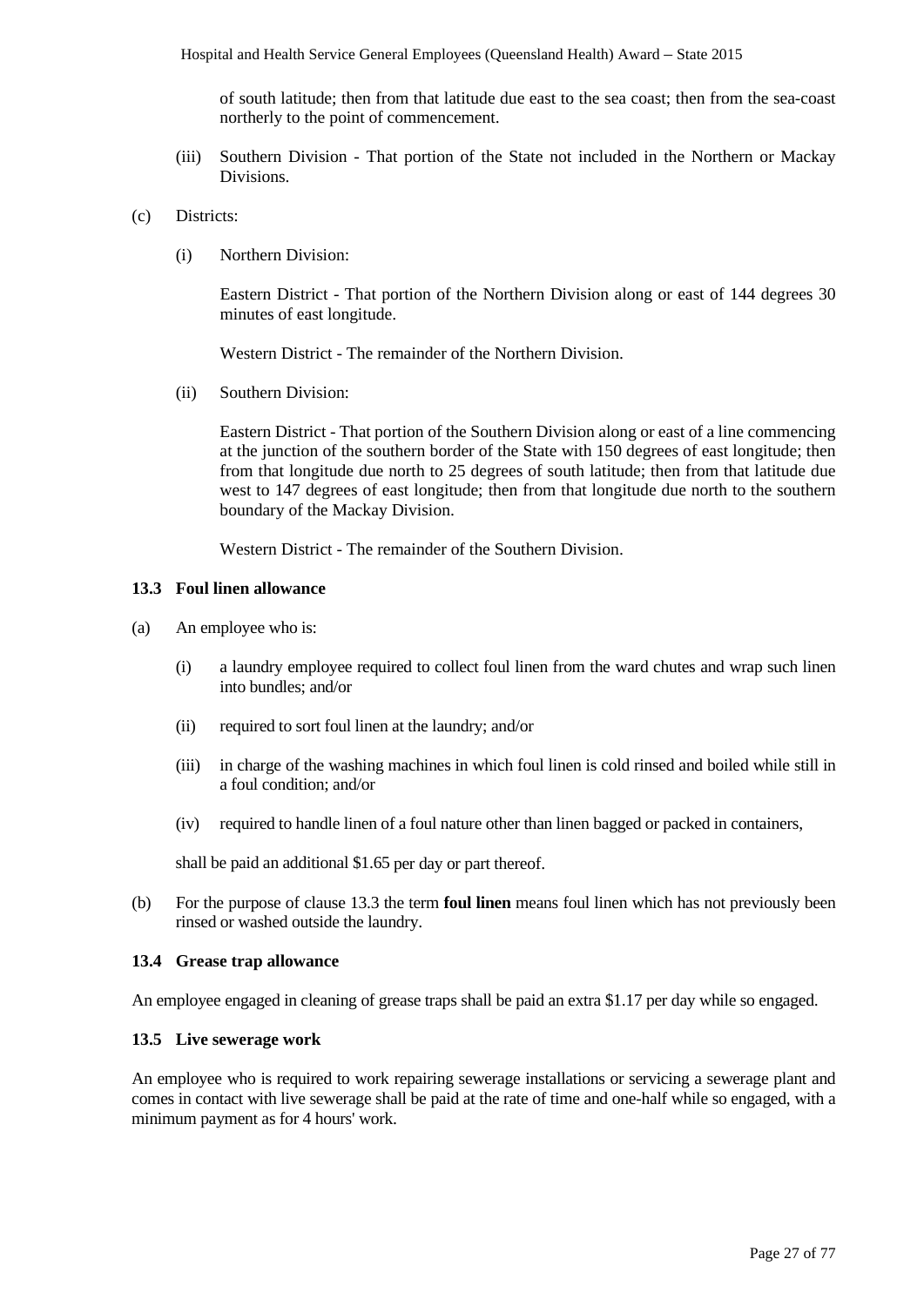of south latitude; then from that latitude due east to the sea coast; then from the sea-coast northerly to the point of commencement.

(iii) Southern Division - That portion of the State not included in the Northern or Mackay Divisions.

(c) Districts:

(i) Northern Division:

Eastern District - That portion of the Northern Division along or east of 144 degrees 30 minutes of east longitude.

Western District - The remainder of the Northern Division.

(ii) Southern Division:

Eastern District - That portion of the Southern Division along or east of a line commencing at the junction of the southern border of the State with 150 degrees of east longitude; then from that longitude due north to 25 degrees of south latitude; then from that latitude due west to 147 degrees of east longitude; then from that longitude due north to the southern boundary of the Mackay Division.

Western District - The remainder of the Southern Division.

### 13.3 Foul linen allowance

(a) An employee who is:

(i) a laundry employee required to collect foul linen from the ward chutes and wrap such linen into bundles; and/or

(ii) required to sort foul linen at the laundry; and/or

(iii) in charge of the washing machines in which foul linen is cold rinsed and boiled while still in a foul condition; and/or

(iv) required to handle linen of a foul nature other than linen bagged or packed in containers,

shall be paid an additional $1.65 per day or part thereof.

(b) For the purpose of clause 13.3 the term **foul linen** means foul linen which has not previously been rinsed or washed outside the laundry.

### 13.4 Grease trap allowance

An employee engaged in cleaning of grease traps shall be paid an extra $1.17 per day while so engaged.

### 13.5 Live sewerage work

An employee who is required to work repairing sewerage installations or servicing a sewerage plant and comes in contact with live sewerage shall be paid at the rate of time and one-half while so engaged, with a minimum payment as for 4 hours' work.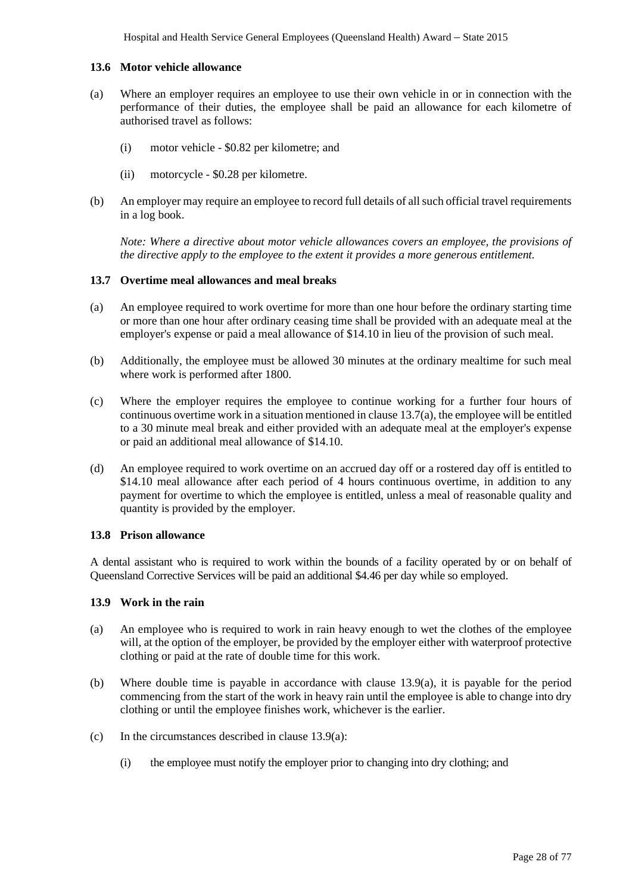### 13.6 Motor vehicle allowance

(a) Where an employer requires an employee to use their own vehicle in or in connection with the performance of their duties, the employee shall be paid an allowance for each kilometre of authorised travel as follows:

   (i) motor vehicle - $0.82 per kilometre; and

   (ii) motorcycle - $0.28 per kilometre.

(b) An employer may require an employee to record full details of all such official travel requirements in a log book.

   *Note: Where a directive about motor vehicle allowances covers an employee, the provisions of the directive apply to the employee to the extent it provides a more generous entitlement.*

### 13.7 Overtime meal allowances and meal breaks

(a) An employee required to work overtime for more than one hour before the ordinary starting time or more than one hour after ordinary ceasing time shall be provided with an adequate meal at the employer's expense or paid a meal allowance of $14.10 in lieu of the provision of such meal.

(b) Additionally, the employee must be allowed 30 minutes at the ordinary mealtime for such meal where work is performed after 1800.

(c) Where the employer requires the employee to continue working for a further four hours of continuous overtime work in a situation mentioned in clause 13.7(a), the employee will be entitled to a 30 minute meal break and either provided with an adequate meal at the employer's expense or paid an additional meal allowance of $14.10.

(d) An employee required to work overtime on an accrued day off or a rostered day off is entitled to $14.10 meal allowance after each period of 4 hours continuous overtime, in addition to any payment for overtime to which the employee is entitled, unless a meal of reasonable quality and quantity is provided by the employer.

### 13.8 Prison allowance

A dental assistant who is required to work within the bounds of a facility operated by or on behalf of Queensland Corrective Services will be paid an additional $4.46 per day while so employed.

### 13.9 Work in the rain

(a) An employee who is required to work in rain heavy enough to wet the clothes of the employee will, at the option of the employer, be provided by the employer either with waterproof protective clothing or paid at the rate of double time for this work.

(b) Where double time is payable in accordance with clause 13.9(a), it is payable for the period commencing from the start of the work in heavy rain until the employee is able to change into dry clothing or until the employee finishes work, whichever is the earlier.

(c) In the circumstances described in clause 13.9(a):

   (i) the employee must notify the employer prior to changing into dry clothing; and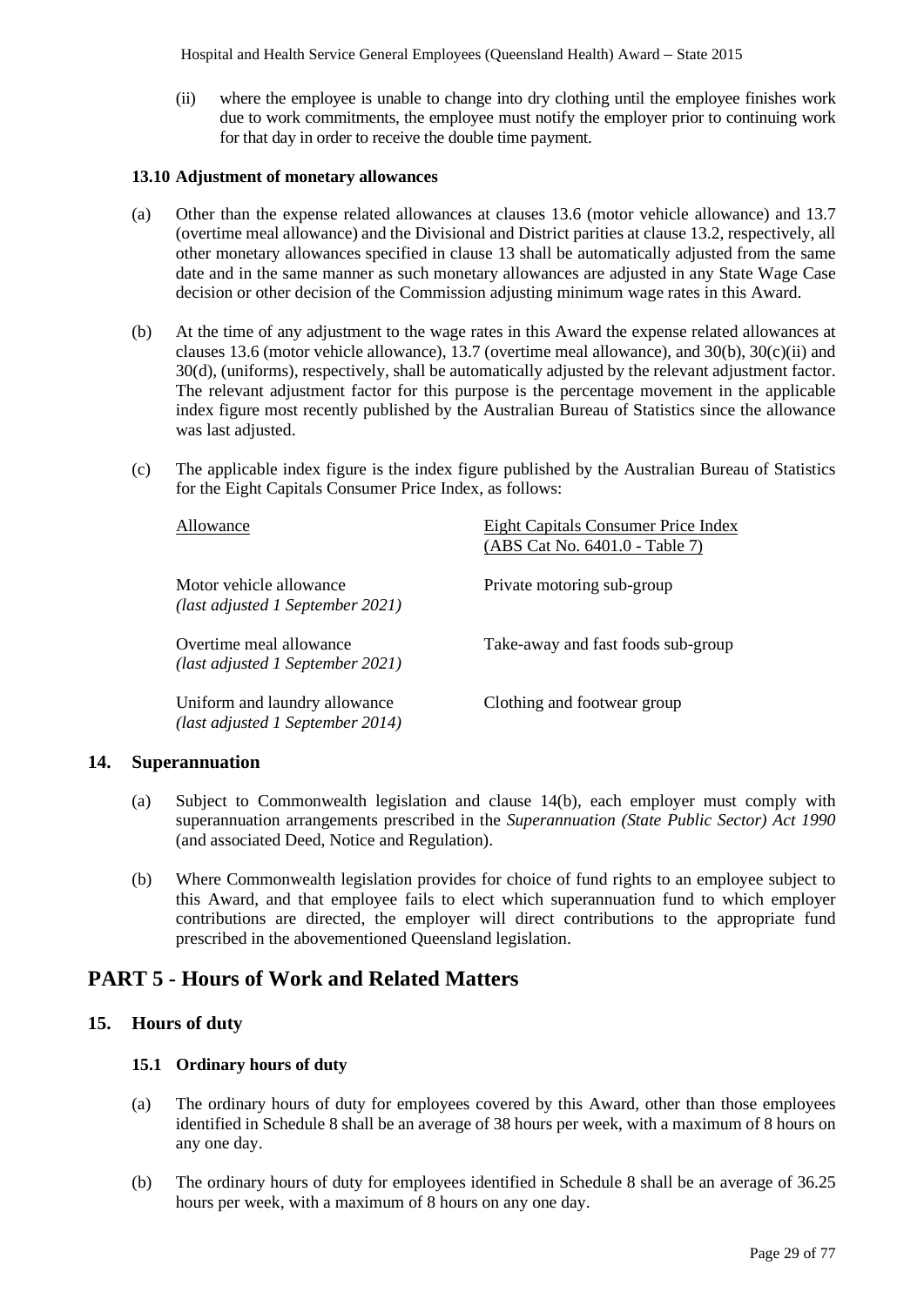(ii) where the employee is unable to change into dry clothing until the employee finishes work due to work commitments, the employee must notify the employer prior to continuing work for that day in order to receive the double time payment.

### 13.10 Adjustment of monetary allowances

(a) Other than the expense related allowances at clauses 13.6 (motor vehicle allowance) and 13.7 (overtime meal allowance) and the Divisional and District parities at clause 13.2, respectively, all other monetary allowances specified in clause 13 shall be automatically adjusted from the same date and in the same manner as such monetary allowances are adjusted in any State Wage Case decision or other decision of the Commission adjusting minimum wage rates in this Award.

(b) At the time of any adjustment to the wage rates in this Award the expense related allowances at clauses 13.6 (motor vehicle allowance), 13.7 (overtime meal allowance), and 30(b), 30(c)(ii) and 30(d), (uniforms), respectively, shall be automatically adjusted by the relevant adjustment factor. The relevant adjustment factor for this purpose is the percentage movement in the applicable index figure most recently published by the Australian Bureau of Statistics since the allowance was last adjusted.

(c) The applicable index figure is the index figure published by the Australian Bureau of Statistics for the Eight Capitals Consumer Price Index, as follows:

| Allowance | Eight Capitals Consumer Price Index (ABS Cat No. 6401.0 - Table 7) |
|---|---|
| Motor vehicle allowance *(last adjusted 1 September 2021)* | Private motoring sub-group |
| Overtime meal allowance *(last adjusted 1 September 2021)* | Take-away and fast foods sub-group |
| Uniform and laundry allowance *(last adjusted 1 September 2014)* | Clothing and footwear group |

## 14. Superannuation

(a) Subject to Commonwealth legislation and clause 14(b), each employer must comply with superannuation arrangements prescribed in the *Superannuation (State Public Sector) Act 1990* (and associated Deed, Notice and Regulation).

(b) Where Commonwealth legislation provides for choice of fund rights to an employee subject to this Award, and that employee fails to elect which superannuation fund to which employer contributions are directed, the employer will direct contributions to the appropriate fund prescribed in the abovementioned Queensland legislation.

# PART 5 - Hours of Work and Related Matters

## 15. Hours of duty

### 15.1 Ordinary hours of duty

(a) The ordinary hours of duty for employees covered by this Award, other than those employees identified in Schedule 8 shall be an average of 38 hours per week, with a maximum of 8 hours on any one day.

(b) The ordinary hours of duty for employees identified in Schedule 8 shall be an average of 36.25 hours per week, with a maximum of 8 hours on any one day.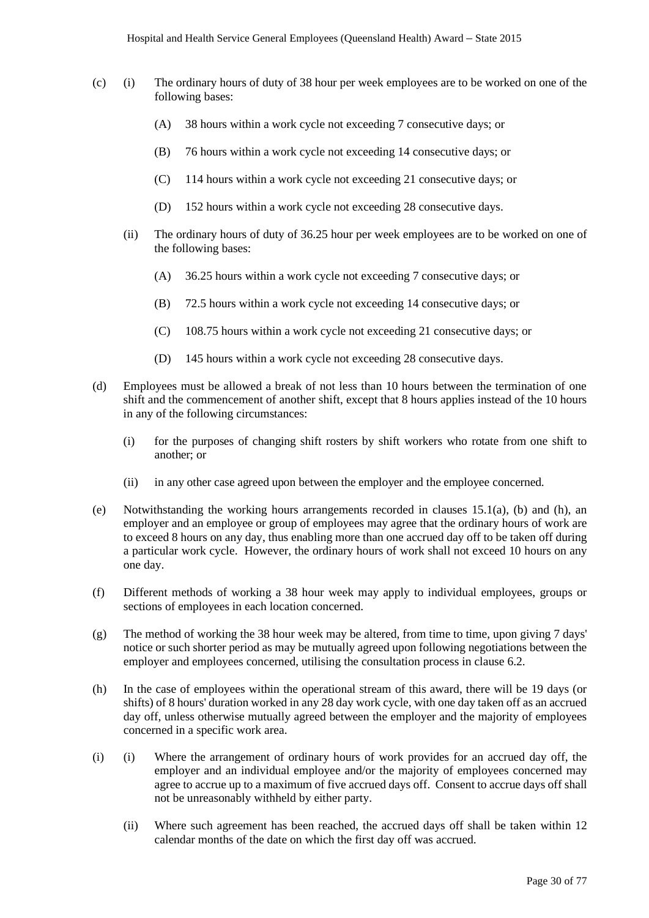(c) (i) The ordinary hours of duty of 38 hour per week employees are to be worked on one of the following bases:

(A) 38 hours within a work cycle not exceeding 7 consecutive days; or

(B) 76 hours within a work cycle not exceeding 14 consecutive days; or

(C) 114 hours within a work cycle not exceeding 21 consecutive days; or

(D) 152 hours within a work cycle not exceeding 28 consecutive days.

(ii) The ordinary hours of duty of 36.25 hour per week employees are to be worked on one of the following bases:

(A) 36.25 hours within a work cycle not exceeding 7 consecutive days; or

(B) 72.5 hours within a work cycle not exceeding 14 consecutive days; or

(C) 108.75 hours within a work cycle not exceeding 21 consecutive days; or

(D) 145 hours within a work cycle not exceeding 28 consecutive days.

(d) Employees must be allowed a break of not less than 10 hours between the termination of one shift and the commencement of another shift, except that 8 hours applies instead of the 10 hours in any of the following circumstances:

(i) for the purposes of changing shift rosters by shift workers who rotate from one shift to another; or

(ii) in any other case agreed upon between the employer and the employee concerned.

(e) Notwithstanding the working hours arrangements recorded in clauses 15.1(a), (b) and (h), an employer and an employee or group of employees may agree that the ordinary hours of work are to exceed 8 hours on any day, thus enabling more than one accrued day off to be taken off during a particular work cycle. However, the ordinary hours of work shall not exceed 10 hours on any one day.

(f) Different methods of working a 38 hour week may apply to individual employees, groups or sections of employees in each location concerned.

(g) The method of working the 38 hour week may be altered, from time to time, upon giving 7 days' notice or such shorter period as may be mutually agreed upon following negotiations between the employer and employees concerned, utilising the consultation process in clause 6.2.

(h) In the case of employees within the operational stream of this award, there will be 19 days (or shifts) of 8 hours' duration worked in any 28 day work cycle, with one day taken off as an accrued day off, unless otherwise mutually agreed between the employer and the majority of employees concerned in a specific work area.

(i) (i) Where the arrangement of ordinary hours of work provides for an accrued day off, the employer and an individual employee and/or the majority of employees concerned may agree to accrue up to a maximum of five accrued days off. Consent to accrue days off shall not be unreasonably withheld by either party.

(ii) Where such agreement has been reached, the accrued days off shall be taken within 12 calendar months of the date on which the first day off was accrued.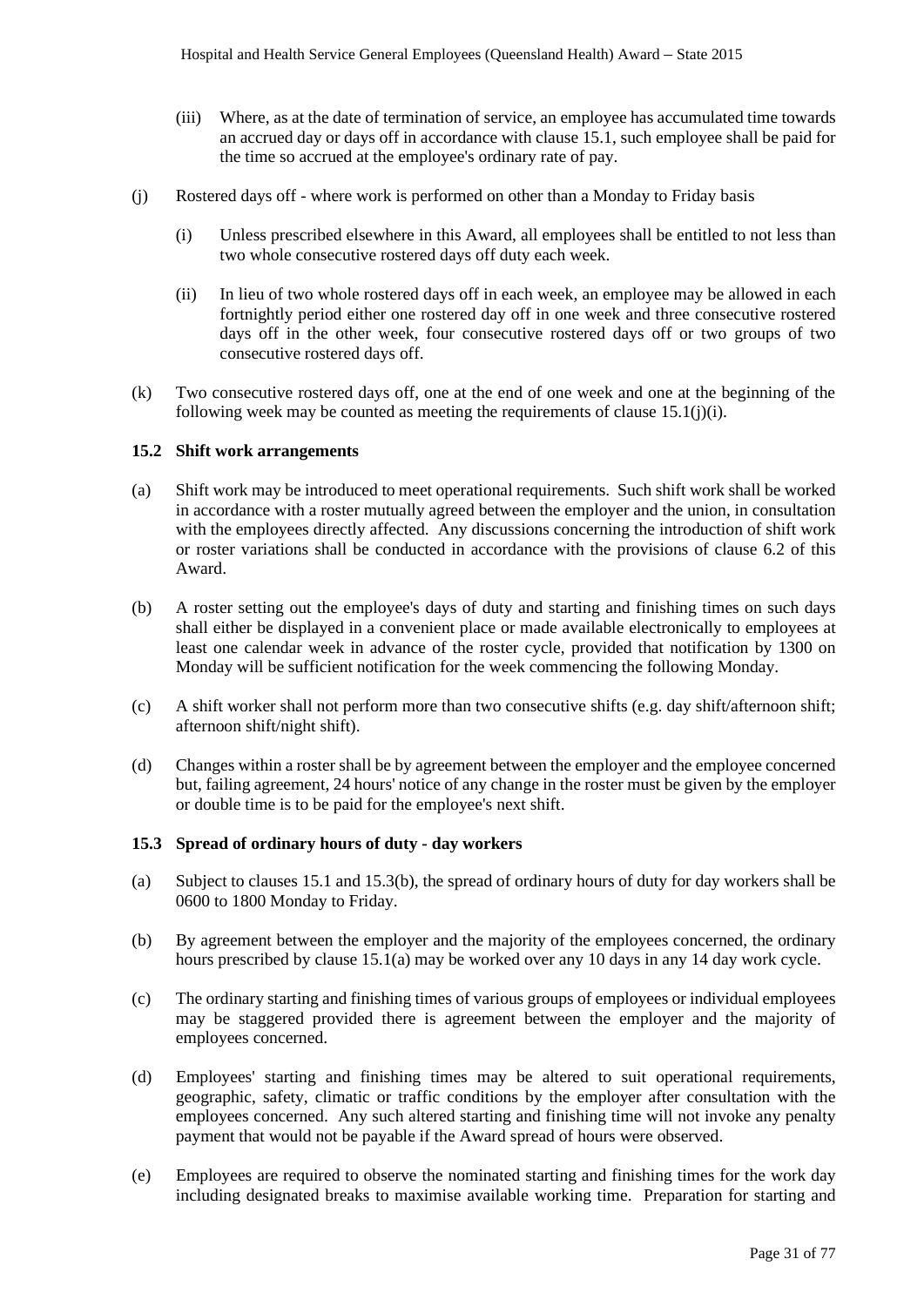(iii) Where, as at the date of termination of service, an employee has accumulated time towards an accrued day or days off in accordance with clause 15.1, such employee shall be paid for the time so accrued at the employee's ordinary rate of pay.

(j) Rostered days off - where work is performed on other than a Monday to Friday basis

(i) Unless prescribed elsewhere in this Award, all employees shall be entitled to not less than two whole consecutive rostered days off duty each week.

(ii) In lieu of two whole rostered days off in each week, an employee may be allowed in each fortnightly period either one rostered day off in one week and three consecutive rostered days off in the other week, four consecutive rostered days off or two groups of two consecutive rostered days off.

(k) Two consecutive rostered days off, one at the end of one week and one at the beginning of the following week may be counted as meeting the requirements of clause 15.1(j)(i).

**15.2 Shift work arrangements**

(a) Shift work may be introduced to meet operational requirements. Such shift work shall be worked in accordance with a roster mutually agreed between the employer and the union, in consultation with the employees directly affected. Any discussions concerning the introduction of shift work or roster variations shall be conducted in accordance with the provisions of clause 6.2 of this Award.

(b) A roster setting out the employee's days of duty and starting and finishing times on such days shall either be displayed in a convenient place or made available electronically to employees at least one calendar week in advance of the roster cycle, provided that notification by 1300 on Monday will be sufficient notification for the week commencing the following Monday.

(c) A shift worker shall not perform more than two consecutive shifts (e.g. day shift/afternoon shift; afternoon shift/night shift).

(d) Changes within a roster shall be by agreement between the employer and the employee concerned but, failing agreement, 24 hours' notice of any change in the roster must be given by the employer or double time is to be paid for the employee's next shift.

**15.3 Spread of ordinary hours of duty - day workers**

(a) Subject to clauses 15.1 and 15.3(b), the spread of ordinary hours of duty for day workers shall be 0600 to 1800 Monday to Friday.

(b) By agreement between the employer and the majority of the employees concerned, the ordinary hours prescribed by clause 15.1(a) may be worked over any 10 days in any 14 day work cycle.

(c) The ordinary starting and finishing times of various groups of employees or individual employees may be staggered provided there is agreement between the employer and the majority of employees concerned.

(d) Employees' starting and finishing times may be altered to suit operational requirements, geographic, safety, climatic or traffic conditions by the employer after consultation with the employees concerned. Any such altered starting and finishing time will not invoke any penalty payment that would not be payable if the Award spread of hours were observed.

(e) Employees are required to observe the nominated starting and finishing times for the work day including designated breaks to maximise available working time. Preparation for starting and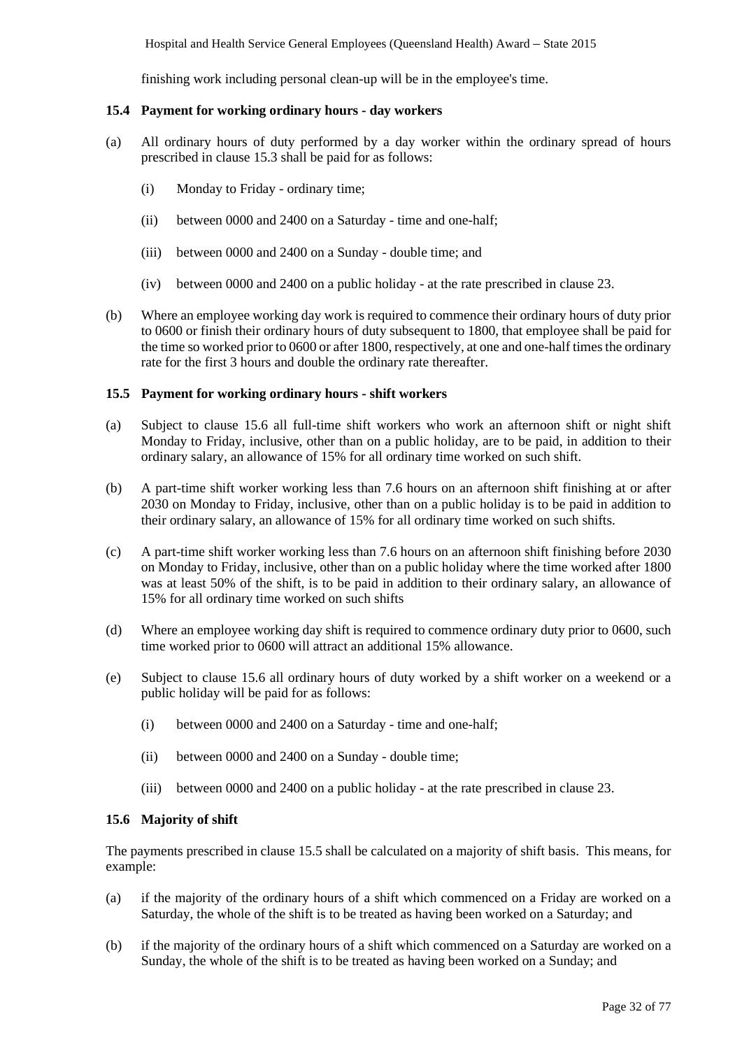finishing work including personal clean-up will be in the employee's time.

### 15.4 Payment for working ordinary hours - day workers

(a) All ordinary hours of duty performed by a day worker within the ordinary spread of hours prescribed in clause 15.3 shall be paid for as follows:

   (i) Monday to Friday - ordinary time;

   (ii) between 0000 and 2400 on a Saturday - time and one-half;

   (iii) between 0000 and 2400 on a Sunday - double time; and

   (iv) between 0000 and 2400 on a public holiday - at the rate prescribed in clause 23.

(b) Where an employee working day work is required to commence their ordinary hours of duty prior to 0600 or finish their ordinary hours of duty subsequent to 1800, that employee shall be paid for the time so worked prior to 0600 or after 1800, respectively, at one and one-half times the ordinary rate for the first 3 hours and double the ordinary rate thereafter.

### 15.5 Payment for working ordinary hours - shift workers

(a) Subject to clause 15.6 all full-time shift workers who work an afternoon shift or night shift Monday to Friday, inclusive, other than on a public holiday, are to be paid, in addition to their ordinary salary, an allowance of 15% for all ordinary time worked on such shift.

(b) A part-time shift worker working less than 7.6 hours on an afternoon shift finishing at or after 2030 on Monday to Friday, inclusive, other than on a public holiday is to be paid in addition to their ordinary salary, an allowance of 15% for all ordinary time worked on such shifts.

(c) A part-time shift worker working less than 7.6 hours on an afternoon shift finishing before 2030 on Monday to Friday, inclusive, other than on a public holiday where the time worked after 1800 was at least 50% of the shift, is to be paid in addition to their ordinary salary, an allowance of 15% for all ordinary time worked on such shifts

(d) Where an employee working day shift is required to commence ordinary duty prior to 0600, such time worked prior to 0600 will attract an additional 15% allowance.

(e) Subject to clause 15.6 all ordinary hours of duty worked by a shift worker on a weekend or a public holiday will be paid for as follows:

   (i) between 0000 and 2400 on a Saturday - time and one-half;

   (ii) between 0000 and 2400 on a Sunday - double time;

   (iii) between 0000 and 2400 on a public holiday - at the rate prescribed in clause 23.

### 15.6 Majority of shift

The payments prescribed in clause 15.5 shall be calculated on a majority of shift basis. This means, for example:

(a) if the majority of the ordinary hours of a shift which commenced on a Friday are worked on a Saturday, the whole of the shift is to be treated as having been worked on a Saturday; and

(b) if the majority of the ordinary hours of a shift which commenced on a Saturday are worked on a Sunday, the whole of the shift is to be treated as having been worked on a Sunday; and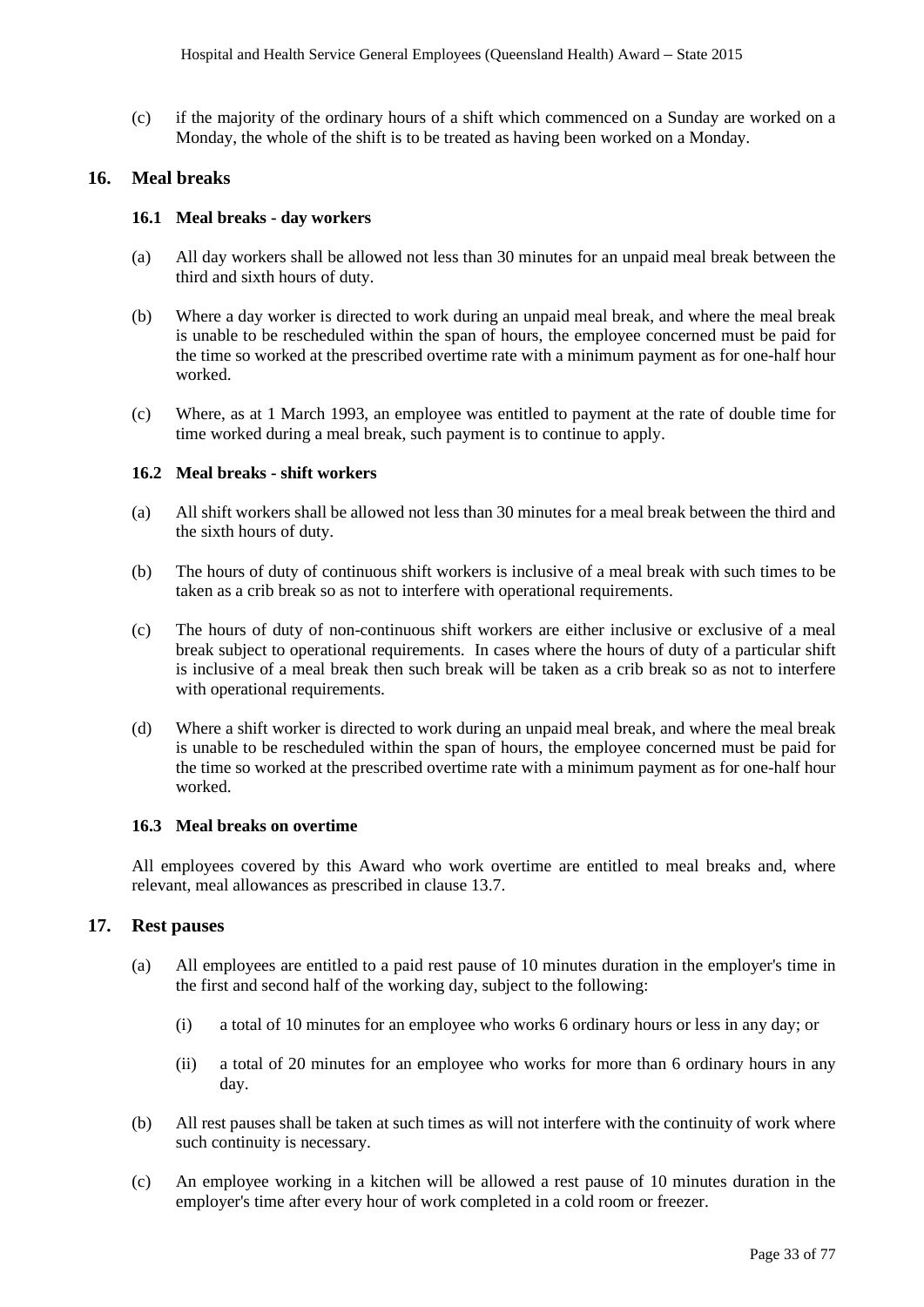(c) if the majority of the ordinary hours of a shift which commenced on a Sunday are worked on a Monday, the whole of the shift is to be treated as having been worked on a Monday.

## 16. Meal breaks

### 16.1 Meal breaks - day workers

(a) All day workers shall be allowed not less than 30 minutes for an unpaid meal break between the third and sixth hours of duty.

(b) Where a day worker is directed to work during an unpaid meal break, and where the meal break is unable to be rescheduled within the span of hours, the employee concerned must be paid for the time so worked at the prescribed overtime rate with a minimum payment as for one-half hour worked.

(c) Where, as at 1 March 1993, an employee was entitled to payment at the rate of double time for time worked during a meal break, such payment is to continue to apply.

### 16.2 Meal breaks - shift workers

(a) All shift workers shall be allowed not less than 30 minutes for a meal break between the third and the sixth hours of duty.

(b) The hours of duty of continuous shift workers is inclusive of a meal break with such times to be taken as a crib break so as not to interfere with operational requirements.

(c) The hours of duty of non-continuous shift workers are either inclusive or exclusive of a meal break subject to operational requirements. In cases where the hours of duty of a particular shift is inclusive of a meal break then such break will be taken as a crib break so as not to interfere with operational requirements.

(d) Where a shift worker is directed to work during an unpaid meal break, and where the meal break is unable to be rescheduled within the span of hours, the employee concerned must be paid for the time so worked at the prescribed overtime rate with a minimum payment as for one-half hour worked.

### 16.3 Meal breaks on overtime

All employees covered by this Award who work overtime are entitled to meal breaks and, where relevant, meal allowances as prescribed in clause 13.7.

## 17. Rest pauses

(a) All employees are entitled to a paid rest pause of 10 minutes duration in the employer's time in the first and second half of the working day, subject to the following:

   (i) a total of 10 minutes for an employee who works 6 ordinary hours or less in any day; or

   (ii) a total of 20 minutes for an employee who works for more than 6 ordinary hours in any day.

(b) All rest pauses shall be taken at such times as will not interfere with the continuity of work where such continuity is necessary.

(c) An employee working in a kitchen will be allowed a rest pause of 10 minutes duration in the employer's time after every hour of work completed in a cold room or freezer.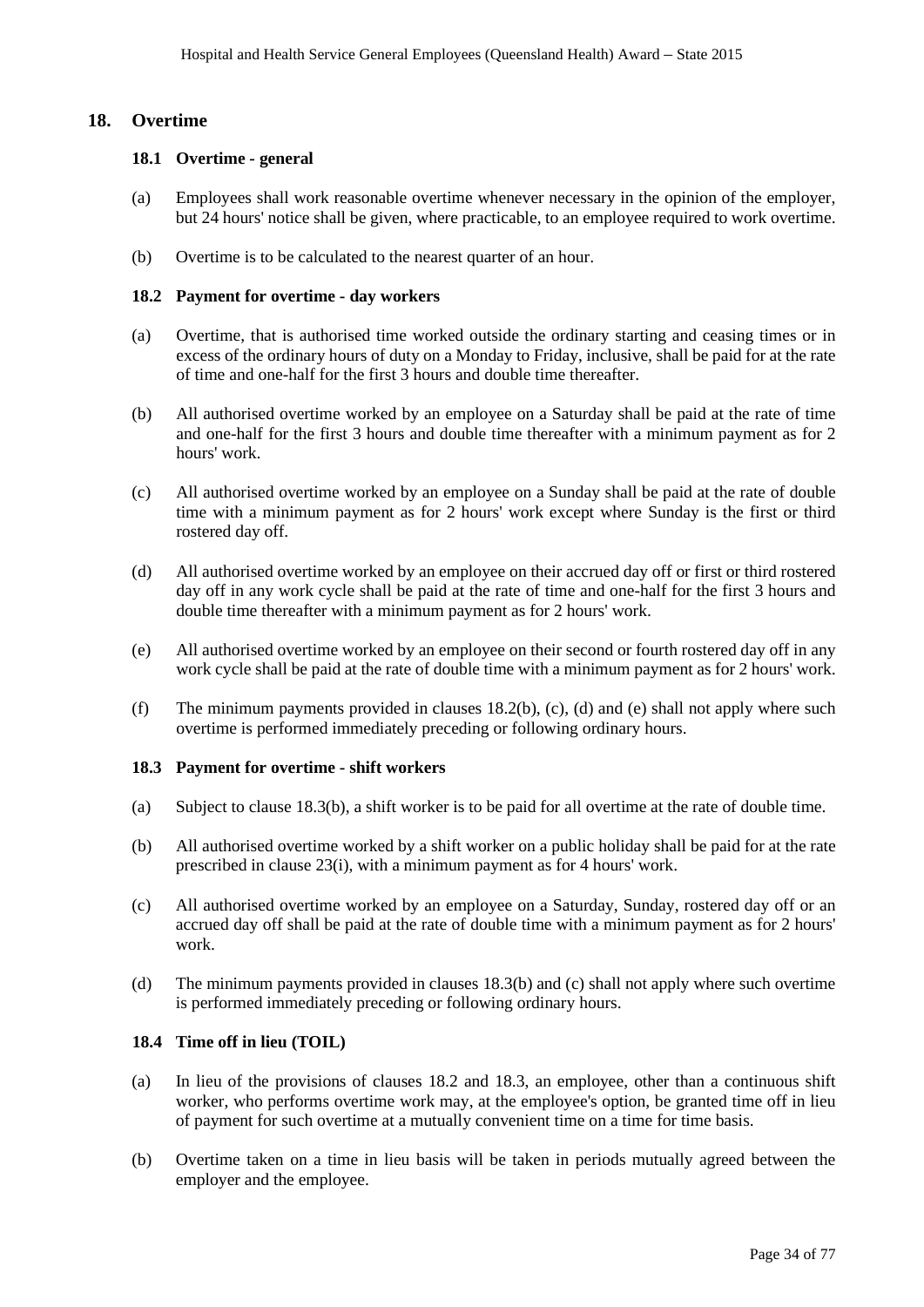## 18. Overtime

### 18.1 Overtime - general

(a) Employees shall work reasonable overtime whenever necessary in the opinion of the employer, but 24 hours' notice shall be given, where practicable, to an employee required to work overtime.

(b) Overtime is to be calculated to the nearest quarter of an hour.

### 18.2 Payment for overtime - day workers

(a) Overtime, that is authorised time worked outside the ordinary starting and ceasing times or in excess of the ordinary hours of duty on a Monday to Friday, inclusive, shall be paid for at the rate of time and one-half for the first 3 hours and double time thereafter.

(b) All authorised overtime worked by an employee on a Saturday shall be paid at the rate of time and one-half for the first 3 hours and double time thereafter with a minimum payment as for 2 hours' work.

(c) All authorised overtime worked by an employee on a Sunday shall be paid at the rate of double time with a minimum payment as for 2 hours' work except where Sunday is the first or third rostered day off.

(d) All authorised overtime worked by an employee on their accrued day off or first or third rostered day off in any work cycle shall be paid at the rate of time and one-half for the first 3 hours and double time thereafter with a minimum payment as for 2 hours' work.

(e) All authorised overtime worked by an employee on their second or fourth rostered day off in any work cycle shall be paid at the rate of double time with a minimum payment as for 2 hours' work.

(f) The minimum payments provided in clauses 18.2(b), (c), (d) and (e) shall not apply where such overtime is performed immediately preceding or following ordinary hours.

### 18.3 Payment for overtime - shift workers

(a) Subject to clause 18.3(b), a shift worker is to be paid for all overtime at the rate of double time.

(b) All authorised overtime worked by a shift worker on a public holiday shall be paid for at the rate prescribed in clause 23(i), with a minimum payment as for 4 hours' work.

(c) All authorised overtime worked by an employee on a Saturday, Sunday, rostered day off or an accrued day off shall be paid at the rate of double time with a minimum payment as for 2 hours' work.

(d) The minimum payments provided in clauses 18.3(b) and (c) shall not apply where such overtime is performed immediately preceding or following ordinary hours.

### 18.4 Time off in lieu (TOIL)

(a) In lieu of the provisions of clauses 18.2 and 18.3, an employee, other than a continuous shift worker, who performs overtime work may, at the employee's option, be granted time off in lieu of payment for such overtime at a mutually convenient time on a time for time basis.

(b) Overtime taken on a time in lieu basis will be taken in periods mutually agreed between the employer and the employee.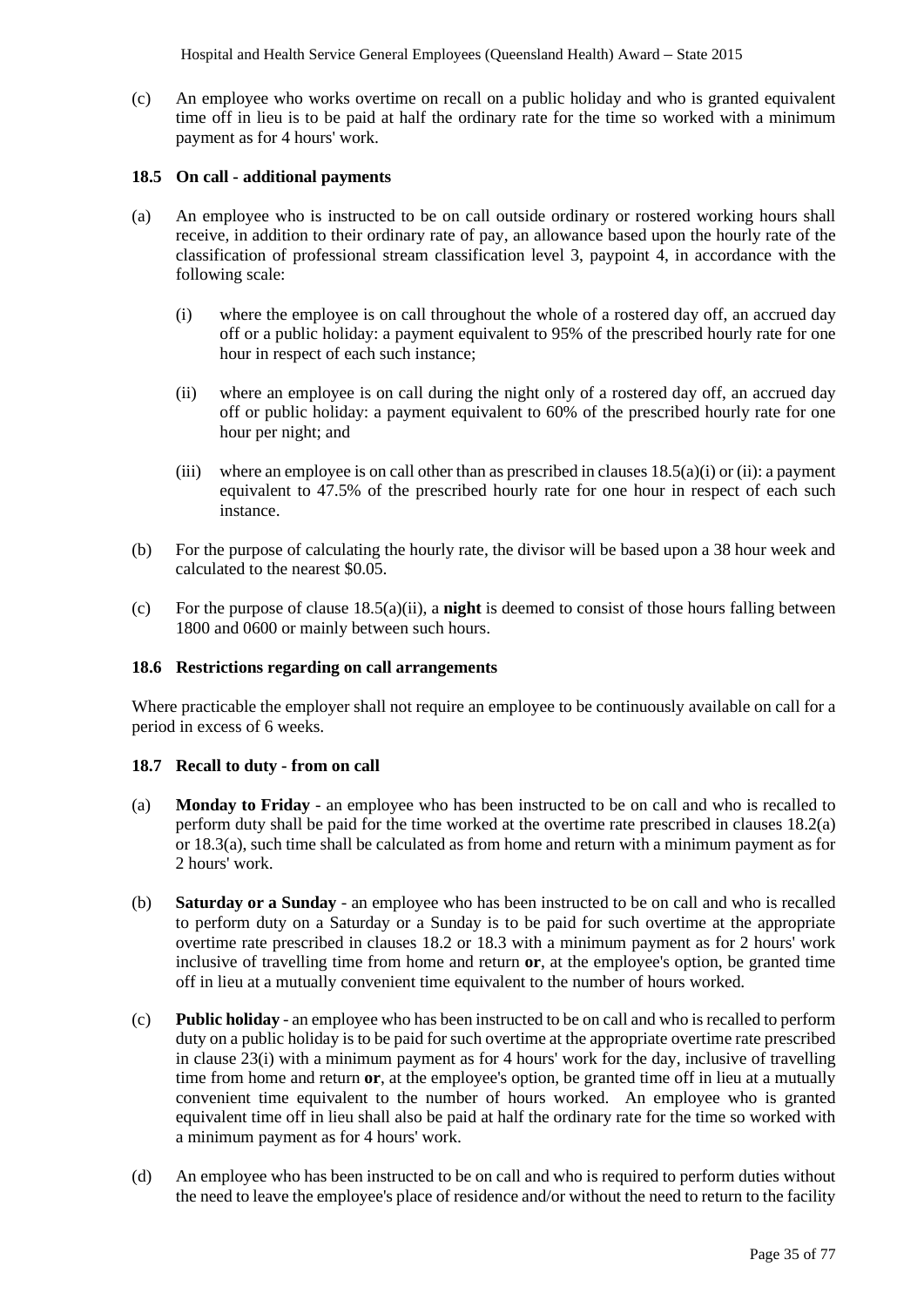(c) An employee who works overtime on recall on a public holiday and who is granted equivalent time off in lieu is to be paid at half the ordinary rate for the time so worked with a minimum payment as for 4 hours' work.

### 18.5 On call - additional payments

(a) An employee who is instructed to be on call outside ordinary or rostered working hours shall receive, in addition to their ordinary rate of pay, an allowance based upon the hourly rate of the classification of professional stream classification level 3, paypoint 4, in accordance with the following scale:

(i) where the employee is on call throughout the whole of a rostered day off, an accrued day off or a public holiday: a payment equivalent to 95% of the prescribed hourly rate for one hour in respect of each such instance;

(ii) where an employee is on call during the night only of a rostered day off, an accrued day off or public holiday: a payment equivalent to 60% of the prescribed hourly rate for one hour per night; and

(iii) where an employee is on call other than as prescribed in clauses 18.5(a)(i) or (ii): a payment equivalent to 47.5% of the prescribed hourly rate for one hour in respect of each such instance.

(b) For the purpose of calculating the hourly rate, the divisor will be based upon a 38 hour week and calculated to the nearest $0.05.

(c) For the purpose of clause 18.5(a)(ii), a **night** is deemed to consist of those hours falling between 1800 and 0600 or mainly between such hours.

### 18.6 Restrictions regarding on call arrangements

Where practicable the employer shall not require an employee to be continuously available on call for a period in excess of 6 weeks.

### 18.7 Recall to duty - from on call

(a) **Monday to Friday** - an employee who has been instructed to be on call and who is recalled to perform duty shall be paid for the time worked at the overtime rate prescribed in clauses 18.2(a) or 18.3(a), such time shall be calculated as from home and return with a minimum payment as for 2 hours' work.

(b) **Saturday or a Sunday** - an employee who has been instructed to be on call and who is recalled to perform duty on a Saturday or a Sunday is to be paid for such overtime at the appropriate overtime rate prescribed in clauses 18.2 or 18.3 with a minimum payment as for 2 hours' work inclusive of travelling time from home and return **or**, at the employee's option, be granted time off in lieu at a mutually convenient time equivalent to the number of hours worked.

(c) **Public holiday** - an employee who has been instructed to be on call and who is recalled to perform duty on a public holiday is to be paid for such overtime at the appropriate overtime rate prescribed in clause 23(i) with a minimum payment as for 4 hours' work for the day, inclusive of travelling time from home and return **or**, at the employee's option, be granted time off in lieu at a mutually convenient time equivalent to the number of hours worked. An employee who is granted equivalent time off in lieu shall also be paid at half the ordinary rate for the time so worked with a minimum payment as for 4 hours' work.

(d) An employee who has been instructed to be on call and who is required to perform duties without the need to leave the employee's place of residence and/or without the need to return to the facility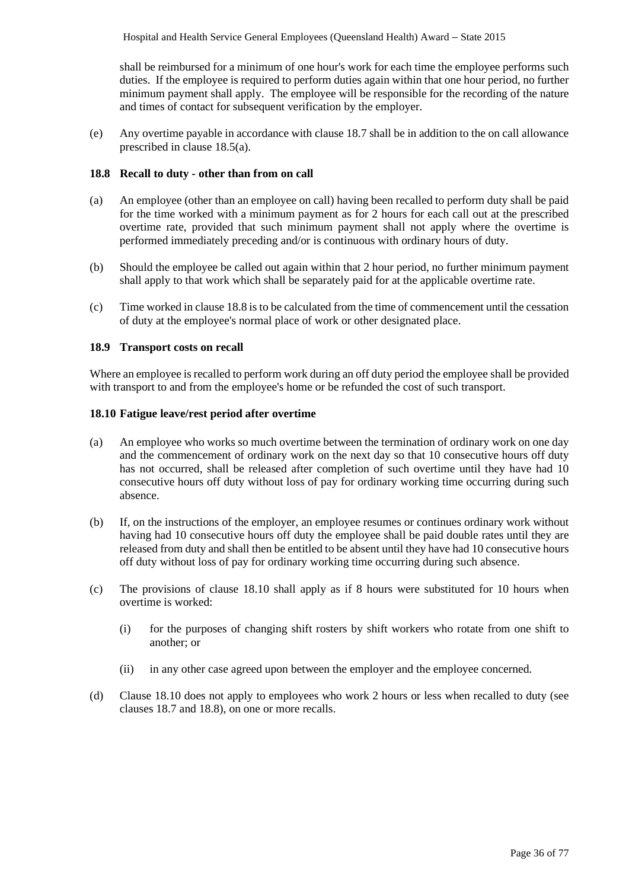shall be reimbursed for a minimum of one hour's work for each time the employee performs such duties. If the employee is required to perform duties again within that one hour period, no further minimum payment shall apply. The employee will be responsible for the recording of the nature and times of contact for subsequent verification by the employer.

(e) Any overtime payable in accordance with clause 18.7 shall be in addition to the on call allowance prescribed in clause 18.5(a).

### 18.8 Recall to duty - other than from on call

(a) An employee (other than an employee on call) having been recalled to perform duty shall be paid for the time worked with a minimum payment as for 2 hours for each call out at the prescribed overtime rate, provided that such minimum payment shall not apply where the overtime is performed immediately preceding and/or is continuous with ordinary hours of duty.

(b) Should the employee be called out again within that 2 hour period, no further minimum payment shall apply to that work which shall be separately paid for at the applicable overtime rate.

(c) Time worked in clause 18.8 is to be calculated from the time of commencement until the cessation of duty at the employee's normal place of work or other designated place.

### 18.9 Transport costs on recall

Where an employee is recalled to perform work during an off duty period the employee shall be provided with transport to and from the employee's home or be refunded the cost of such transport.

### 18.10 Fatigue leave/rest period after overtime

(a) An employee who works so much overtime between the termination of ordinary work on one day and the commencement of ordinary work on the next day so that 10 consecutive hours off duty has not occurred, shall be released after completion of such overtime until they have had 10 consecutive hours off duty without loss of pay for ordinary working time occurring during such absence.

(b) If, on the instructions of the employer, an employee resumes or continues ordinary work without having had 10 consecutive hours off duty the employee shall be paid double rates until they are released from duty and shall then be entitled to be absent until they have had 10 consecutive hours off duty without loss of pay for ordinary working time occurring during such absence.

(c) The provisions of clause 18.10 shall apply as if 8 hours were substituted for 10 hours when overtime is worked:

(i) for the purposes of changing shift rosters by shift workers who rotate from one shift to another; or

(ii) in any other case agreed upon between the employer and the employee concerned.

(d) Clause 18.10 does not apply to employees who work 2 hours or less when recalled to duty (see clauses 18.7 and 18.8), on one or more recalls.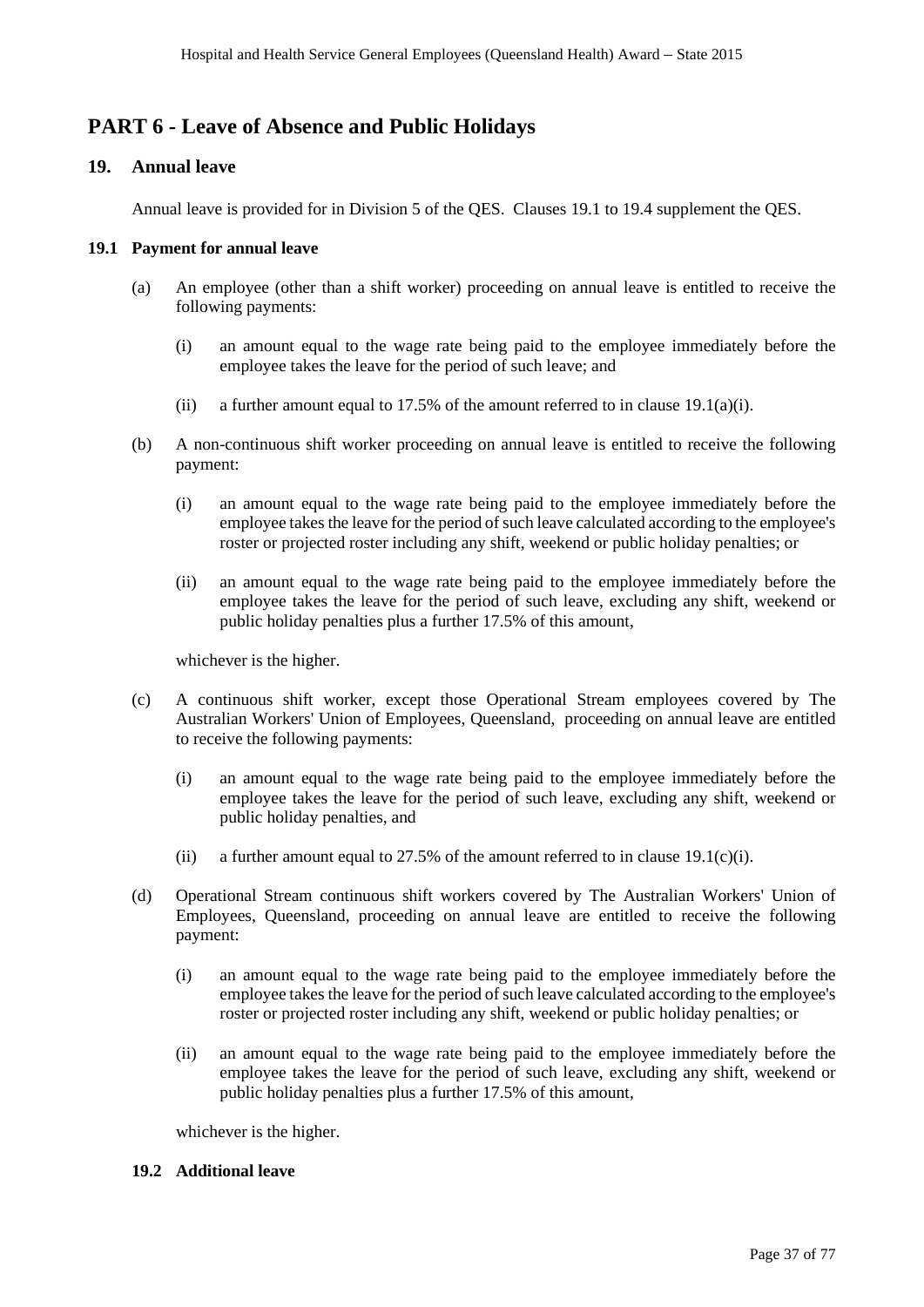# PART 6 - Leave of Absence and Public Holidays

## 19. Annual leave

Annual leave is provided for in Division 5 of the QES. Clauses 19.1 to 19.4 supplement the QES.

### 19.1 Payment for annual leave

(a) An employee (other than a shift worker) proceeding on annual leave is entitled to receive the following payments:

   (i) an amount equal to the wage rate being paid to the employee immediately before the employee takes the leave for the period of such leave; and

   (ii) a further amount equal to 17.5% of the amount referred to in clause 19.1(a)(i).

(b) A non-continuous shift worker proceeding on annual leave is entitled to receive the following payment:

   (i) an amount equal to the wage rate being paid to the employee immediately before the employee takes the leave for the period of such leave calculated according to the employee's roster or projected roster including any shift, weekend or public holiday penalties; or

   (ii) an amount equal to the wage rate being paid to the employee immediately before the employee takes the leave for the period of such leave, excluding any shift, weekend or public holiday penalties plus a further 17.5% of this amount,

   whichever is the higher.

(c) A continuous shift worker, except those Operational Stream employees covered by The Australian Workers' Union of Employees, Queensland, proceeding on annual leave are entitled to receive the following payments:

   (i) an amount equal to the wage rate being paid to the employee immediately before the employee takes the leave for the period of such leave, excluding any shift, weekend or public holiday penalties, and

   (ii) a further amount equal to 27.5% of the amount referred to in clause 19.1(c)(i).

(d) Operational Stream continuous shift workers covered by The Australian Workers' Union of Employees, Queensland, proceeding on annual leave are entitled to receive the following payment:

   (i) an amount equal to the wage rate being paid to the employee immediately before the employee takes the leave for the period of such leave calculated according to the employee's roster or projected roster including any shift, weekend or public holiday penalties; or

   (ii) an amount equal to the wage rate being paid to the employee immediately before the employee takes the leave for the period of such leave, excluding any shift, weekend or public holiday penalties plus a further 17.5% of this amount,

   whichever is the higher.

### 19.2 Additional leave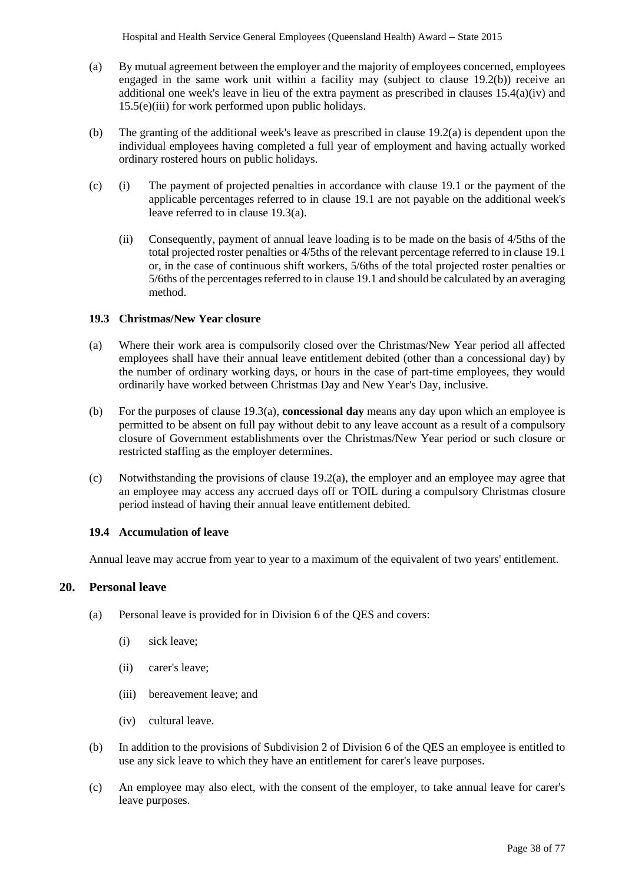(a) By mutual agreement between the employer and the majority of employees concerned, employees engaged in the same work unit within a facility may (subject to clause 19.2(b)) receive an additional one week's leave in lieu of the extra payment as prescribed in clauses 15.4(a)(iv) and 15.5(e)(iii) for work performed upon public holidays.

(b) The granting of the additional week's leave as prescribed in clause 19.2(a) is dependent upon the individual employees having completed a full year of employment and having actually worked ordinary rostered hours on public holidays.

(c) (i) The payment of projected penalties in accordance with clause 19.1 or the payment of the applicable percentages referred to in clause 19.1 are not payable on the additional week's leave referred to in clause 19.3(a).

(ii) Consequently, payment of annual leave loading is to be made on the basis of 4/5ths of the total projected roster penalties or 4/5ths of the relevant percentage referred to in clause 19.1 or, in the case of continuous shift workers, 5/6ths of the total projected roster penalties or 5/6ths of the percentages referred to in clause 19.1 and should be calculated by an averaging method.

### 19.3 Christmas/New Year closure

(a) Where their work area is compulsorily closed over the Christmas/New Year period all affected employees shall have their annual leave entitlement debited (other than a concessional day) by the number of ordinary working days, or hours in the case of part-time employees, they would ordinarily have worked between Christmas Day and New Year's Day, inclusive.

(b) For the purposes of clause 19.3(a), **concessional day** means any day upon which an employee is permitted to be absent on full pay without debit to any leave account as a result of a compulsory closure of Government establishments over the Christmas/New Year period or such closure or restricted staffing as the employer determines.

(c) Notwithstanding the provisions of clause 19.2(a), the employer and an employee may agree that an employee may access any accrued days off or TOIL during a compulsory Christmas closure period instead of having their annual leave entitlement debited.

### 19.4 Accumulation of leave

Annual leave may accrue from year to year to a maximum of the equivalent of two years' entitlement.

## 20. Personal leave

(a) Personal leave is provided for in Division 6 of the QES and covers:

(i) sick leave;

(ii) carer's leave;

(iii) bereavement leave; and

(iv) cultural leave.

(b) In addition to the provisions of Subdivision 2 of Division 6 of the QES an employee is entitled to use any sick leave to which they have an entitlement for carer's leave purposes.

(c) An employee may also elect, with the consent of the employer, to take annual leave for carer's leave purposes.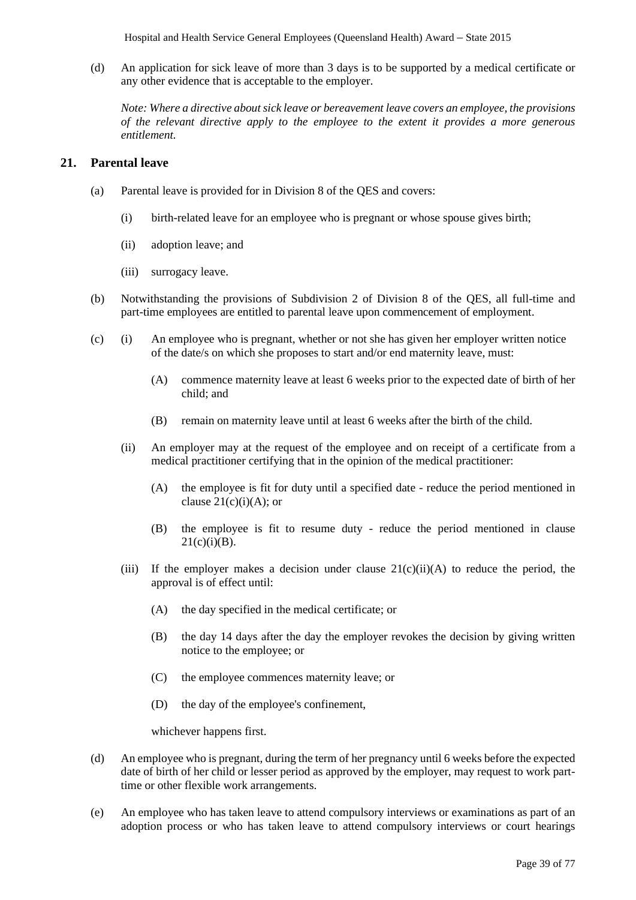(d) An application for sick leave of more than 3 days is to be supported by a medical certificate or any other evidence that is acceptable to the employer.

*Note: Where a directive about sick leave or bereavement leave covers an employee, the provisions of the relevant directive apply to the employee to the extent it provides a more generous entitlement.*

## 21. Parental leave

(a) Parental leave is provided for in Division 8 of the QES and covers:

- (i) birth-related leave for an employee who is pregnant or whose spouse gives birth;
- (ii) adoption leave; and
- (iii) surrogacy leave.

(b) Notwithstanding the provisions of Subdivision 2 of Division 8 of the QES, all full-time and part-time employees are entitled to parental leave upon commencement of employment.

(c) (i) An employee who is pregnant, whether or not she has given her employer written notice of the date/s on which she proposes to start and/or end maternity leave, must:

- (A) commence maternity leave at least 6 weeks prior to the expected date of birth of her child; and
- (B) remain on maternity leave until at least 6 weeks after the birth of the child.

(ii) An employer may at the request of the employee and on receipt of a certificate from a medical practitioner certifying that in the opinion of the medical practitioner:

- (A) the employee is fit for duty until a specified date - reduce the period mentioned in clause 21(c)(i)(A); or
- (B) the employee is fit to resume duty - reduce the period mentioned in clause 21(c)(i)(B).

(iii) If the employer makes a decision under clause 21(c)(ii)(A) to reduce the period, the approval is of effect until:

- (A) the day specified in the medical certificate; or
- (B) the day 14 days after the day the employer revokes the decision by giving written notice to the employee; or
- (C) the employee commences maternity leave; or
- (D) the day of the employee's confinement,

whichever happens first.

(d) An employee who is pregnant, during the term of her pregnancy until 6 weeks before the expected date of birth of her child or lesser period as approved by the employer, may request to work part-time or other flexible work arrangements.

(e) An employee who has taken leave to attend compulsory interviews or examinations as part of an adoption process or who has taken leave to attend compulsory interviews or court hearings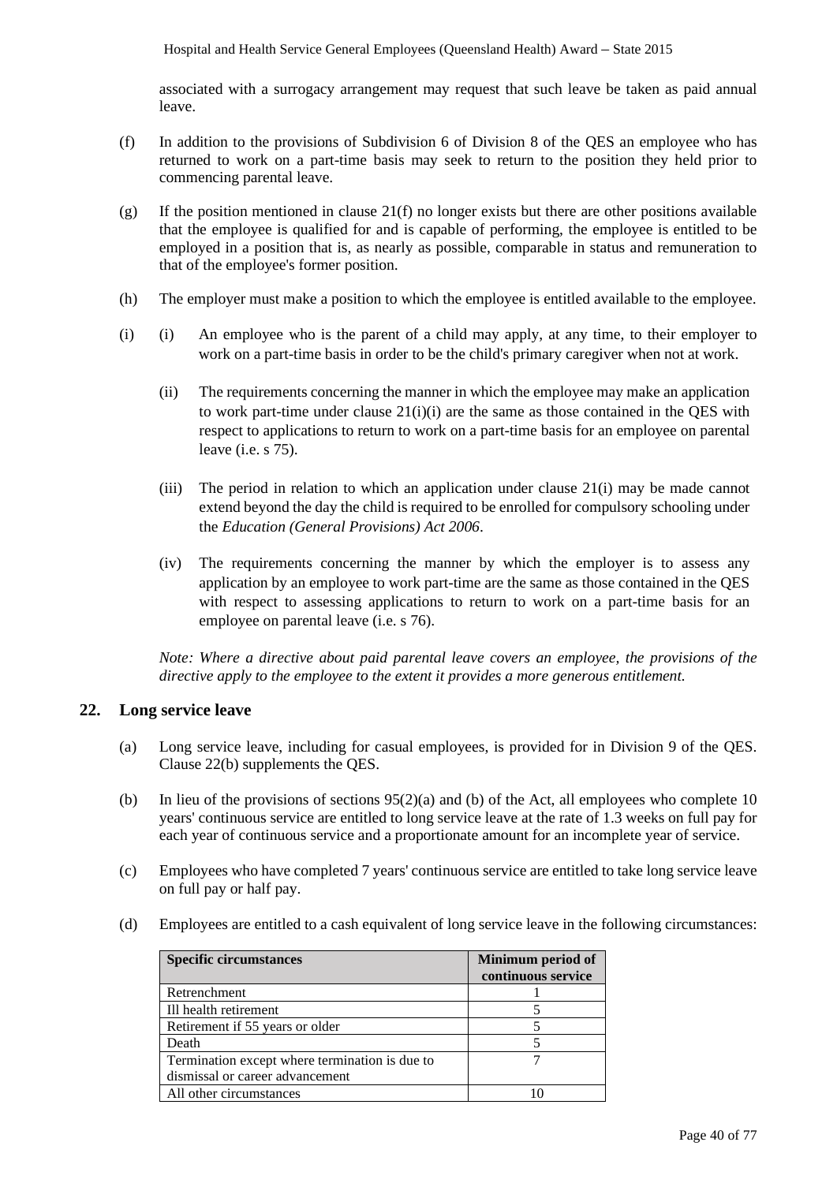associated with a surrogacy arrangement may request that such leave be taken as paid annual leave.

(f) In addition to the provisions of Subdivision 6 of Division 8 of the QES an employee who has returned to work on a part-time basis may seek to return to the position they held prior to commencing parental leave.

(g) If the position mentioned in clause 21(f) no longer exists but there are other positions available that the employee is qualified for and is capable of performing, the employee is entitled to be employed in a position that is, as nearly as possible, comparable in status and remuneration to that of the employee's former position.

(h) The employer must make a position to which the employee is entitled available to the employee.

(i) (i) An employee who is the parent of a child may apply, at any time, to their employer to work on a part-time basis in order to be the child's primary caregiver when not at work.

(ii) The requirements concerning the manner in which the employee may make an application to work part-time under clause 21(i)(i) are the same as those contained in the QES with respect to applications to return to work on a part-time basis for an employee on parental leave (i.e. s 75).

(iii) The period in relation to which an application under clause 21(i) may be made cannot extend beyond the day the child is required to be enrolled for compulsory schooling under the *Education (General Provisions) Act 2006*.

(iv) The requirements concerning the manner by which the employer is to assess any application by an employee to work part-time are the same as those contained in the QES with respect to assessing applications to return to work on a part-time basis for an employee on parental leave (i.e. s 76).

*Note: Where a directive about paid parental leave covers an employee, the provisions of the directive apply to the employee to the extent it provides a more generous entitlement.*

## 22. Long service leave

(a) Long service leave, including for casual employees, is provided for in Division 9 of the QES. Clause 22(b) supplements the QES.

(b) In lieu of the provisions of sections 95(2)(a) and (b) of the Act, all employees who complete 10 years' continuous service are entitled to long service leave at the rate of 1.3 weeks on full pay for each year of continuous service and a proportionate amount for an incomplete year of service.

(c) Employees who have completed 7 years' continuous service are entitled to take long service leave on full pay or half pay.

(d) Employees are entitled to a cash equivalent of long service leave in the following circumstances:

| Specific circumstances | Minimum period of continuous service |
|---|---|
| Retrenchment | 1 |
| Ill health retirement | 5 |
| Retirement if 55 years or older | 5 |
| Death | 5 |
| Termination except where termination is due to dismissal or career advancement | 7 |
| All other circumstances | 10 |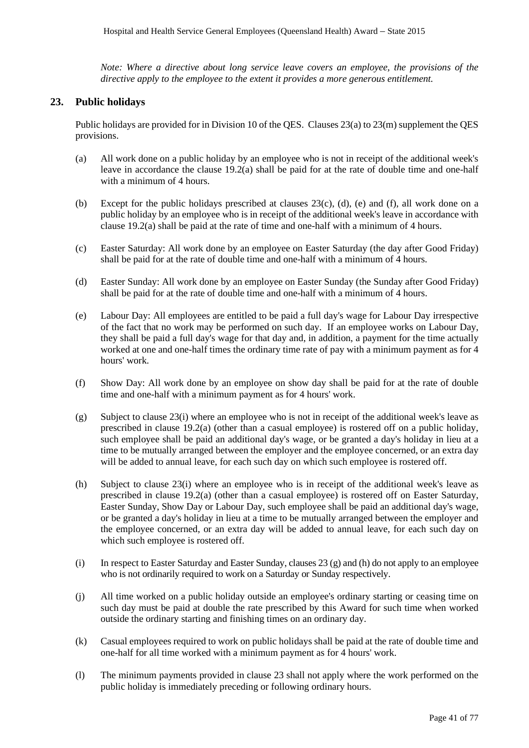*Note: Where a directive about long service leave covers an employee, the provisions of the directive apply to the employee to the extent it provides a more generous entitlement.*

## 23. Public holidays

Public holidays are provided for in Division 10 of the QES. Clauses 23(a) to 23(m) supplement the QES provisions.

(a) All work done on a public holiday by an employee who is not in receipt of the additional week's leave in accordance the clause 19.2(a) shall be paid for at the rate of double time and one-half with a minimum of 4 hours.

(b) Except for the public holidays prescribed at clauses 23(c), (d), (e) and (f), all work done on a public holiday by an employee who is in receipt of the additional week's leave in accordance with clause 19.2(a) shall be paid at the rate of time and one-half with a minimum of 4 hours.

(c) Easter Saturday: All work done by an employee on Easter Saturday (the day after Good Friday) shall be paid for at the rate of double time and one-half with a minimum of 4 hours.

(d) Easter Sunday: All work done by an employee on Easter Sunday (the Sunday after Good Friday) shall be paid for at the rate of double time and one-half with a minimum of 4 hours.

(e) Labour Day: All employees are entitled to be paid a full day's wage for Labour Day irrespective of the fact that no work may be performed on such day. If an employee works on Labour Day, they shall be paid a full day's wage for that day and, in addition, a payment for the time actually worked at one and one-half times the ordinary time rate of pay with a minimum payment as for 4 hours' work.

(f) Show Day: All work done by an employee on show day shall be paid for at the rate of double time and one-half with a minimum payment as for 4 hours' work.

(g) Subject to clause 23(i) where an employee who is not in receipt of the additional week's leave as prescribed in clause 19.2(a) (other than a casual employee) is rostered off on a public holiday, such employee shall be paid an additional day's wage, or be granted a day's holiday in lieu at a time to be mutually arranged between the employer and the employee concerned, or an extra day will be added to annual leave, for each such day on which such employee is rostered off.

(h) Subject to clause 23(i) where an employee who is in receipt of the additional week's leave as prescribed in clause 19.2(a) (other than a casual employee) is rostered off on Easter Saturday, Easter Sunday, Show Day or Labour Day, such employee shall be paid an additional day's wage, or be granted a day's holiday in lieu at a time to be mutually arranged between the employer and the employee concerned, or an extra day will be added to annual leave, for each such day on which such employee is rostered off.

(i) In respect to Easter Saturday and Easter Sunday, clauses 23 (g) and (h) do not apply to an employee who is not ordinarily required to work on a Saturday or Sunday respectively.

(j) All time worked on a public holiday outside an employee's ordinary starting or ceasing time on such day must be paid at double the rate prescribed by this Award for such time when worked outside the ordinary starting and finishing times on an ordinary day.

(k) Casual employees required to work on public holidays shall be paid at the rate of double time and one-half for all time worked with a minimum payment as for 4 hours' work.

(l) The minimum payments provided in clause 23 shall not apply where the work performed on the public holiday is immediately preceding or following ordinary hours.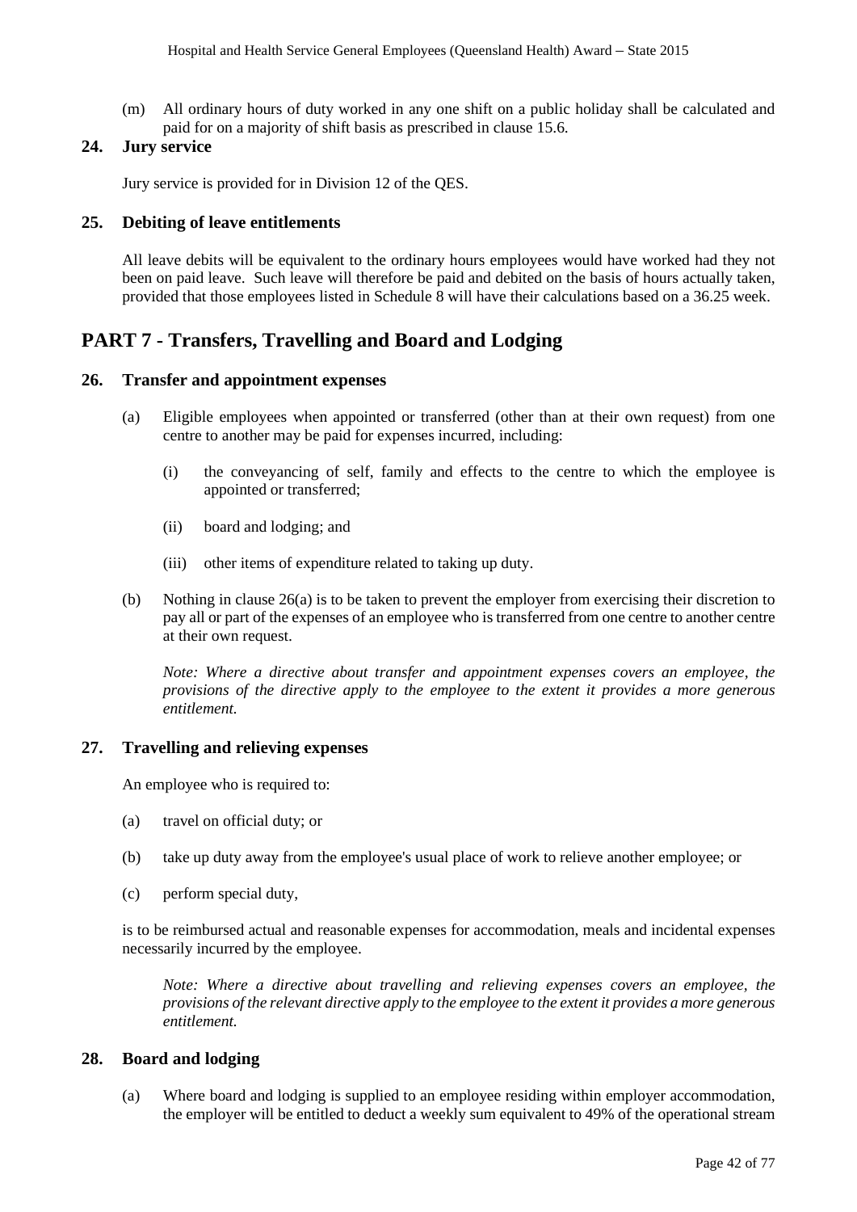(m) All ordinary hours of duty worked in any one shift on a public holiday shall be calculated and paid for on a majority of shift basis as prescribed in clause 15.6.

### 24. Jury service

Jury service is provided for in Division 12 of the QES.

### 25. Debiting of leave entitlements

All leave debits will be equivalent to the ordinary hours employees would have worked had they not been on paid leave. Such leave will therefore be paid and debited on the basis of hours actually taken, provided that those employees listed in Schedule 8 will have their calculations based on a 36.25 week.

## PART 7 - Transfers, Travelling and Board and Lodging

### 26. Transfer and appointment expenses

(a) Eligible employees when appointed or transferred (other than at their own request) from one centre to another may be paid for expenses incurred, including:

  (i) the conveyancing of self, family and effects to the centre to which the employee is appointed or transferred;

  (ii) board and lodging; and

  (iii) other items of expenditure related to taking up duty.

(b) Nothing in clause 26(a) is to be taken to prevent the employer from exercising their discretion to pay all or part of the expenses of an employee who is transferred from one centre to another centre at their own request.

*Note: Where a directive about transfer and appointment expenses covers an employee, the provisions of the directive apply to the employee to the extent it provides a more generous entitlement.*

### 27. Travelling and relieving expenses

An employee who is required to:

(a) travel on official duty; or

(b) take up duty away from the employee's usual place of work to relieve another employee; or

(c) perform special duty,

is to be reimbursed actual and reasonable expenses for accommodation, meals and incidental expenses necessarily incurred by the employee.

*Note: Where a directive about travelling and relieving expenses covers an employee, the provisions of the relevant directive apply to the employee to the extent it provides a more generous entitlement.*

### 28. Board and lodging

(a) Where board and lodging is supplied to an employee residing within employer accommodation, the employer will be entitled to deduct a weekly sum equivalent to 49% of the operational stream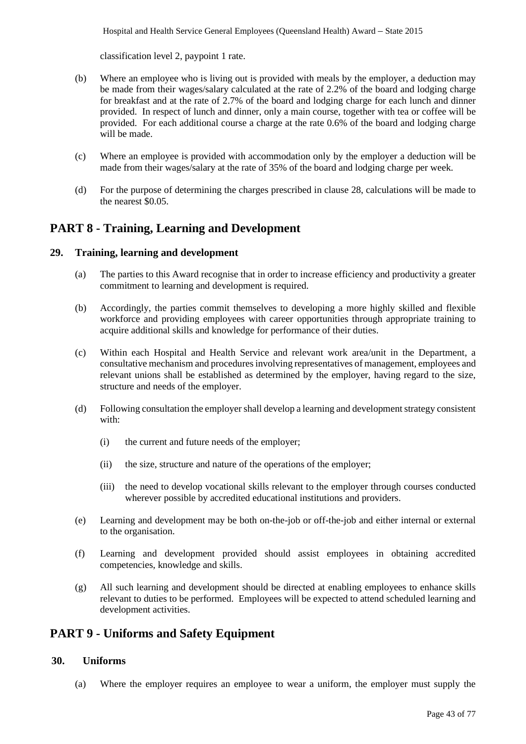classification level 2, paypoint 1 rate.

(b) Where an employee who is living out is provided with meals by the employer, a deduction may be made from their wages/salary calculated at the rate of 2.2% of the board and lodging charge for breakfast and at the rate of 2.7% of the board and lodging charge for each lunch and dinner provided. In respect of lunch and dinner, only a main course, together with tea or coffee will be provided. For each additional course a charge at the rate 0.6% of the board and lodging charge will be made.

(c) Where an employee is provided with accommodation only by the employer a deduction will be made from their wages/salary at the rate of 35% of the board and lodging charge per week.

(d) For the purpose of determining the charges prescribed in clause 28, calculations will be made to the nearest $0.05.

# PART 8 - Training, Learning and Development

## 29. Training, learning and development

(a) The parties to this Award recognise that in order to increase efficiency and productivity a greater commitment to learning and development is required.

(b) Accordingly, the parties commit themselves to developing a more highly skilled and flexible workforce and providing employees with career opportunities through appropriate training to acquire additional skills and knowledge for performance of their duties.

(c) Within each Hospital and Health Service and relevant work area/unit in the Department, a consultative mechanism and procedures involving representatives of management, employees and relevant unions shall be established as determined by the employer, having regard to the size, structure and needs of the employer.

(d) Following consultation the employer shall develop a learning and development strategy consistent with:

- (i) the current and future needs of the employer;
- (ii) the size, structure and nature of the operations of the employer;
- (iii) the need to develop vocational skills relevant to the employer through courses conducted wherever possible by accredited educational institutions and providers.

(e) Learning and development may be both on-the-job or off-the-job and either internal or external to the organisation.

(f) Learning and development provided should assist employees in obtaining accredited competencies, knowledge and skills.

(g) All such learning and development should be directed at enabling employees to enhance skills relevant to duties to be performed. Employees will be expected to attend scheduled learning and development activities.

# PART 9 - Uniforms and Safety Equipment

## 30. Uniforms

(a) Where the employer requires an employee to wear a uniform, the employer must supply the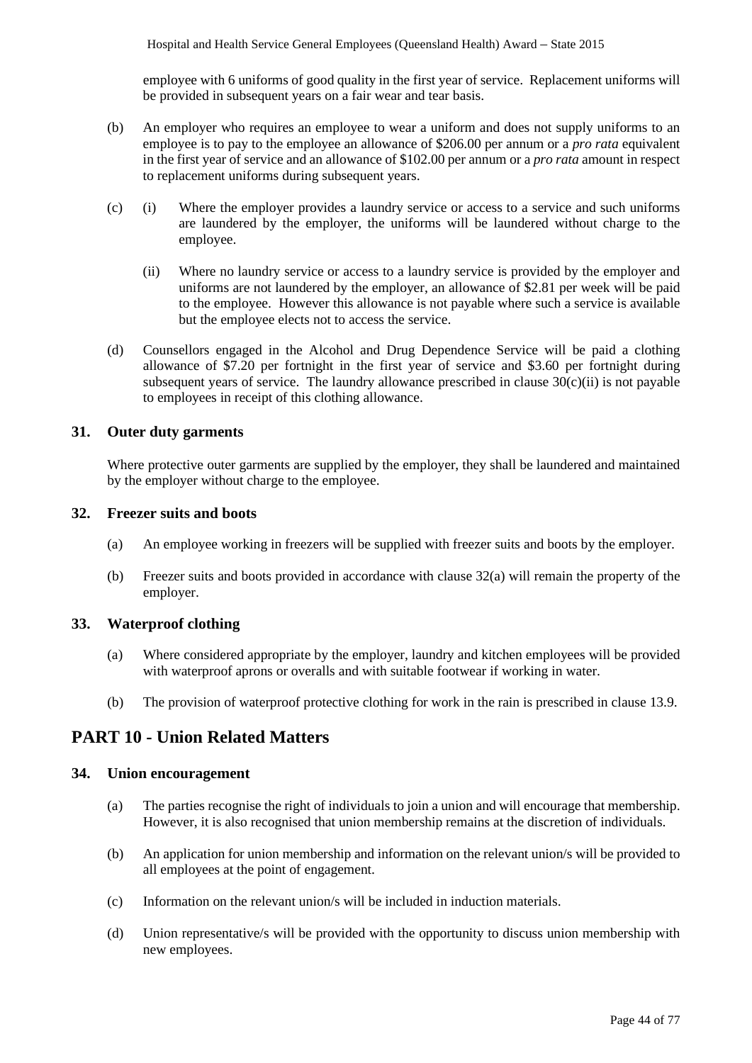employee with 6 uniforms of good quality in the first year of service. Replacement uniforms will be provided in subsequent years on a fair wear and tear basis.

(b) An employer who requires an employee to wear a uniform and does not supply uniforms to an employee is to pay to the employee an allowance of $206.00 per annum or a *pro rata* equivalent in the first year of service and an allowance of $102.00 per annum or a *pro rata* amount in respect to replacement uniforms during subsequent years.

(c) (i) Where the employer provides a laundry service or access to a service and such uniforms are laundered by the employer, the uniforms will be laundered without charge to the employee.

(ii) Where no laundry service or access to a laundry service is provided by the employer and uniforms are not laundered by the employer, an allowance of $2.81 per week will be paid to the employee. However this allowance is not payable where such a service is available but the employee elects not to access the service.

(d) Counsellors engaged in the Alcohol and Drug Dependence Service will be paid a clothing allowance of $7.20 per fortnight in the first year of service and $3.60 per fortnight during subsequent years of service. The laundry allowance prescribed in clause 30(c)(ii) is not payable to employees in receipt of this clothing allowance.

### 31. Outer duty garments

Where protective outer garments are supplied by the employer, they shall be laundered and maintained by the employer without charge to the employee.

### 32. Freezer suits and boots

(a) An employee working in freezers will be supplied with freezer suits and boots by the employer.

(b) Freezer suits and boots provided in accordance with clause 32(a) will remain the property of the employer.

### 33. Waterproof clothing

(a) Where considered appropriate by the employer, laundry and kitchen employees will be provided with waterproof aprons or overalls and with suitable footwear if working in water.

(b) The provision of waterproof protective clothing for work in the rain is prescribed in clause 13.9.

## PART 10 - Union Related Matters

### 34. Union encouragement

(a) The parties recognise the right of individuals to join a union and will encourage that membership. However, it is also recognised that union membership remains at the discretion of individuals.

(b) An application for union membership and information on the relevant union/s will be provided to all employees at the point of engagement.

(c) Information on the relevant union/s will be included in induction materials.

(d) Union representative/s will be provided with the opportunity to discuss union membership with new employees.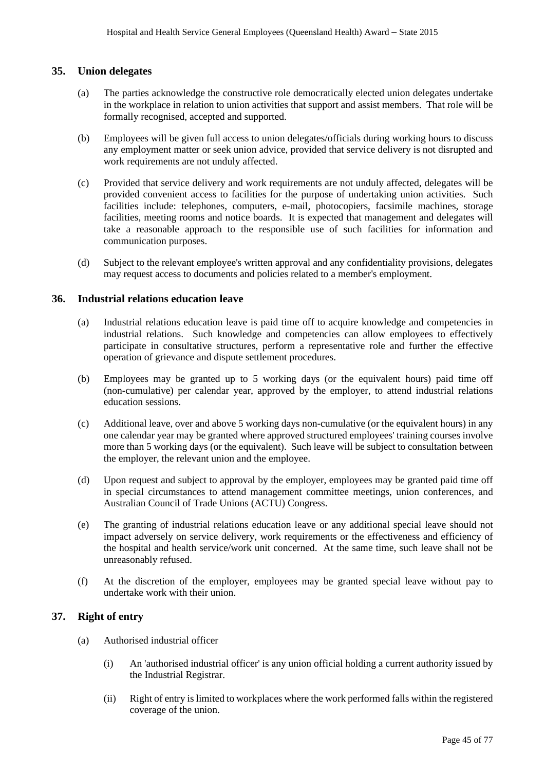## 35. Union delegates

(a) The parties acknowledge the constructive role democratically elected union delegates undertake in the workplace in relation to union activities that support and assist members. That role will be formally recognised, accepted and supported.

(b) Employees will be given full access to union delegates/officials during working hours to discuss any employment matter or seek union advice, provided that service delivery is not disrupted and work requirements are not unduly affected.

(c) Provided that service delivery and work requirements are not unduly affected, delegates will be provided convenient access to facilities for the purpose of undertaking union activities. Such facilities include: telephones, computers, e-mail, photocopiers, facsimile machines, storage facilities, meeting rooms and notice boards. It is expected that management and delegates will take a reasonable approach to the responsible use of such facilities for information and communication purposes.

(d) Subject to the relevant employee's written approval and any confidentiality provisions, delegates may request access to documents and policies related to a member's employment.

## 36. Industrial relations education leave

(a) Industrial relations education leave is paid time off to acquire knowledge and competencies in industrial relations. Such knowledge and competencies can allow employees to effectively participate in consultative structures, perform a representative role and further the effective operation of grievance and dispute settlement procedures.

(b) Employees may be granted up to 5 working days (or the equivalent hours) paid time off (non-cumulative) per calendar year, approved by the employer, to attend industrial relations education sessions.

(c) Additional leave, over and above 5 working days non-cumulative (or the equivalent hours) in any one calendar year may be granted where approved structured employees' training courses involve more than 5 working days (or the equivalent). Such leave will be subject to consultation between the employer, the relevant union and the employee.

(d) Upon request and subject to approval by the employer, employees may be granted paid time off in special circumstances to attend management committee meetings, union conferences, and Australian Council of Trade Unions (ACTU) Congress.

(e) The granting of industrial relations education leave or any additional special leave should not impact adversely on service delivery, work requirements or the effectiveness and efficiency of the hospital and health service/work unit concerned. At the same time, such leave shall not be unreasonably refused.

(f) At the discretion of the employer, employees may be granted special leave without pay to undertake work with their union.

## 37. Right of entry

(a) Authorised industrial officer

(i) An 'authorised industrial officer' is any union official holding a current authority issued by the Industrial Registrar.

(ii) Right of entry is limited to workplaces where the work performed falls within the registered coverage of the union.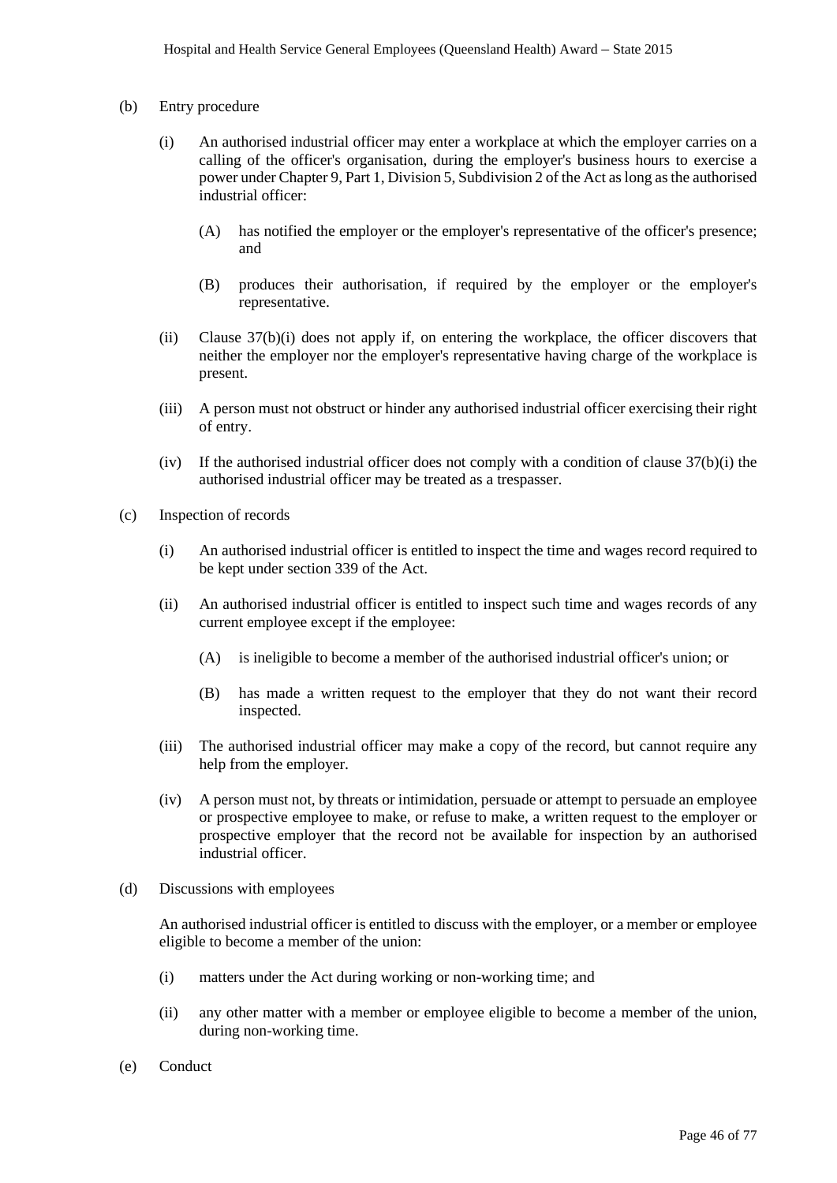(b) Entry procedure

(i) An authorised industrial officer may enter a workplace at which the employer carries on a calling of the officer's organisation, during the employer's business hours to exercise a power under Chapter 9, Part 1, Division 5, Subdivision 2 of the Act as long as the authorised industrial officer:

(A) has notified the employer or the employer's representative of the officer's presence; and

(B) produces their authorisation, if required by the employer or the employer's representative.

(ii) Clause 37(b)(i) does not apply if, on entering the workplace, the officer discovers that neither the employer nor the employer's representative having charge of the workplace is present.

(iii) A person must not obstruct or hinder any authorised industrial officer exercising their right of entry.

(iv) If the authorised industrial officer does not comply with a condition of clause 37(b)(i) the authorised industrial officer may be treated as a trespasser.

(c) Inspection of records

(i) An authorised industrial officer is entitled to inspect the time and wages record required to be kept under section 339 of the Act.

(ii) An authorised industrial officer is entitled to inspect such time and wages records of any current employee except if the employee:

(A) is ineligible to become a member of the authorised industrial officer's union; or

(B) has made a written request to the employer that they do not want their record inspected.

(iii) The authorised industrial officer may make a copy of the record, but cannot require any help from the employer.

(iv) A person must not, by threats or intimidation, persuade or attempt to persuade an employee or prospective employee to make, or refuse to make, a written request to the employer or prospective employer that the record not be available for inspection by an authorised industrial officer.

(d) Discussions with employees

An authorised industrial officer is entitled to discuss with the employer, or a member or employee eligible to become a member of the union:

(i) matters under the Act during working or non-working time; and

(ii) any other matter with a member or employee eligible to become a member of the union, during non-working time.

(e) Conduct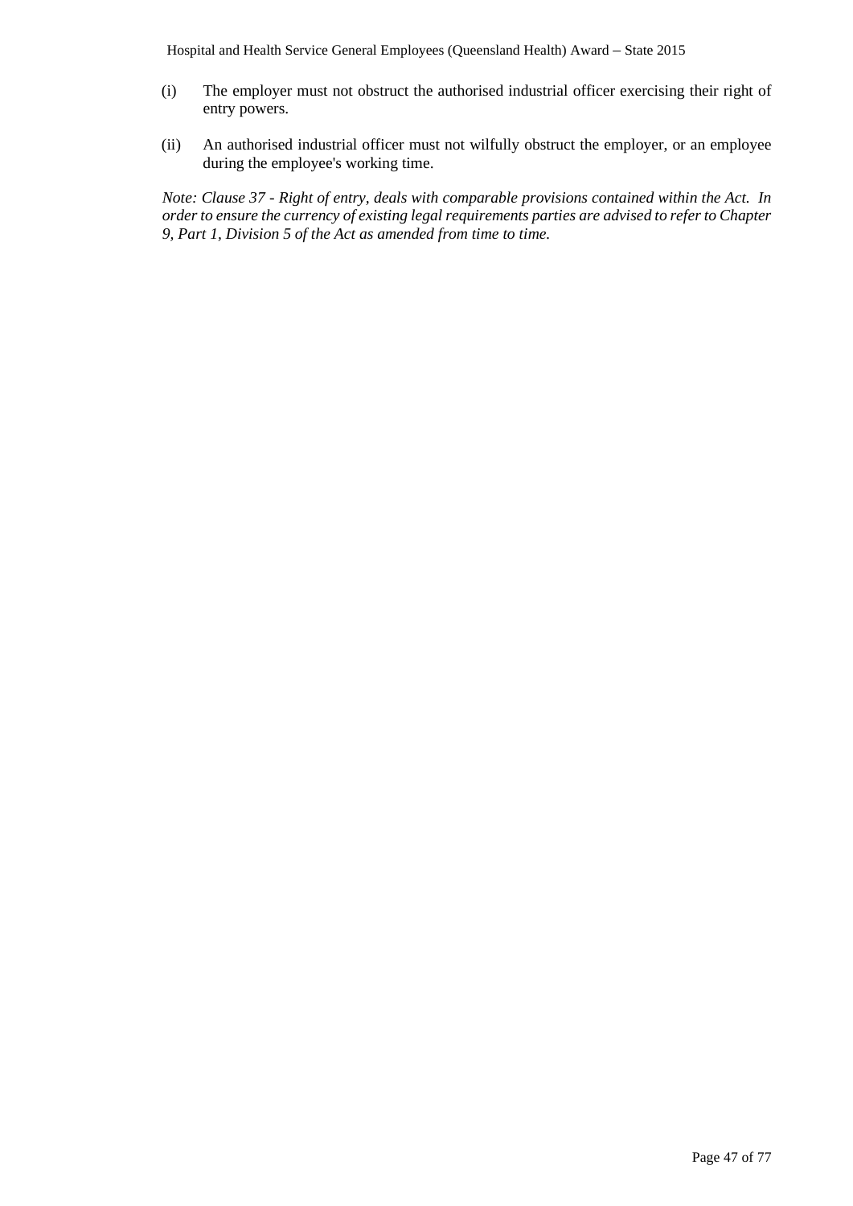(i) The employer must not obstruct the authorised industrial officer exercising their right of entry powers.

(ii) An authorised industrial officer must not wilfully obstruct the employer, or an employee during the employee's working time.

*Note: Clause 37 - Right of entry, deals with comparable provisions contained within the Act. In order to ensure the currency of existing legal requirements parties are advised to refer to Chapter 9, Part 1, Division 5 of the Act as amended from time to time.*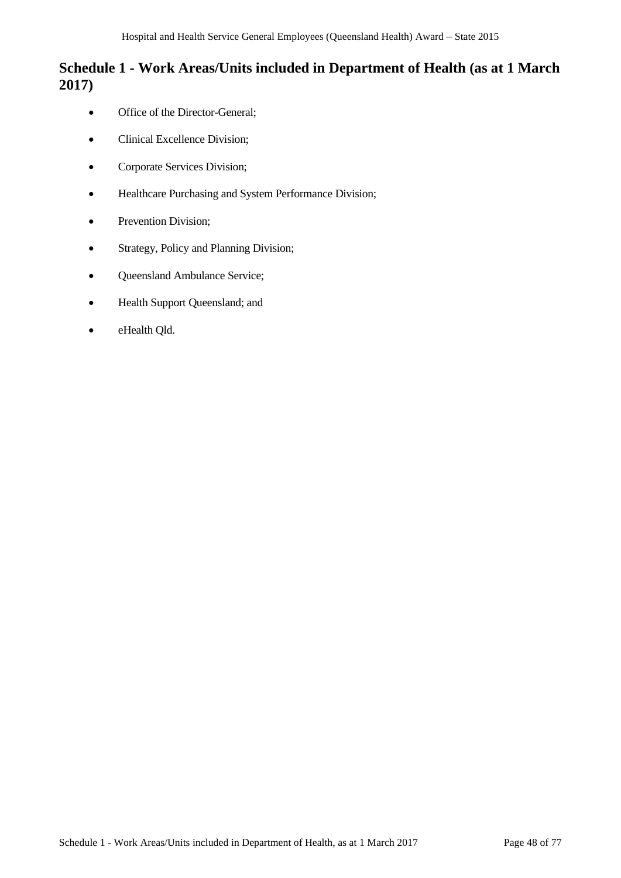## Schedule 1 - Work Areas/Units included in Department of Health (as at 1 March 2017)

- Office of the Director-General;
- Clinical Excellence Division;
- Corporate Services Division;
- Healthcare Purchasing and System Performance Division;
- Prevention Division;
- Strategy, Policy and Planning Division;
- Queensland Ambulance Service;
- Health Support Queensland; and
- eHealth Qld.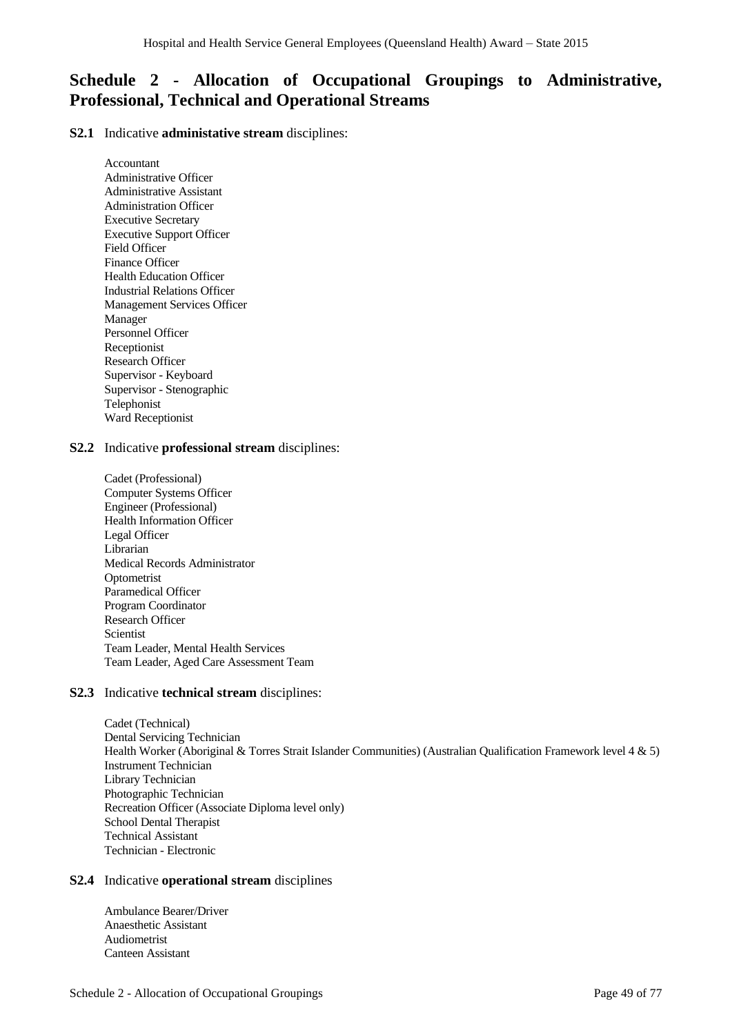# Schedule 2 - Allocation of Occupational Groupings to Administrative, Professional, Technical and Operational Streams

**S2.1** Indicative **administative stream** disciplines:

Accountant
Administrative Officer
Administrative Assistant
Administration Officer
Executive Secretary
Executive Support Officer
Field Officer
Finance Officer
Health Education Officer
Industrial Relations Officer
Management Services Officer
Manager
Personnel Officer
Receptionist
Research Officer
Supervisor - Keyboard
Supervisor - Stenographic
Telephonist
Ward Receptionist

**S2.2** Indicative **professional stream** disciplines:

Cadet (Professional)
Computer Systems Officer
Engineer (Professional)
Health Information Officer
Legal Officer
Librarian
Medical Records Administrator
Optometrist
Paramedical Officer
Program Coordinator
Research Officer
Scientist
Team Leader, Mental Health Services
Team Leader, Aged Care Assessment Team

**S2.3** Indicative **technical stream** disciplines:

Cadet (Technical)
Dental Servicing Technician
Health Worker (Aboriginal & Torres Strait Islander Communities) (Australian Qualification Framework level 4 & 5)
Instrument Technician
Library Technician
Photographic Technician
Recreation Officer (Associate Diploma level only)
School Dental Therapist
Technical Assistant
Technician - Electronic

**S2.4** Indicative **operational stream** disciplines

Ambulance Bearer/Driver
Anaesthetic Assistant
Audiometrist
Canteen Assistant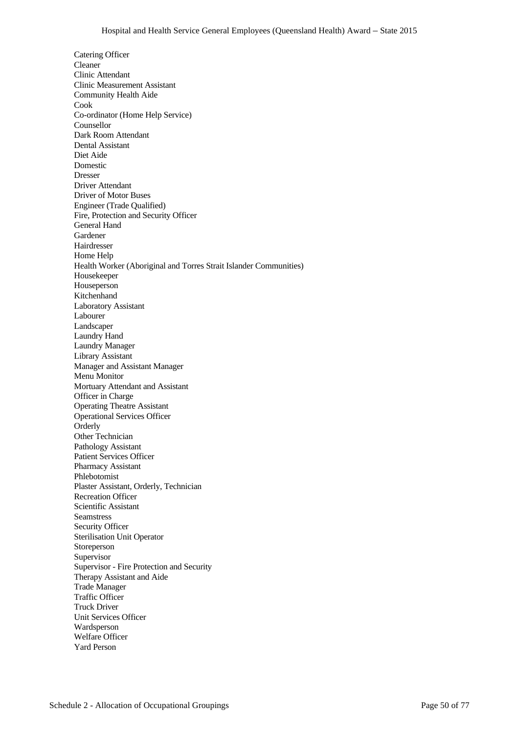Catering Officer
Cleaner
Clinic Attendant
Clinic Measurement Assistant
Community Health Aide
Cook
Co-ordinator (Home Help Service)
Counsellor
Dark Room Attendant
Dental Assistant
Diet Aide
Domestic
Dresser
Driver Attendant
Driver of Motor Buses
Engineer (Trade Qualified)
Fire, Protection and Security Officer
General Hand
Gardener
Hairdresser
Home Help
Health Worker (Aboriginal and Torres Strait Islander Communities)
Housekeeper
Houseperson
Kitchenhand
Laboratory Assistant
Labourer
Landscaper
Laundry Hand
Laundry Manager
Library Assistant
Manager and Assistant Manager
Menu Monitor
Mortuary Attendant and Assistant
Officer in Charge
Operating Theatre Assistant
Operational Services Officer
Orderly
Other Technician
Pathology Assistant
Patient Services Officer
Pharmacy Assistant
Phlebotomist
Plaster Assistant, Orderly, Technician
Recreation Officer
Scientific Assistant
Seamstress
Security Officer
Sterilisation Unit Operator
Storeperson
Supervisor
Supervisor - Fire Protection and Security
Therapy Assistant and Aide
Trade Manager
Traffic Officer
Truck Driver
Unit Services Officer
Wardsperson
Welfare Officer
Yard Person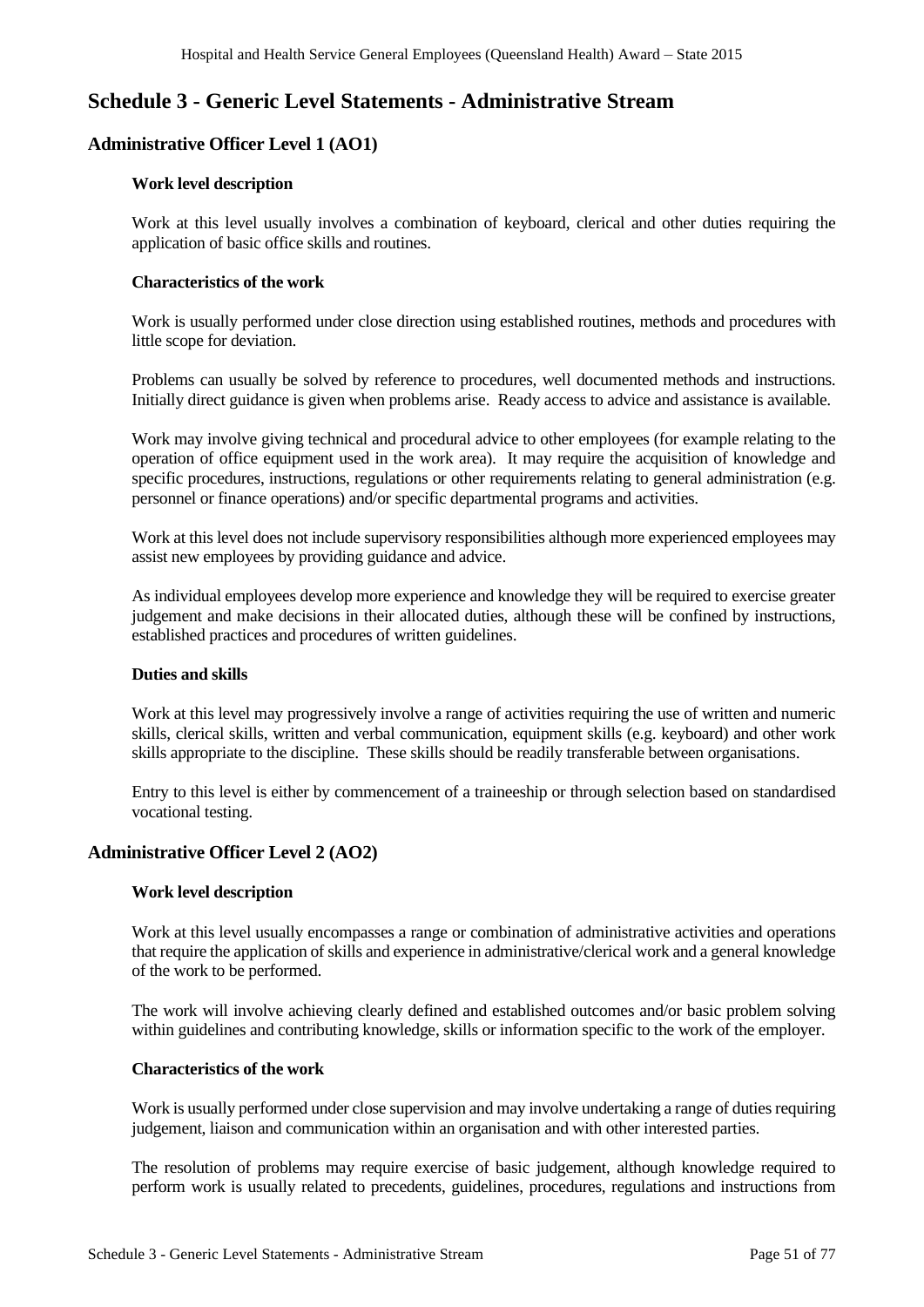# Schedule 3 - Generic Level Statements - Administrative Stream

## Administrative Officer Level 1 (AO1)

### Work level description

Work at this level usually involves a combination of keyboard, clerical and other duties requiring the application of basic office skills and routines.

### Characteristics of the work

Work is usually performed under close direction using established routines, methods and procedures with little scope for deviation.

Problems can usually be solved by reference to procedures, well documented methods and instructions. Initially direct guidance is given when problems arise. Ready access to advice and assistance is available.

Work may involve giving technical and procedural advice to other employees (for example relating to the operation of office equipment used in the work area). It may require the acquisition of knowledge and specific procedures, instructions, regulations or other requirements relating to general administration (e.g. personnel or finance operations) and/or specific departmental programs and activities.

Work at this level does not include supervisory responsibilities although more experienced employees may assist new employees by providing guidance and advice.

As individual employees develop more experience and knowledge they will be required to exercise greater judgement and make decisions in their allocated duties, although these will be confined by instructions, established practices and procedures of written guidelines.

### Duties and skills

Work at this level may progressively involve a range of activities requiring the use of written and numeric skills, clerical skills, written and verbal communication, equipment skills (e.g. keyboard) and other work skills appropriate to the discipline. These skills should be readily transferable between organisations.

Entry to this level is either by commencement of a traineeship or through selection based on standardised vocational testing.

## Administrative Officer Level 2 (AO2)

### Work level description

Work at this level usually encompasses a range or combination of administrative activities and operations that require the application of skills and experience in administrative/clerical work and a general knowledge of the work to be performed.

The work will involve achieving clearly defined and established outcomes and/or basic problem solving within guidelines and contributing knowledge, skills or information specific to the work of the employer.

### Characteristics of the work

Work is usually performed under close supervision and may involve undertaking a range of duties requiring judgement, liaison and communication within an organisation and with other interested parties.

The resolution of problems may require exercise of basic judgement, although knowledge required to perform work is usually related to precedents, guidelines, procedures, regulations and instructions from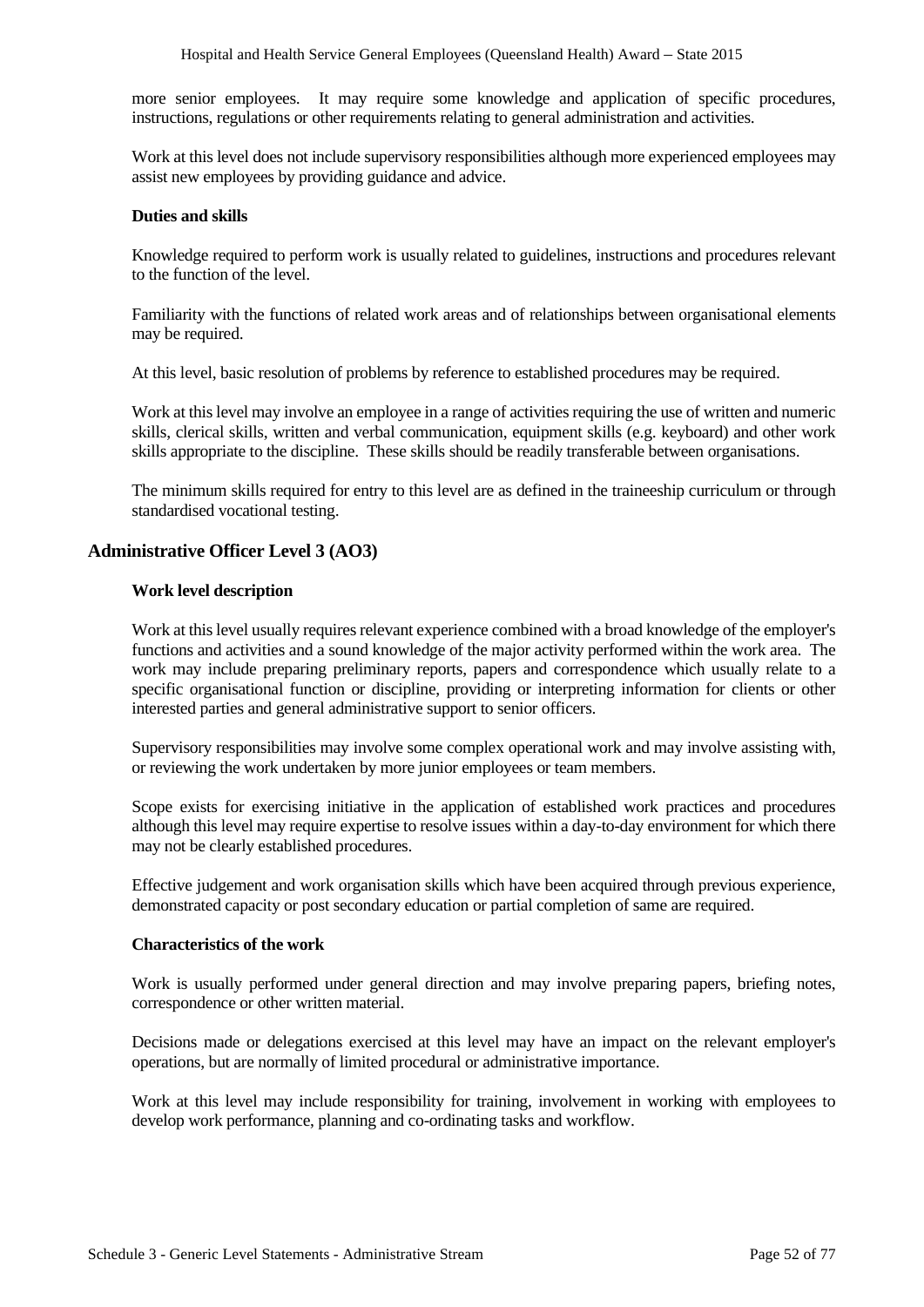more senior employees. It may require some knowledge and application of specific procedures, instructions, regulations or other requirements relating to general administration and activities.

Work at this level does not include supervisory responsibilities although more experienced employees may assist new employees by providing guidance and advice.

**Duties and skills**

Knowledge required to perform work is usually related to guidelines, instructions and procedures relevant to the function of the level.

Familiarity with the functions of related work areas and of relationships between organisational elements may be required.

At this level, basic resolution of problems by reference to established procedures may be required.

Work at this level may involve an employee in a range of activities requiring the use of written and numeric skills, clerical skills, written and verbal communication, equipment skills (e.g. keyboard) and other work skills appropriate to the discipline. These skills should be readily transferable between organisations.

The minimum skills required for entry to this level are as defined in the traineeship curriculum or through standardised vocational testing.

## Administrative Officer Level 3 (AO3)

**Work level description**

Work at this level usually requires relevant experience combined with a broad knowledge of the employer's functions and activities and a sound knowledge of the major activity performed within the work area. The work may include preparing preliminary reports, papers and correspondence which usually relate to a specific organisational function or discipline, providing or interpreting information for clients or other interested parties and general administrative support to senior officers.

Supervisory responsibilities may involve some complex operational work and may involve assisting with, or reviewing the work undertaken by more junior employees or team members.

Scope exists for exercising initiative in the application of established work practices and procedures although this level may require expertise to resolve issues within a day-to-day environment for which there may not be clearly established procedures.

Effective judgement and work organisation skills which have been acquired through previous experience, demonstrated capacity or post secondary education or partial completion of same are required.

**Characteristics of the work**

Work is usually performed under general direction and may involve preparing papers, briefing notes, correspondence or other written material.

Decisions made or delegations exercised at this level may have an impact on the relevant employer's operations, but are normally of limited procedural or administrative importance.

Work at this level may include responsibility for training, involvement in working with employees to develop work performance, planning and co-ordinating tasks and workflow.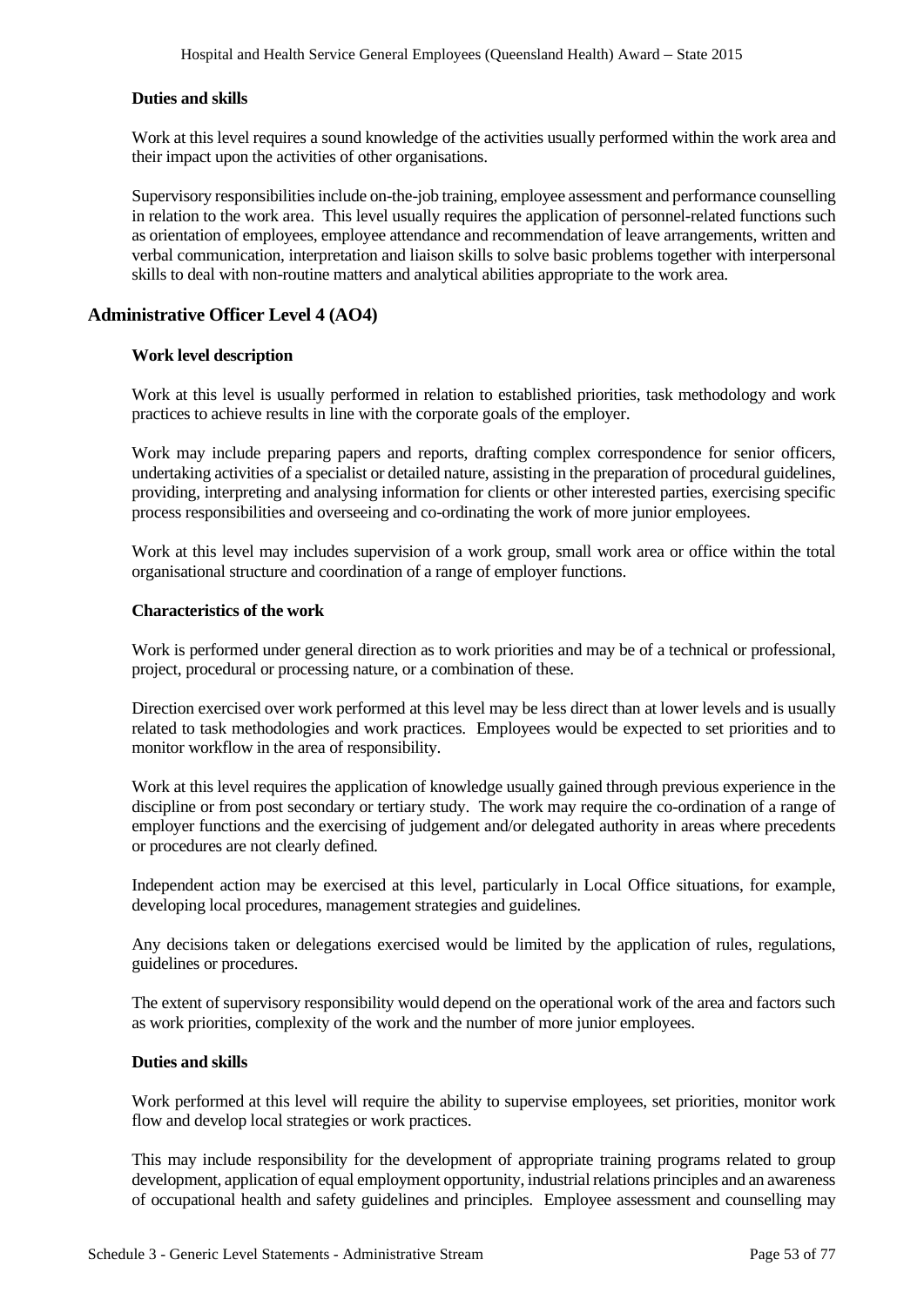#### Duties and skills

Work at this level requires a sound knowledge of the activities usually performed within the work area and their impact upon the activities of other organisations.

Supervisory responsibilities include on-the-job training, employee assessment and performance counselling in relation to the work area. This level usually requires the application of personnel-related functions such as orientation of employees, employee attendance and recommendation of leave arrangements, written and verbal communication, interpretation and liaison skills to solve basic problems together with interpersonal skills to deal with non-routine matters and analytical abilities appropriate to the work area.

### Administrative Officer Level 4 (AO4)

#### Work level description

Work at this level is usually performed in relation to established priorities, task methodology and work practices to achieve results in line with the corporate goals of the employer.

Work may include preparing papers and reports, drafting complex correspondence for senior officers, undertaking activities of a specialist or detailed nature, assisting in the preparation of procedural guidelines, providing, interpreting and analysing information for clients or other interested parties, exercising specific process responsibilities and overseeing and co-ordinating the work of more junior employees.

Work at this level may includes supervision of a work group, small work area or office within the total organisational structure and coordination of a range of employer functions.

#### Characteristics of the work

Work is performed under general direction as to work priorities and may be of a technical or professional, project, procedural or processing nature, or a combination of these.

Direction exercised over work performed at this level may be less direct than at lower levels and is usually related to task methodologies and work practices. Employees would be expected to set priorities and to monitor workflow in the area of responsibility.

Work at this level requires the application of knowledge usually gained through previous experience in the discipline or from post secondary or tertiary study. The work may require the co-ordination of a range of employer functions and the exercising of judgement and/or delegated authority in areas where precedents or procedures are not clearly defined.

Independent action may be exercised at this level, particularly in Local Office situations, for example, developing local procedures, management strategies and guidelines.

Any decisions taken or delegations exercised would be limited by the application of rules, regulations, guidelines or procedures.

The extent of supervisory responsibility would depend on the operational work of the area and factors such as work priorities, complexity of the work and the number of more junior employees.

#### Duties and skills

Work performed at this level will require the ability to supervise employees, set priorities, monitor work flow and develop local strategies or work practices.

This may include responsibility for the development of appropriate training programs related to group development, application of equal employment opportunity, industrial relations principles and an awareness of occupational health and safety guidelines and principles. Employee assessment and counselling may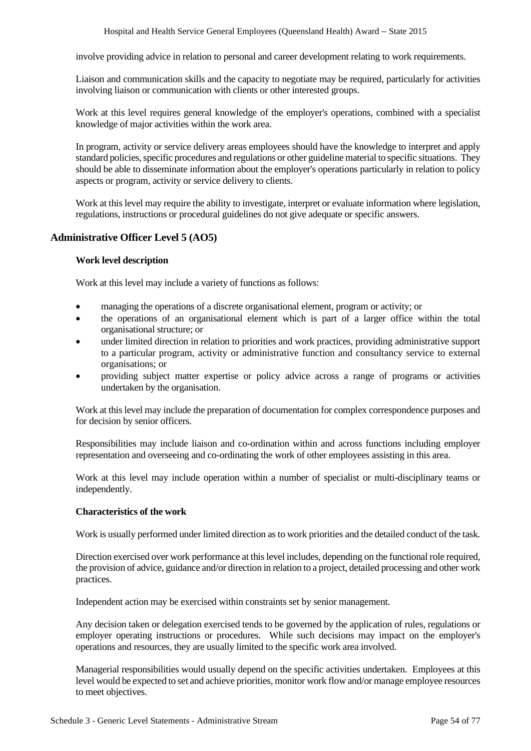involve providing advice in relation to personal and career development relating to work requirements.

Liaison and communication skills and the capacity to negotiate may be required, particularly for activities involving liaison or communication with clients or other interested groups.

Work at this level requires general knowledge of the employer's operations, combined with a specialist knowledge of major activities within the work area.

In program, activity or service delivery areas employees should have the knowledge to interpret and apply standard policies, specific procedures and regulations or other guideline material to specific situations. They should be able to disseminate information about the employer's operations particularly in relation to policy aspects or program, activity or service delivery to clients.

Work at this level may require the ability to investigate, interpret or evaluate information where legislation, regulations, instructions or procedural guidelines do not give adequate or specific answers.

## Administrative Officer Level 5 (AO5)

**Work level description**

Work at this level may include a variety of functions as follows:

- managing the operations of a discrete organisational element, program or activity; or
- the operations of an organisational element which is part of a larger office within the total organisational structure; or
- under limited direction in relation to priorities and work practices, providing administrative support to a particular program, activity or administrative function and consultancy service to external organisations; or
- providing subject matter expertise or policy advice across a range of programs or activities undertaken by the organisation.

Work at this level may include the preparation of documentation for complex correspondence purposes and for decision by senior officers.

Responsibilities may include liaison and co-ordination within and across functions including employer representation and overseeing and co-ordinating the work of other employees assisting in this area.

Work at this level may include operation within a number of specialist or multi-disciplinary teams or independently.

**Characteristics of the work**

Work is usually performed under limited direction as to work priorities and the detailed conduct of the task.

Direction exercised over work performance at this level includes, depending on the functional role required, the provision of advice, guidance and/or direction in relation to a project, detailed processing and other work practices.

Independent action may be exercised within constraints set by senior management.

Any decision taken or delegation exercised tends to be governed by the application of rules, regulations or employer operating instructions or procedures. While such decisions may impact on the employer's operations and resources, they are usually limited to the specific work area involved.

Managerial responsibilities would usually depend on the specific activities undertaken. Employees at this level would be expected to set and achieve priorities, monitor work flow and/or manage employee resources to meet objectives.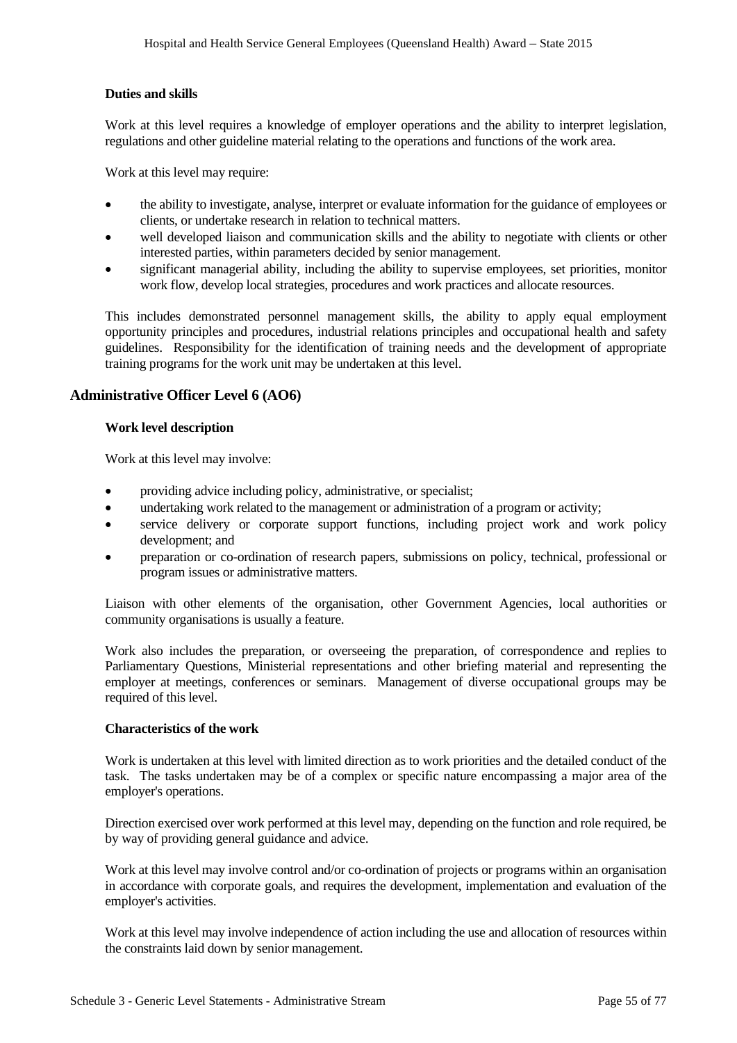#### Duties and skills

Work at this level requires a knowledge of employer operations and the ability to interpret legislation, regulations and other guideline material relating to the operations and functions of the work area.

Work at this level may require:

- the ability to investigate, analyse, interpret or evaluate information for the guidance of employees or clients, or undertake research in relation to technical matters.
- well developed liaison and communication skills and the ability to negotiate with clients or other interested parties, within parameters decided by senior management.
- significant managerial ability, including the ability to supervise employees, set priorities, monitor work flow, develop local strategies, procedures and work practices and allocate resources.

This includes demonstrated personnel management skills, the ability to apply equal employment opportunity principles and procedures, industrial relations principles and occupational health and safety guidelines. Responsibility for the identification of training needs and the development of appropriate training programs for the work unit may be undertaken at this level.

### Administrative Officer Level 6 (AO6)

#### Work level description

Work at this level may involve:

- providing advice including policy, administrative, or specialist;
- undertaking work related to the management or administration of a program or activity;
- service delivery or corporate support functions, including project work and work policy development; and
- preparation or co-ordination of research papers, submissions on policy, technical, professional or program issues or administrative matters.

Liaison with other elements of the organisation, other Government Agencies, local authorities or community organisations is usually a feature.

Work also includes the preparation, or overseeing the preparation, of correspondence and replies to Parliamentary Questions, Ministerial representations and other briefing material and representing the employer at meetings, conferences or seminars. Management of diverse occupational groups may be required of this level.

#### Characteristics of the work

Work is undertaken at this level with limited direction as to work priorities and the detailed conduct of the task. The tasks undertaken may be of a complex or specific nature encompassing a major area of the employer's operations.

Direction exercised over work performed at this level may, depending on the function and role required, be by way of providing general guidance and advice.

Work at this level may involve control and/or co-ordination of projects or programs within an organisation in accordance with corporate goals, and requires the development, implementation and evaluation of the employer's activities.

Work at this level may involve independence of action including the use and allocation of resources within the constraints laid down by senior management.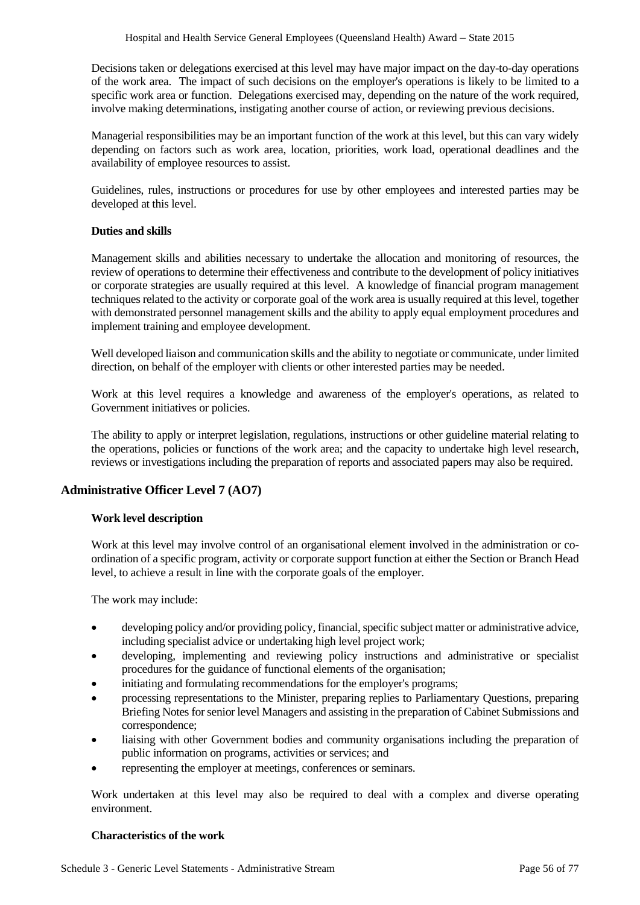Decisions taken or delegations exercised at this level may have major impact on the day-to-day operations of the work area. The impact of such decisions on the employer's operations is likely to be limited to a specific work area or function. Delegations exercised may, depending on the nature of the work required, involve making determinations, instigating another course of action, or reviewing previous decisions.

Managerial responsibilities may be an important function of the work at this level, but this can vary widely depending on factors such as work area, location, priorities, work load, operational deadlines and the availability of employee resources to assist.

Guidelines, rules, instructions or procedures for use by other employees and interested parties may be developed at this level.

**Duties and skills**

Management skills and abilities necessary to undertake the allocation and monitoring of resources, the review of operations to determine their effectiveness and contribute to the development of policy initiatives or corporate strategies are usually required at this level. A knowledge of financial program management techniques related to the activity or corporate goal of the work area is usually required at this level, together with demonstrated personnel management skills and the ability to apply equal employment procedures and implement training and employee development.

Well developed liaison and communication skills and the ability to negotiate or communicate, under limited direction, on behalf of the employer with clients or other interested parties may be needed.

Work at this level requires a knowledge and awareness of the employer's operations, as related to Government initiatives or policies.

The ability to apply or interpret legislation, regulations, instructions or other guideline material relating to the operations, policies or functions of the work area; and the capacity to undertake high level research, reviews or investigations including the preparation of reports and associated papers may also be required.

## Administrative Officer Level 7 (AO7)

**Work level description**

Work at this level may involve control of an organisational element involved in the administration or co-ordination of a specific program, activity or corporate support function at either the Section or Branch Head level, to achieve a result in line with the corporate goals of the employer.

The work may include:

- developing policy and/or providing policy, financial, specific subject matter or administrative advice, including specialist advice or undertaking high level project work;
- developing, implementing and reviewing policy instructions and administrative or specialist procedures for the guidance of functional elements of the organisation;
- initiating and formulating recommendations for the employer's programs;
- processing representations to the Minister, preparing replies to Parliamentary Questions, preparing Briefing Notes for senior level Managers and assisting in the preparation of Cabinet Submissions and correspondence;
- liaising with other Government bodies and community organisations including the preparation of public information on programs, activities or services; and
- representing the employer at meetings, conferences or seminars.

Work undertaken at this level may also be required to deal with a complex and diverse operating environment.

**Characteristics of the work**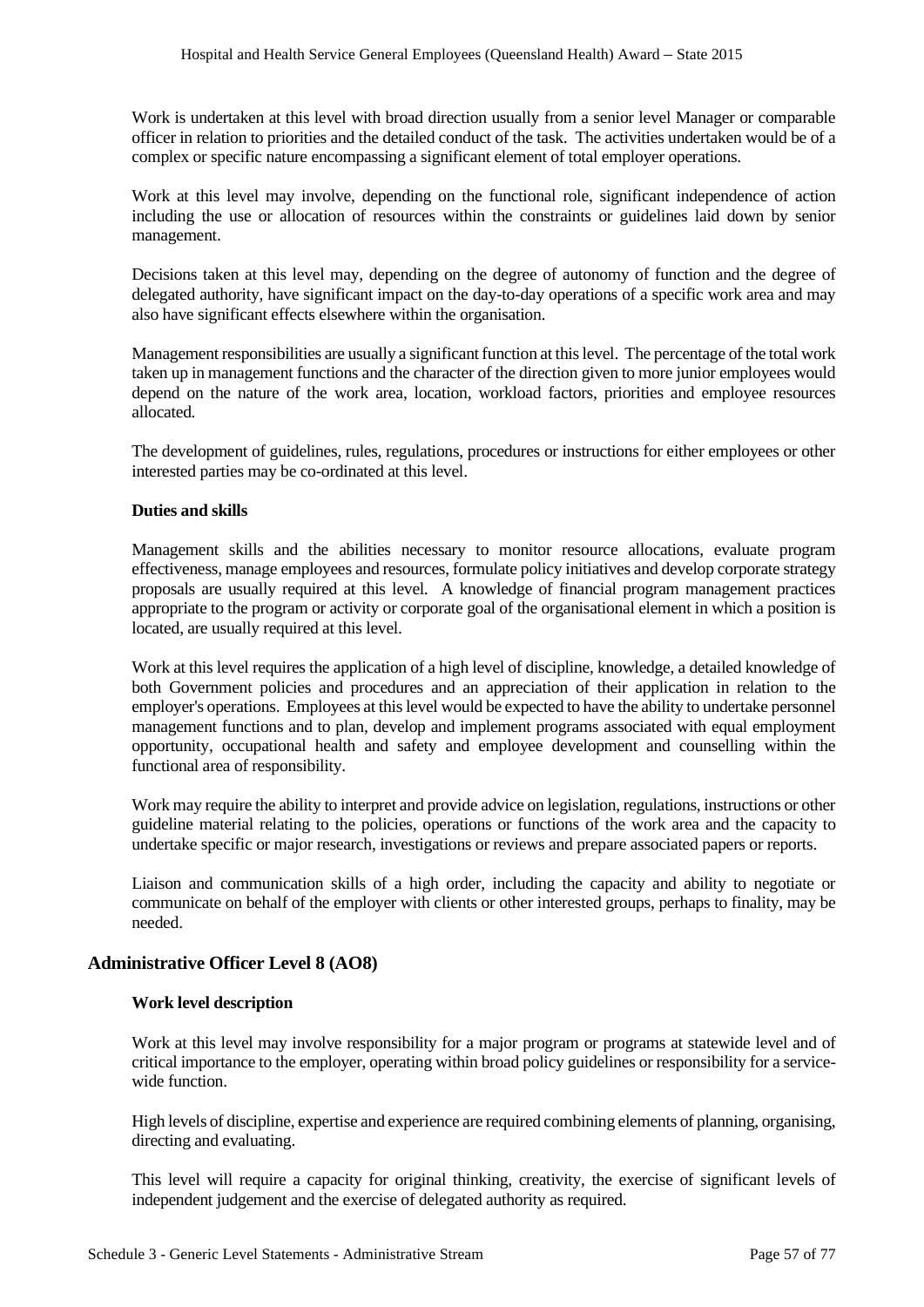Work is undertaken at this level with broad direction usually from a senior level Manager or comparable officer in relation to priorities and the detailed conduct of the task. The activities undertaken would be of a complex or specific nature encompassing a significant element of total employer operations.

Work at this level may involve, depending on the functional role, significant independence of action including the use or allocation of resources within the constraints or guidelines laid down by senior management.

Decisions taken at this level may, depending on the degree of autonomy of function and the degree of delegated authority, have significant impact on the day-to-day operations of a specific work area and may also have significant effects elsewhere within the organisation.

Management responsibilities are usually a significant function at this level. The percentage of the total work taken up in management functions and the character of the direction given to more junior employees would depend on the nature of the work area, location, workload factors, priorities and employee resources allocated.

The development of guidelines, rules, regulations, procedures or instructions for either employees or other interested parties may be co-ordinated at this level.

**Duties and skills**

Management skills and the abilities necessary to monitor resource allocations, evaluate program effectiveness, manage employees and resources, formulate policy initiatives and develop corporate strategy proposals are usually required at this level. A knowledge of financial program management practices appropriate to the program or activity or corporate goal of the organisational element in which a position is located, are usually required at this level.

Work at this level requires the application of a high level of discipline, knowledge, a detailed knowledge of both Government policies and procedures and an appreciation of their application in relation to the employer's operations. Employees at this level would be expected to have the ability to undertake personnel management functions and to plan, develop and implement programs associated with equal employment opportunity, occupational health and safety and employee development and counselling within the functional area of responsibility.

Work may require the ability to interpret and provide advice on legislation, regulations, instructions or other guideline material relating to the policies, operations or functions of the work area and the capacity to undertake specific or major research, investigations or reviews and prepare associated papers or reports.

Liaison and communication skills of a high order, including the capacity and ability to negotiate or communicate on behalf of the employer with clients or other interested groups, perhaps to finality, may be needed.

## Administrative Officer Level 8 (AO8)

**Work level description**

Work at this level may involve responsibility for a major program or programs at statewide level and of critical importance to the employer, operating within broad policy guidelines or responsibility for a service-wide function.

High levels of discipline, expertise and experience are required combining elements of planning, organising, directing and evaluating.

This level will require a capacity for original thinking, creativity, the exercise of significant levels of independent judgement and the exercise of delegated authority as required.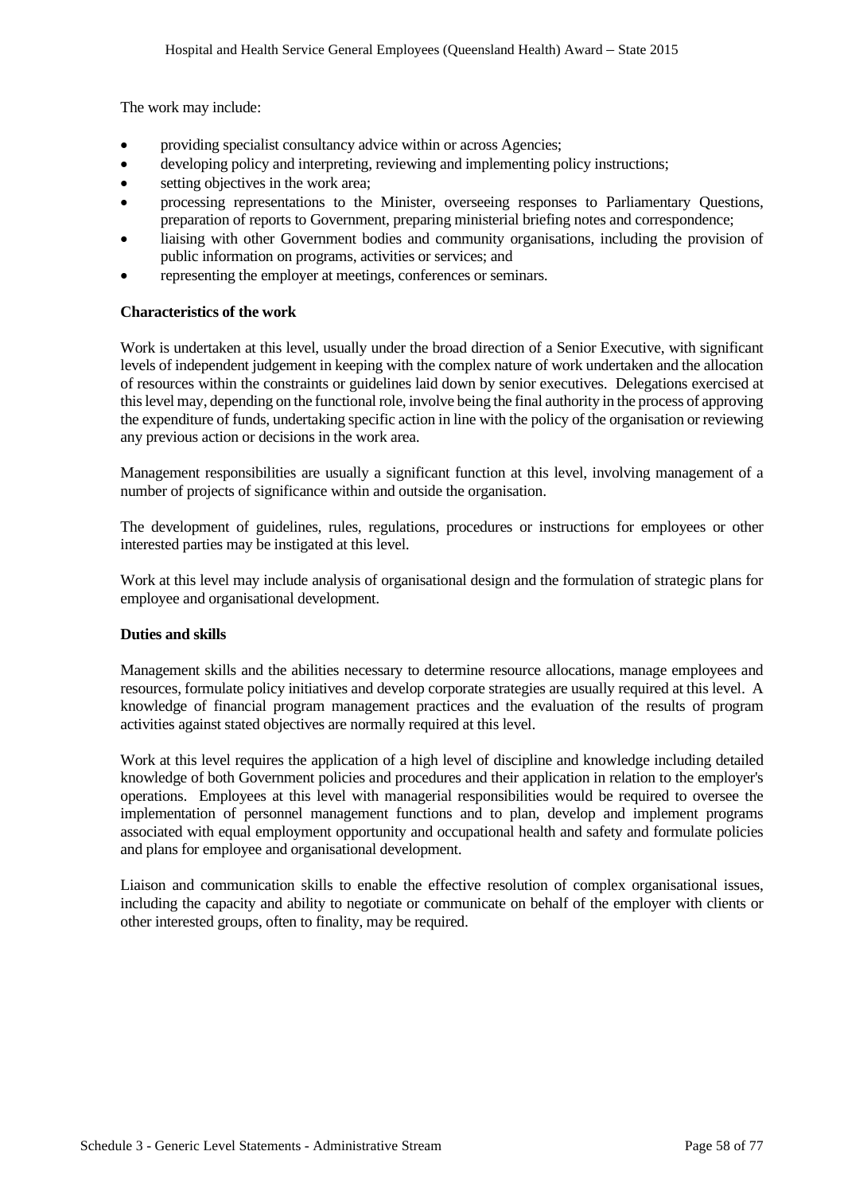The work may include:

- providing specialist consultancy advice within or across Agencies;
- developing policy and interpreting, reviewing and implementing policy instructions;
- setting objectives in the work area;
- processing representations to the Minister, overseeing responses to Parliamentary Questions, preparation of reports to Government, preparing ministerial briefing notes and correspondence;
- liaising with other Government bodies and community organisations, including the provision of public information on programs, activities or services; and
- representing the employer at meetings, conferences or seminars.

**Characteristics of the work**

Work is undertaken at this level, usually under the broad direction of a Senior Executive, with significant levels of independent judgement in keeping with the complex nature of work undertaken and the allocation of resources within the constraints or guidelines laid down by senior executives. Delegations exercised at this level may, depending on the functional role, involve being the final authority in the process of approving the expenditure of funds, undertaking specific action in line with the policy of the organisation or reviewing any previous action or decisions in the work area.

Management responsibilities are usually a significant function at this level, involving management of a number of projects of significance within and outside the organisation.

The development of guidelines, rules, regulations, procedures or instructions for employees or other interested parties may be instigated at this level.

Work at this level may include analysis of organisational design and the formulation of strategic plans for employee and organisational development.

**Duties and skills**

Management skills and the abilities necessary to determine resource allocations, manage employees and resources, formulate policy initiatives and develop corporate strategies are usually required at this level. A knowledge of financial program management practices and the evaluation of the results of program activities against stated objectives are normally required at this level.

Work at this level requires the application of a high level of discipline and knowledge including detailed knowledge of both Government policies and procedures and their application in relation to the employer's operations. Employees at this level with managerial responsibilities would be required to oversee the implementation of personnel management functions and to plan, develop and implement programs associated with equal employment opportunity and occupational health and safety and formulate policies and plans for employee and organisational development.

Liaison and communication skills to enable the effective resolution of complex organisational issues, including the capacity and ability to negotiate or communicate on behalf of the employer with clients or other interested groups, often to finality, may be required.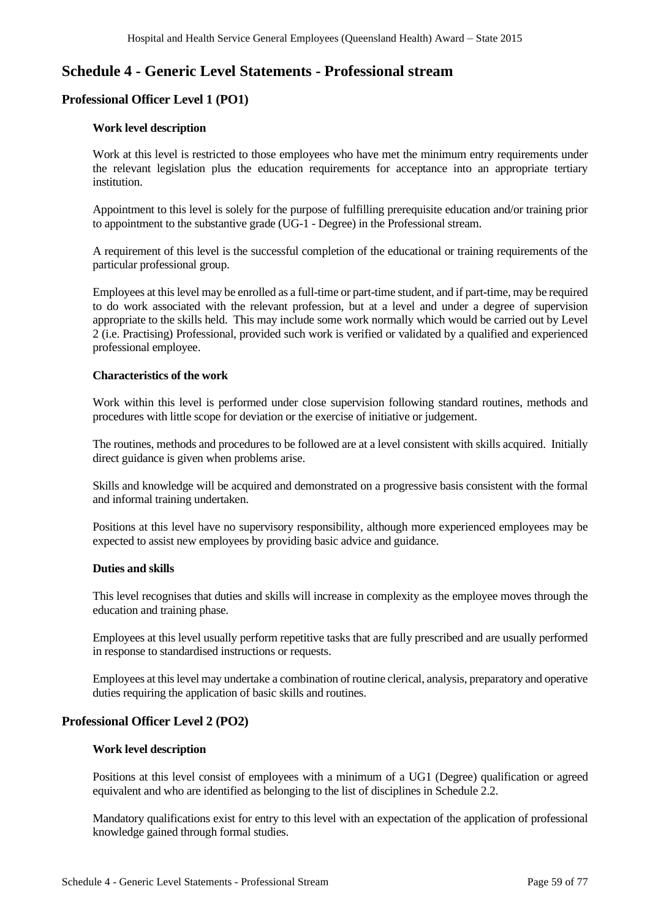# Schedule 4 - Generic Level Statements - Professional stream

## Professional Officer Level 1 (PO1)

### Work level description

Work at this level is restricted to those employees who have met the minimum entry requirements under the relevant legislation plus the education requirements for acceptance into an appropriate tertiary institution.

Appointment to this level is solely for the purpose of fulfilling prerequisite education and/or training prior to appointment to the substantive grade (UG-1 - Degree) in the Professional stream.

A requirement of this level is the successful completion of the educational or training requirements of the particular professional group.

Employees at this level may be enrolled as a full-time or part-time student, and if part-time, may be required to do work associated with the relevant profession, but at a level and under a degree of supervision appropriate to the skills held. This may include some work normally which would be carried out by Level 2 (i.e. Practising) Professional, provided such work is verified or validated by a qualified and experienced professional employee.

### Characteristics of the work

Work within this level is performed under close supervision following standard routines, methods and procedures with little scope for deviation or the exercise of initiative or judgement.

The routines, methods and procedures to be followed are at a level consistent with skills acquired. Initially direct guidance is given when problems arise.

Skills and knowledge will be acquired and demonstrated on a progressive basis consistent with the formal and informal training undertaken.

Positions at this level have no supervisory responsibility, although more experienced employees may be expected to assist new employees by providing basic advice and guidance.

### Duties and skills

This level recognises that duties and skills will increase in complexity as the employee moves through the education and training phase.

Employees at this level usually perform repetitive tasks that are fully prescribed and are usually performed in response to standardised instructions or requests.

Employees at this level may undertake a combination of routine clerical, analysis, preparatory and operative duties requiring the application of basic skills and routines.

## Professional Officer Level 2 (PO2)

### Work level description

Positions at this level consist of employees with a minimum of a UG1 (Degree) qualification or agreed equivalent and who are identified as belonging to the list of disciplines in Schedule 2.2.

Mandatory qualifications exist for entry to this level with an expectation of the application of professional knowledge gained through formal studies.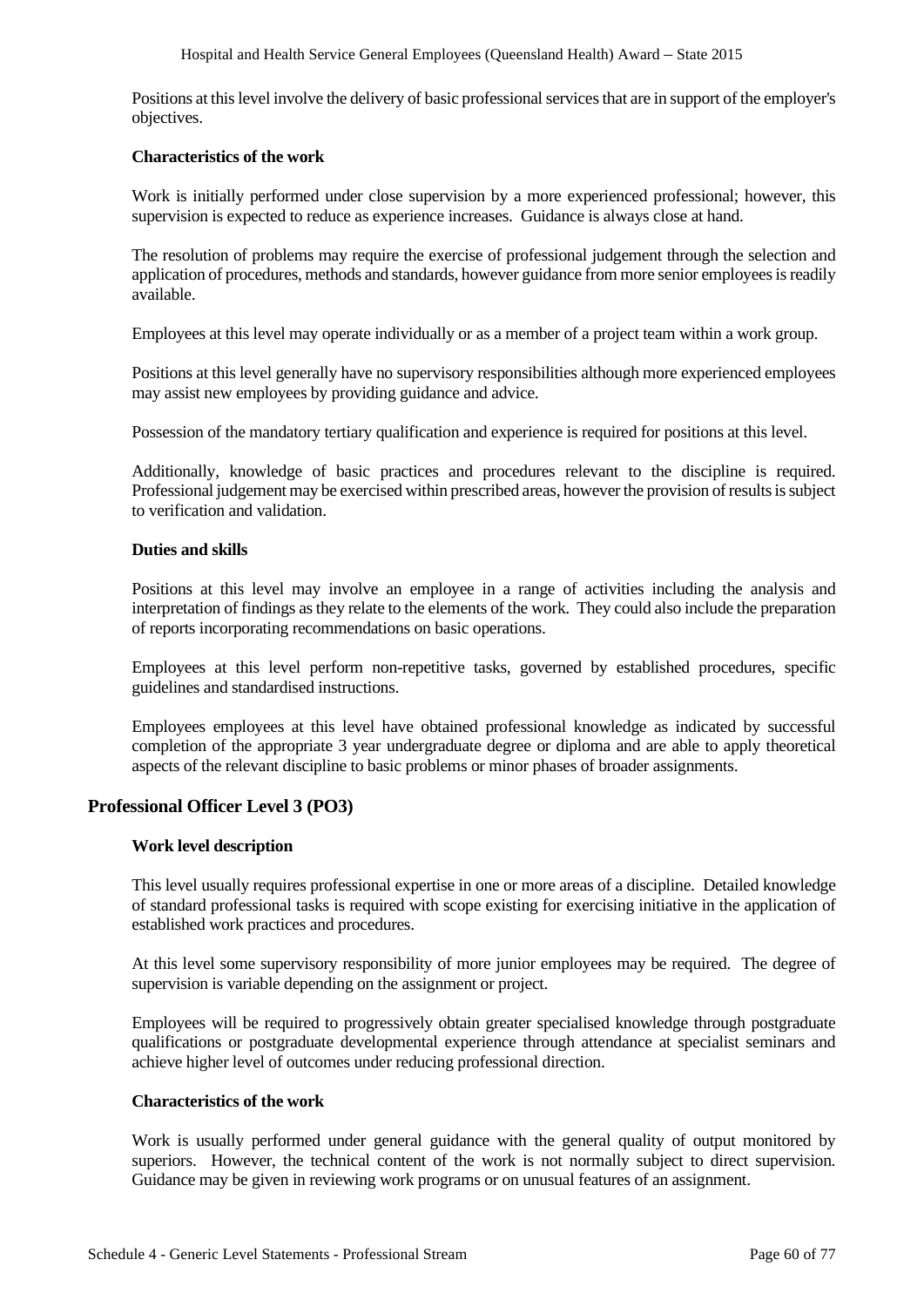Positions at this level involve the delivery of basic professional services that are in support of the employer's objectives.

#### Characteristics of the work

Work is initially performed under close supervision by a more experienced professional; however, this supervision is expected to reduce as experience increases. Guidance is always close at hand.

The resolution of problems may require the exercise of professional judgement through the selection and application of procedures, methods and standards, however guidance from more senior employees is readily available.

Employees at this level may operate individually or as a member of a project team within a work group.

Positions at this level generally have no supervisory responsibilities although more experienced employees may assist new employees by providing guidance and advice.

Possession of the mandatory tertiary qualification and experience is required for positions at this level.

Additionally, knowledge of basic practices and procedures relevant to the discipline is required. Professional judgement may be exercised within prescribed areas, however the provision of results is subject to verification and validation.

#### Duties and skills

Positions at this level may involve an employee in a range of activities including the analysis and interpretation of findings as they relate to the elements of the work. They could also include the preparation of reports incorporating recommendations on basic operations.

Employees at this level perform non-repetitive tasks, governed by established procedures, specific guidelines and standardised instructions.

Employees employees at this level have obtained professional knowledge as indicated by successful completion of the appropriate 3 year undergraduate degree or diploma and are able to apply theoretical aspects of the relevant discipline to basic problems or minor phases of broader assignments.

### Professional Officer Level 3 (PO3)

#### Work level description

This level usually requires professional expertise in one or more areas of a discipline. Detailed knowledge of standard professional tasks is required with scope existing for exercising initiative in the application of established work practices and procedures.

At this level some supervisory responsibility of more junior employees may be required. The degree of supervision is variable depending on the assignment or project.

Employees will be required to progressively obtain greater specialised knowledge through postgraduate qualifications or postgraduate developmental experience through attendance at specialist seminars and achieve higher level of outcomes under reducing professional direction.

#### Characteristics of the work

Work is usually performed under general guidance with the general quality of output monitored by superiors. However, the technical content of the work is not normally subject to direct supervision. Guidance may be given in reviewing work programs or on unusual features of an assignment.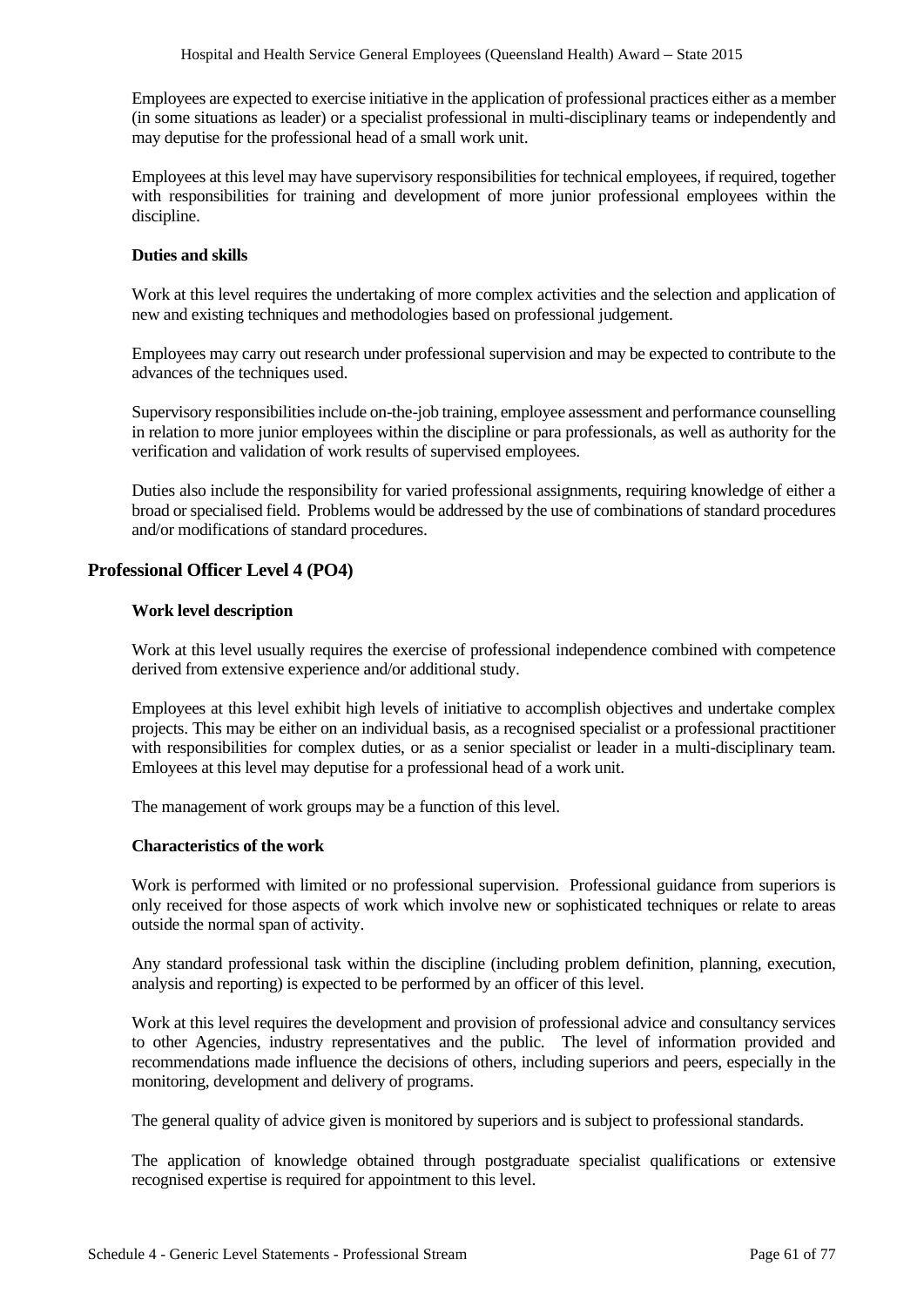Employees are expected to exercise initiative in the application of professional practices either as a member (in some situations as leader) or a specialist professional in multi-disciplinary teams or independently and may deputise for the professional head of a small work unit.

Employees at this level may have supervisory responsibilities for technical employees, if required, together with responsibilities for training and development of more junior professional employees within the discipline.

**Duties and skills**

Work at this level requires the undertaking of more complex activities and the selection and application of new and existing techniques and methodologies based on professional judgement.

Employees may carry out research under professional supervision and may be expected to contribute to the advances of the techniques used.

Supervisory responsibilities include on-the-job training, employee assessment and performance counselling in relation to more junior employees within the discipline or para professionals, as well as authority for the verification and validation of work results of supervised employees.

Duties also include the responsibility for varied professional assignments, requiring knowledge of either a broad or specialised field. Problems would be addressed by the use of combinations of standard procedures and/or modifications of standard procedures.

## Professional Officer Level 4 (PO4)

**Work level description**

Work at this level usually requires the exercise of professional independence combined with competence derived from extensive experience and/or additional study.

Employees at this level exhibit high levels of initiative to accomplish objectives and undertake complex projects. This may be either on an individual basis, as a recognised specialist or a professional practitioner with responsibilities for complex duties, or as a senior specialist or leader in a multi-disciplinary team. Emloyees at this level may deputise for a professional head of a work unit.

The management of work groups may be a function of this level.

**Characteristics of the work**

Work is performed with limited or no professional supervision. Professional guidance from superiors is only received for those aspects of work which involve new or sophisticated techniques or relate to areas outside the normal span of activity.

Any standard professional task within the discipline (including problem definition, planning, execution, analysis and reporting) is expected to be performed by an officer of this level.

Work at this level requires the development and provision of professional advice and consultancy services to other Agencies, industry representatives and the public. The level of information provided and recommendations made influence the decisions of others, including superiors and peers, especially in the monitoring, development and delivery of programs.

The general quality of advice given is monitored by superiors and is subject to professional standards.

The application of knowledge obtained through postgraduate specialist qualifications or extensive recognised expertise is required for appointment to this level.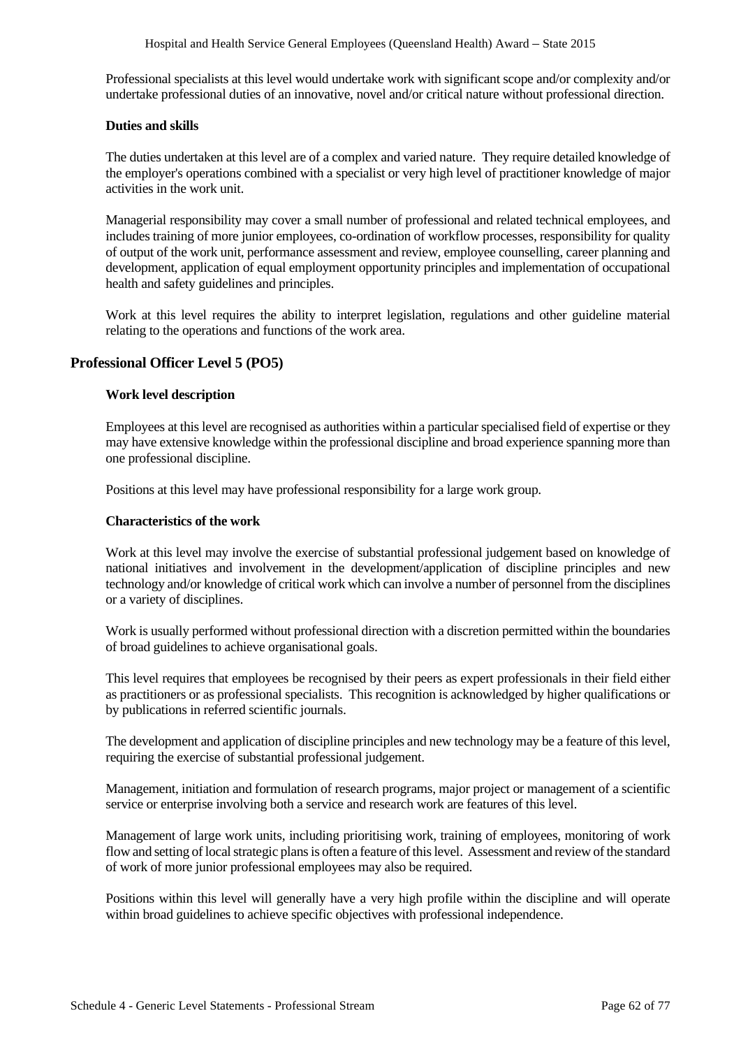Professional specialists at this level would undertake work with significant scope and/or complexity and/or undertake professional duties of an innovative, novel and/or critical nature without professional direction.

#### Duties and skills

The duties undertaken at this level are of a complex and varied nature. They require detailed knowledge of the employer's operations combined with a specialist or very high level of practitioner knowledge of major activities in the work unit.

Managerial responsibility may cover a small number of professional and related technical employees, and includes training of more junior employees, co-ordination of workflow processes, responsibility for quality of output of the work unit, performance assessment and review, employee counselling, career planning and development, application of equal employment opportunity principles and implementation of occupational health and safety guidelines and principles.

Work at this level requires the ability to interpret legislation, regulations and other guideline material relating to the operations and functions of the work area.

### Professional Officer Level 5 (PO5)

#### Work level description

Employees at this level are recognised as authorities within a particular specialised field of expertise or they may have extensive knowledge within the professional discipline and broad experience spanning more than one professional discipline.

Positions at this level may have professional responsibility for a large work group.

#### Characteristics of the work

Work at this level may involve the exercise of substantial professional judgement based on knowledge of national initiatives and involvement in the development/application of discipline principles and new technology and/or knowledge of critical work which can involve a number of personnel from the disciplines or a variety of disciplines.

Work is usually performed without professional direction with a discretion permitted within the boundaries of broad guidelines to achieve organisational goals.

This level requires that employees be recognised by their peers as expert professionals in their field either as practitioners or as professional specialists. This recognition is acknowledged by higher qualifications or by publications in referred scientific journals.

The development and application of discipline principles and new technology may be a feature of this level, requiring the exercise of substantial professional judgement.

Management, initiation and formulation of research programs, major project or management of a scientific service or enterprise involving both a service and research work are features of this level.

Management of large work units, including prioritising work, training of employees, monitoring of work flow and setting of local strategic plans is often a feature of this level. Assessment and review of the standard of work of more junior professional employees may also be required.

Positions within this level will generally have a very high profile within the discipline and will operate within broad guidelines to achieve specific objectives with professional independence.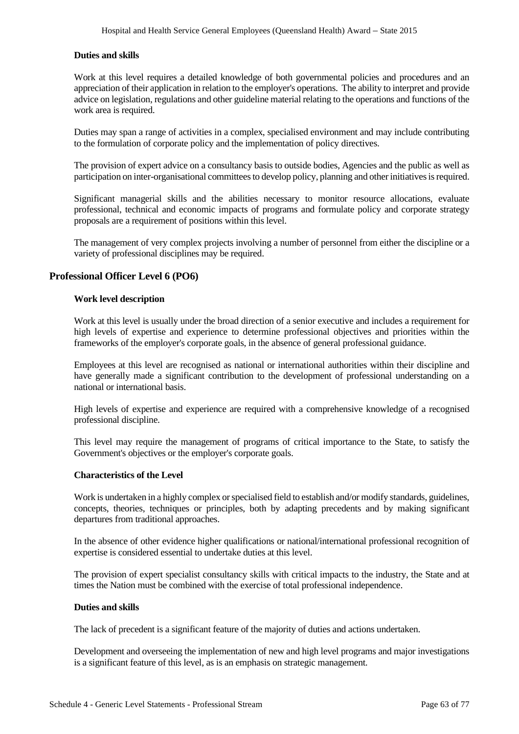#### Duties and skills

Work at this level requires a detailed knowledge of both governmental policies and procedures and an appreciation of their application in relation to the employer's operations. The ability to interpret and provide advice on legislation, regulations and other guideline material relating to the operations and functions of the work area is required.

Duties may span a range of activities in a complex, specialised environment and may include contributing to the formulation of corporate policy and the implementation of policy directives.

The provision of expert advice on a consultancy basis to outside bodies, Agencies and the public as well as participation on inter-organisational committees to develop policy, planning and other initiatives is required.

Significant managerial skills and the abilities necessary to monitor resource allocations, evaluate professional, technical and economic impacts of programs and formulate policy and corporate strategy proposals are a requirement of positions within this level.

The management of very complex projects involving a number of personnel from either the discipline or a variety of professional disciplines may be required.

### Professional Officer Level 6 (PO6)

#### Work level description

Work at this level is usually under the broad direction of a senior executive and includes a requirement for high levels of expertise and experience to determine professional objectives and priorities within the frameworks of the employer's corporate goals, in the absence of general professional guidance.

Employees at this level are recognised as national or international authorities within their discipline and have generally made a significant contribution to the development of professional understanding on a national or international basis.

High levels of expertise and experience are required with a comprehensive knowledge of a recognised professional discipline.

This level may require the management of programs of critical importance to the State, to satisfy the Government's objectives or the employer's corporate goals.

#### Characteristics of the Level

Work is undertaken in a highly complex or specialised field to establish and/or modify standards, guidelines, concepts, theories, techniques or principles, both by adapting precedents and by making significant departures from traditional approaches.

In the absence of other evidence higher qualifications or national/international professional recognition of expertise is considered essential to undertake duties at this level.

The provision of expert specialist consultancy skills with critical impacts to the industry, the State and at times the Nation must be combined with the exercise of total professional independence.

#### Duties and skills

The lack of precedent is a significant feature of the majority of duties and actions undertaken.

Development and overseeing the implementation of new and high level programs and major investigations is a significant feature of this level, as is an emphasis on strategic management.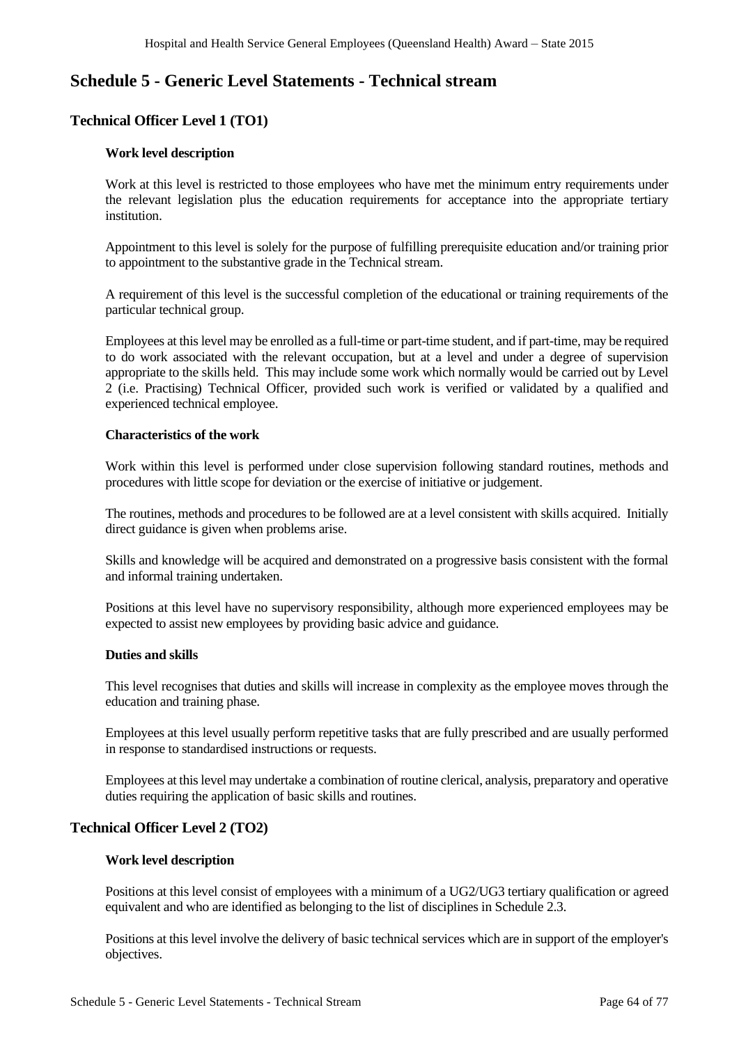# Schedule 5 - Generic Level Statements - Technical stream

## Technical Officer Level 1 (TO1)

### Work level description

Work at this level is restricted to those employees who have met the minimum entry requirements under the relevant legislation plus the education requirements for acceptance into the appropriate tertiary institution.

Appointment to this level is solely for the purpose of fulfilling prerequisite education and/or training prior to appointment to the substantive grade in the Technical stream.

A requirement of this level is the successful completion of the educational or training requirements of the particular technical group.

Employees at this level may be enrolled as a full-time or part-time student, and if part-time, may be required to do work associated with the relevant occupation, but at a level and under a degree of supervision appropriate to the skills held. This may include some work which normally would be carried out by Level 2 (i.e. Practising) Technical Officer, provided such work is verified or validated by a qualified and experienced technical employee.

### Characteristics of the work

Work within this level is performed under close supervision following standard routines, methods and procedures with little scope for deviation or the exercise of initiative or judgement.

The routines, methods and procedures to be followed are at a level consistent with skills acquired. Initially direct guidance is given when problems arise.

Skills and knowledge will be acquired and demonstrated on a progressive basis consistent with the formal and informal training undertaken.

Positions at this level have no supervisory responsibility, although more experienced employees may be expected to assist new employees by providing basic advice and guidance.

### Duties and skills

This level recognises that duties and skills will increase in complexity as the employee moves through the education and training phase.

Employees at this level usually perform repetitive tasks that are fully prescribed and are usually performed in response to standardised instructions or requests.

Employees at this level may undertake a combination of routine clerical, analysis, preparatory and operative duties requiring the application of basic skills and routines.

## Technical Officer Level 2 (TO2)

### Work level description

Positions at this level consist of employees with a minimum of a UG2/UG3 tertiary qualification or agreed equivalent and who are identified as belonging to the list of disciplines in Schedule 2.3.

Positions at this level involve the delivery of basic technical services which are in support of the employer's objectives.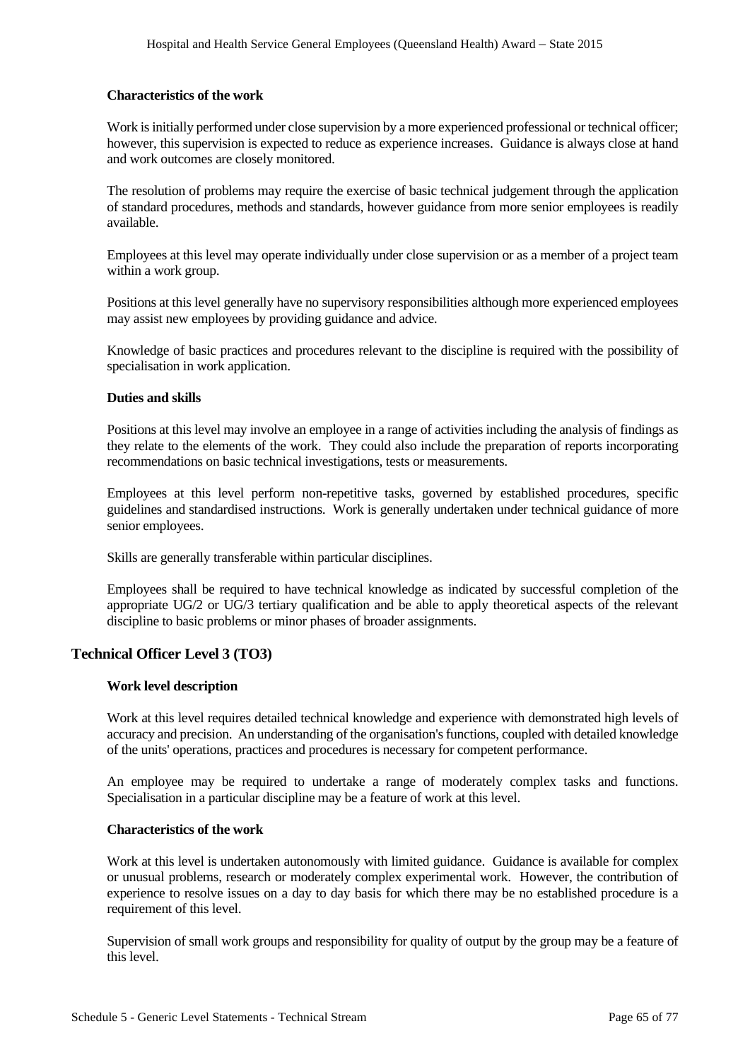#### Characteristics of the work

Work is initially performed under close supervision by a more experienced professional or technical officer; however, this supervision is expected to reduce as experience increases. Guidance is always close at hand and work outcomes are closely monitored.

The resolution of problems may require the exercise of basic technical judgement through the application of standard procedures, methods and standards, however guidance from more senior employees is readily available.

Employees at this level may operate individually under close supervision or as a member of a project team within a work group.

Positions at this level generally have no supervisory responsibilities although more experienced employees may assist new employees by providing guidance and advice.

Knowledge of basic practices and procedures relevant to the discipline is required with the possibility of specialisation in work application.

#### Duties and skills

Positions at this level may involve an employee in a range of activities including the analysis of findings as they relate to the elements of the work. They could also include the preparation of reports incorporating recommendations on basic technical investigations, tests or measurements.

Employees at this level perform non-repetitive tasks, governed by established procedures, specific guidelines and standardised instructions. Work is generally undertaken under technical guidance of more senior employees.

Skills are generally transferable within particular disciplines.

Employees shall be required to have technical knowledge as indicated by successful completion of the appropriate UG/2 or UG/3 tertiary qualification and be able to apply theoretical aspects of the relevant discipline to basic problems or minor phases of broader assignments.

### Technical Officer Level 3 (TO3)

#### Work level description

Work at this level requires detailed technical knowledge and experience with demonstrated high levels of accuracy and precision. An understanding of the organisation's functions, coupled with detailed knowledge of the units' operations, practices and procedures is necessary for competent performance.

An employee may be required to undertake a range of moderately complex tasks and functions. Specialisation in a particular discipline may be a feature of work at this level.

#### Characteristics of the work

Work at this level is undertaken autonomously with limited guidance. Guidance is available for complex or unusual problems, research or moderately complex experimental work. However, the contribution of experience to resolve issues on a day to day basis for which there may be no established procedure is a requirement of this level.

Supervision of small work groups and responsibility for quality of output by the group may be a feature of this level.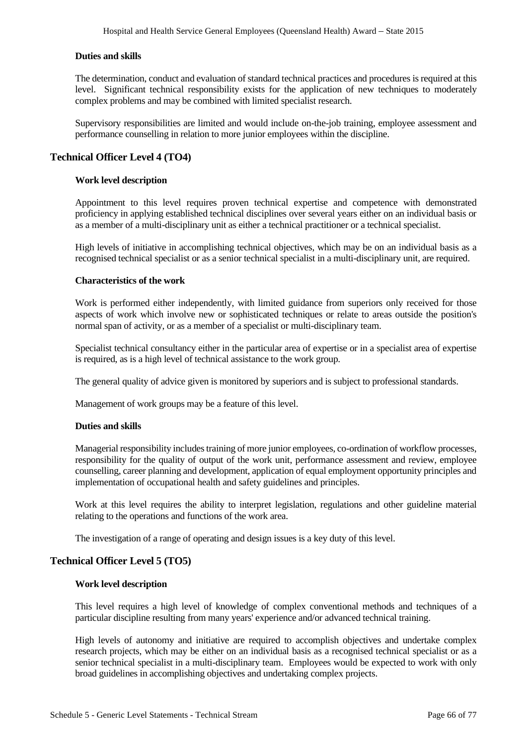#### Duties and skills

The determination, conduct and evaluation of standard technical practices and procedures is required at this level. Significant technical responsibility exists for the application of new techniques to moderately complex problems and may be combined with limited specialist research.

Supervisory responsibilities are limited and would include on-the-job training, employee assessment and performance counselling in relation to more junior employees within the discipline.

### Technical Officer Level 4 (TO4)

#### Work level description

Appointment to this level requires proven technical expertise and competence with demonstrated proficiency in applying established technical disciplines over several years either on an individual basis or as a member of a multi-disciplinary unit as either a technical practitioner or a technical specialist.

High levels of initiative in accomplishing technical objectives, which may be on an individual basis as a recognised technical specialist or as a senior technical specialist in a multi-disciplinary unit, are required.

#### Characteristics of the work

Work is performed either independently, with limited guidance from superiors only received for those aspects of work which involve new or sophisticated techniques or relate to areas outside the position's normal span of activity, or as a member of a specialist or multi-disciplinary team.

Specialist technical consultancy either in the particular area of expertise or in a specialist area of expertise is required, as is a high level of technical assistance to the work group.

The general quality of advice given is monitored by superiors and is subject to professional standards.

Management of work groups may be a feature of this level.

#### Duties and skills

Managerial responsibility includes training of more junior employees, co-ordination of workflow processes, responsibility for the quality of output of the work unit, performance assessment and review, employee counselling, career planning and development, application of equal employment opportunity principles and implementation of occupational health and safety guidelines and principles.

Work at this level requires the ability to interpret legislation, regulations and other guideline material relating to the operations and functions of the work area.

The investigation of a range of operating and design issues is a key duty of this level.

### Technical Officer Level 5 (TO5)

#### Work level description

This level requires a high level of knowledge of complex conventional methods and techniques of a particular discipline resulting from many years' experience and/or advanced technical training.

High levels of autonomy and initiative are required to accomplish objectives and undertake complex research projects, which may be either on an individual basis as a recognised technical specialist or as a senior technical specialist in a multi-disciplinary team. Employees would be expected to work with only broad guidelines in accomplishing objectives and undertaking complex projects.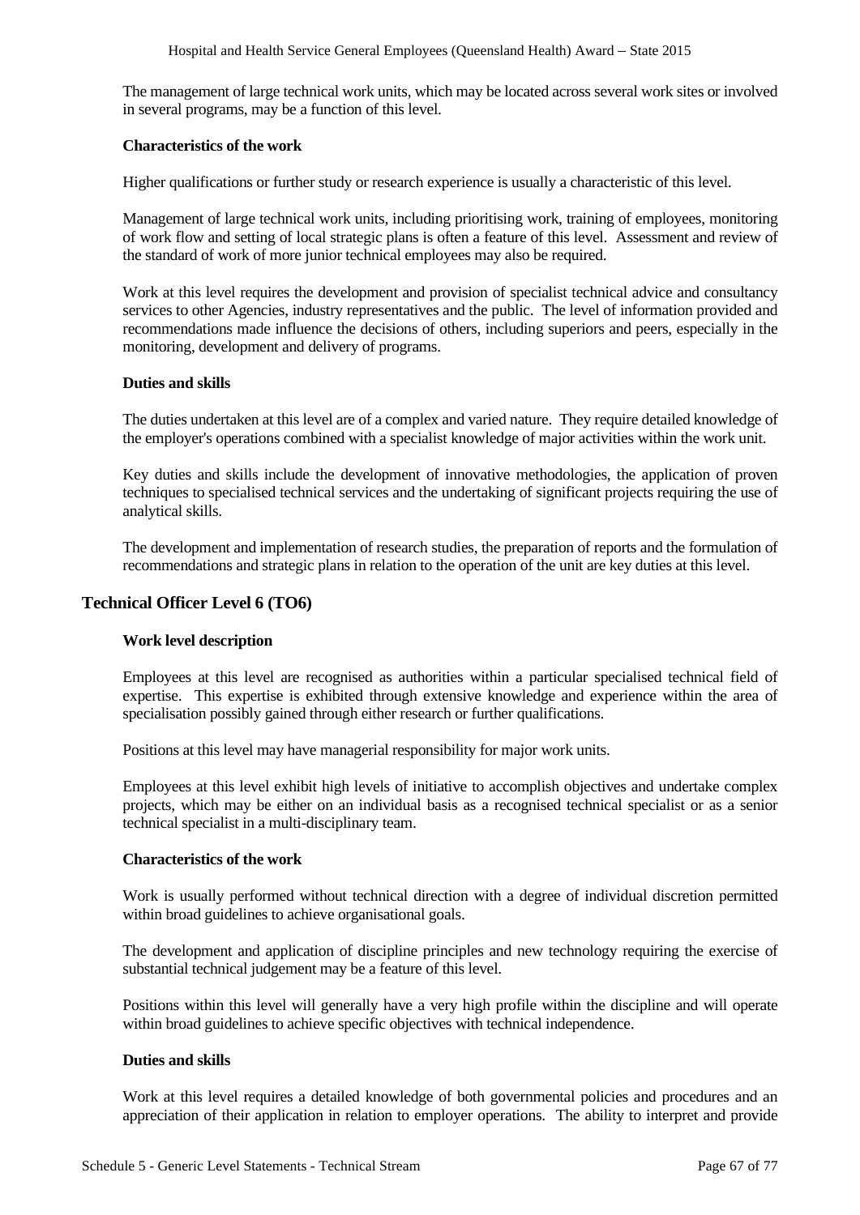The management of large technical work units, which may be located across several work sites or involved in several programs, may be a function of this level.

#### Characteristics of the work

Higher qualifications or further study or research experience is usually a characteristic of this level.

Management of large technical work units, including prioritising work, training of employees, monitoring of work flow and setting of local strategic plans is often a feature of this level. Assessment and review of the standard of work of more junior technical employees may also be required.

Work at this level requires the development and provision of specialist technical advice and consultancy services to other Agencies, industry representatives and the public. The level of information provided and recommendations made influence the decisions of others, including superiors and peers, especially in the monitoring, development and delivery of programs.

#### Duties and skills

The duties undertaken at this level are of a complex and varied nature. They require detailed knowledge of the employer's operations combined with a specialist knowledge of major activities within the work unit.

Key duties and skills include the development of innovative methodologies, the application of proven techniques to specialised technical services and the undertaking of significant projects requiring the use of analytical skills.

The development and implementation of research studies, the preparation of reports and the formulation of recommendations and strategic plans in relation to the operation of the unit are key duties at this level.

### Technical Officer Level 6 (TO6)

#### Work level description

Employees at this level are recognised as authorities within a particular specialised technical field of expertise. This expertise is exhibited through extensive knowledge and experience within the area of specialisation possibly gained through either research or further qualifications.

Positions at this level may have managerial responsibility for major work units.

Employees at this level exhibit high levels of initiative to accomplish objectives and undertake complex projects, which may be either on an individual basis as a recognised technical specialist or as a senior technical specialist in a multi-disciplinary team.

#### Characteristics of the work

Work is usually performed without technical direction with a degree of individual discretion permitted within broad guidelines to achieve organisational goals.

The development and application of discipline principles and new technology requiring the exercise of substantial technical judgement may be a feature of this level.

Positions within this level will generally have a very high profile within the discipline and will operate within broad guidelines to achieve specific objectives with technical independence.

#### Duties and skills

Work at this level requires a detailed knowledge of both governmental policies and procedures and an appreciation of their application in relation to employer operations. The ability to interpret and provide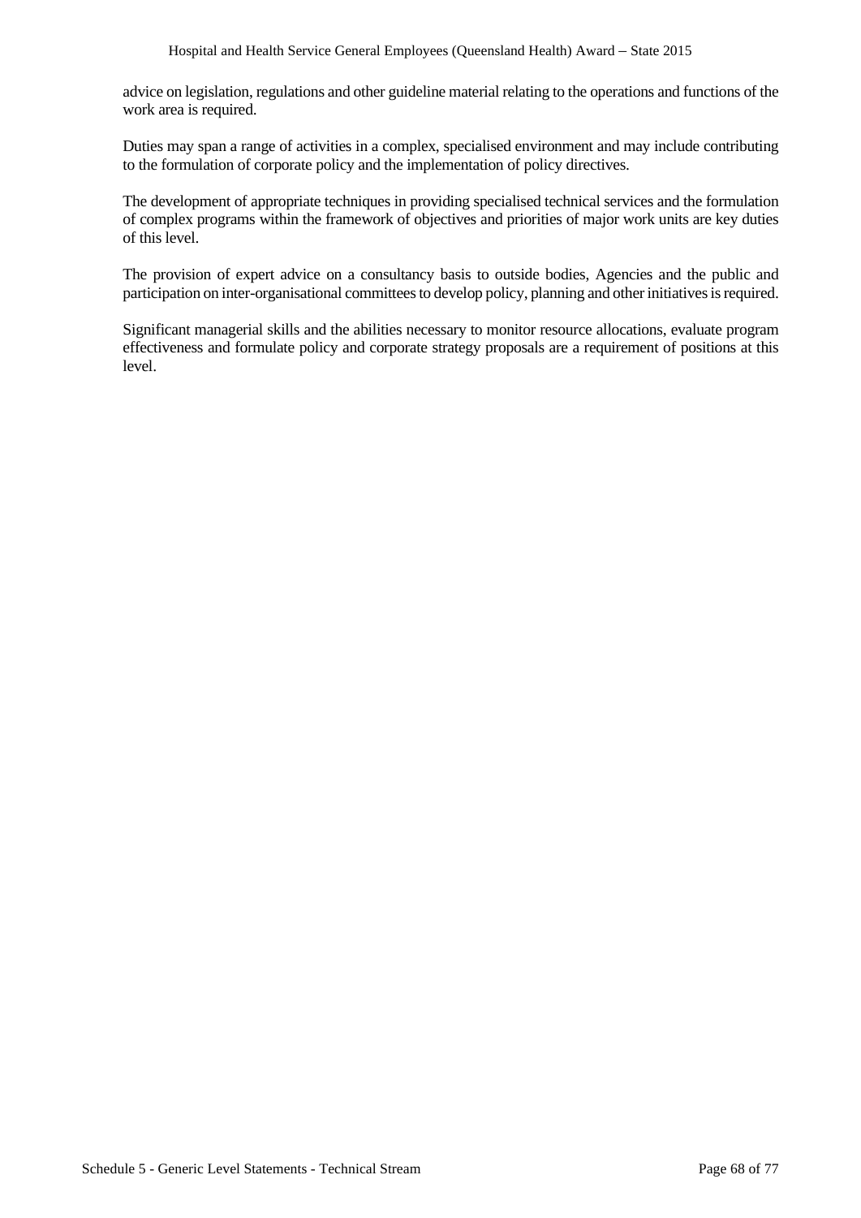advice on legislation, regulations and other guideline material relating to the operations and functions of the work area is required.

Duties may span a range of activities in a complex, specialised environment and may include contributing to the formulation of corporate policy and the implementation of policy directives.

The development of appropriate techniques in providing specialised technical services and the formulation of complex programs within the framework of objectives and priorities of major work units are key duties of this level.

The provision of expert advice on a consultancy basis to outside bodies, Agencies and the public and participation on inter-organisational committees to develop policy, planning and other initiatives is required.

Significant managerial skills and the abilities necessary to monitor resource allocations, evaluate program effectiveness and formulate policy and corporate strategy proposals are a requirement of positions at this level.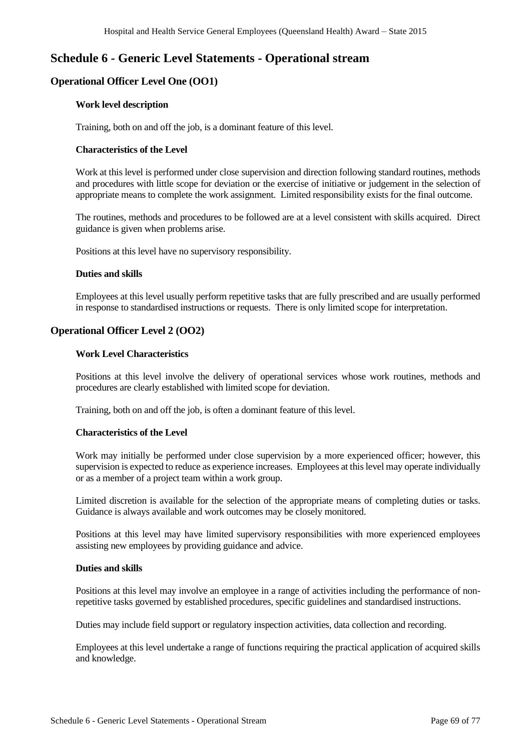# Schedule 6 - Generic Level Statements - Operational stream

## Operational Officer Level One (OO1)

### Work level description

Training, both on and off the job, is a dominant feature of this level.

### Characteristics of the Level

Work at this level is performed under close supervision and direction following standard routines, methods and procedures with little scope for deviation or the exercise of initiative or judgement in the selection of appropriate means to complete the work assignment. Limited responsibility exists for the final outcome.

The routines, methods and procedures to be followed are at a level consistent with skills acquired. Direct guidance is given when problems arise.

Positions at this level have no supervisory responsibility.

### Duties and skills

Employees at this level usually perform repetitive tasks that are fully prescribed and are usually performed in response to standardised instructions or requests. There is only limited scope for interpretation.

## Operational Officer Level 2 (OO2)

### Work Level Characteristics

Positions at this level involve the delivery of operational services whose work routines, methods and procedures are clearly established with limited scope for deviation.

Training, both on and off the job, is often a dominant feature of this level.

### Characteristics of the Level

Work may initially be performed under close supervision by a more experienced officer; however, this supervision is expected to reduce as experience increases. Employees at this level may operate individually or as a member of a project team within a work group.

Limited discretion is available for the selection of the appropriate means of completing duties or tasks. Guidance is always available and work outcomes may be closely monitored.

Positions at this level may have limited supervisory responsibilities with more experienced employees assisting new employees by providing guidance and advice.

### Duties and skills

Positions at this level may involve an employee in a range of activities including the performance of non-repetitive tasks governed by established procedures, specific guidelines and standardised instructions.

Duties may include field support or regulatory inspection activities, data collection and recording.

Employees at this level undertake a range of functions requiring the practical application of acquired skills and knowledge.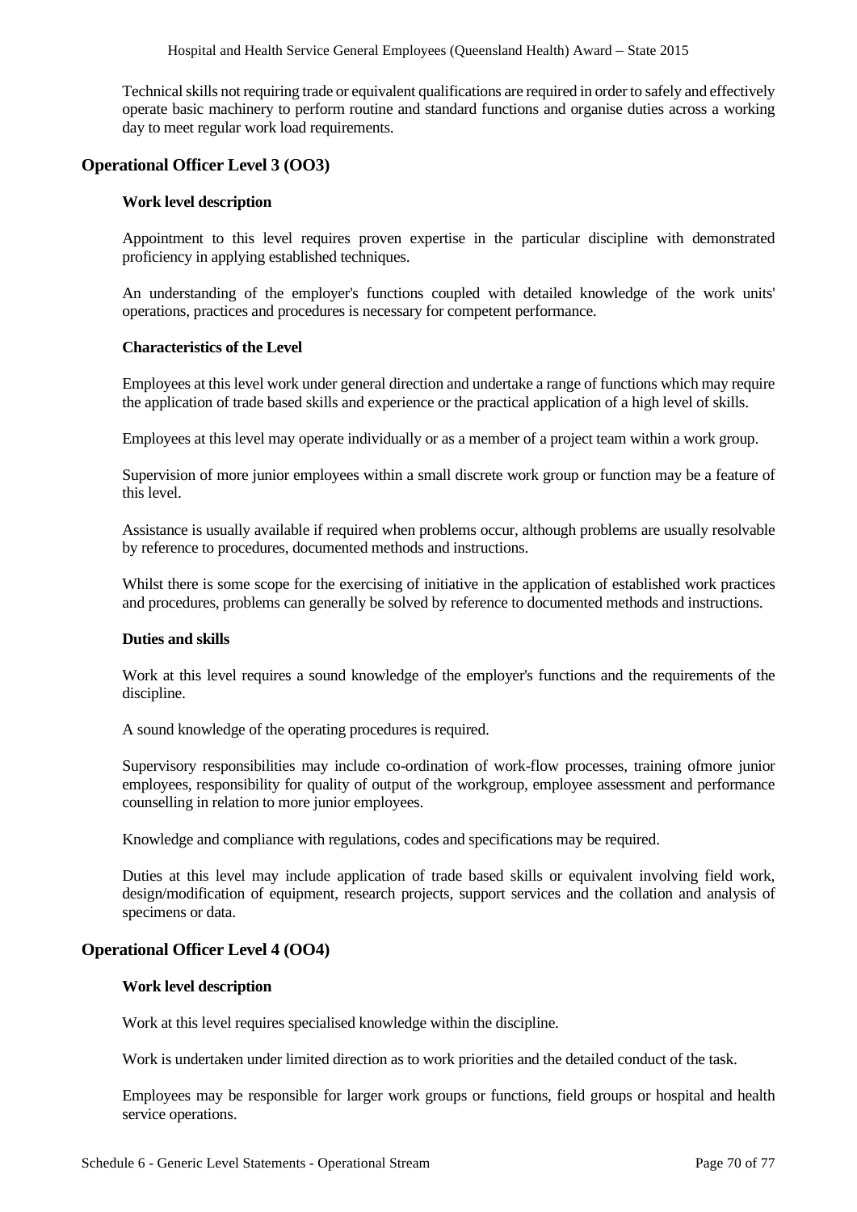Technical skills not requiring trade or equivalent qualifications are required in order to safely and effectively operate basic machinery to perform routine and standard functions and organise duties across a working day to meet regular work load requirements.

## Operational Officer Level 3 (OO3)

### Work level description

Appointment to this level requires proven expertise in the particular discipline with demonstrated proficiency in applying established techniques.

An understanding of the employer's functions coupled with detailed knowledge of the work units' operations, practices and procedures is necessary for competent performance.

### Characteristics of the Level

Employees at this level work under general direction and undertake a range of functions which may require the application of trade based skills and experience or the practical application of a high level of skills.

Employees at this level may operate individually or as a member of a project team within a work group.

Supervision of more junior employees within a small discrete work group or function may be a feature of this level.

Assistance is usually available if required when problems occur, although problems are usually resolvable by reference to procedures, documented methods and instructions.

Whilst there is some scope for the exercising of initiative in the application of established work practices and procedures, problems can generally be solved by reference to documented methods and instructions.

### Duties and skills

Work at this level requires a sound knowledge of the employer's functions and the requirements of the discipline.

A sound knowledge of the operating procedures is required.

Supervisory responsibilities may include co-ordination of work-flow processes, training ofmore junior employees, responsibility for quality of output of the workgroup, employee assessment and performance counselling in relation to more junior employees.

Knowledge and compliance with regulations, codes and specifications may be required.

Duties at this level may include application of trade based skills or equivalent involving field work, design/modification of equipment, research projects, support services and the collation and analysis of specimens or data.

## Operational Officer Level 4 (OO4)

### Work level description

Work at this level requires specialised knowledge within the discipline.

Work is undertaken under limited direction as to work priorities and the detailed conduct of the task.

Employees may be responsible for larger work groups or functions, field groups or hospital and health service operations.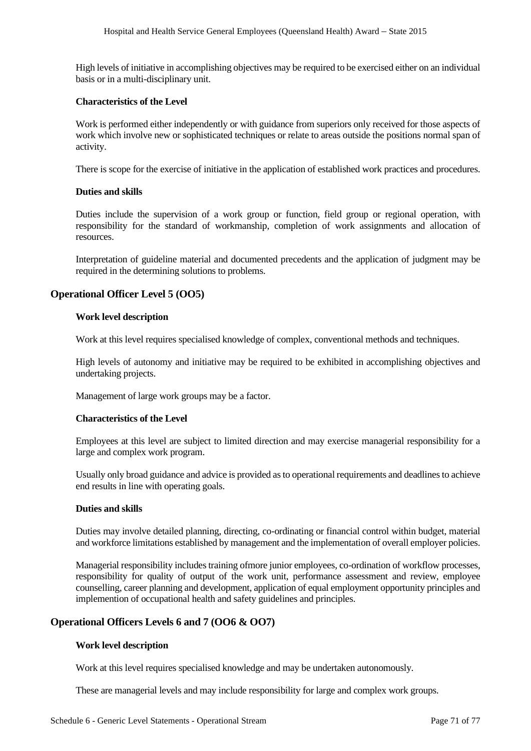High levels of initiative in accomplishing objectives may be required to be exercised either on an individual basis or in a multi-disciplinary unit.

#### Characteristics of the Level

Work is performed either independently or with guidance from superiors only received for those aspects of work which involve new or sophisticated techniques or relate to areas outside the positions normal span of activity.

There is scope for the exercise of initiative in the application of established work practices and procedures.

#### Duties and skills

Duties include the supervision of a work group or function, field group or regional operation, with responsibility for the standard of workmanship, completion of work assignments and allocation of resources.

Interpretation of guideline material and documented precedents and the application of judgment may be required in the determining solutions to problems.

### Operational Officer Level 5 (OO5)

#### Work level description

Work at this level requires specialised knowledge of complex, conventional methods and techniques.

High levels of autonomy and initiative may be required to be exhibited in accomplishing objectives and undertaking projects.

Management of large work groups may be a factor.

#### Characteristics of the Level

Employees at this level are subject to limited direction and may exercise managerial responsibility for a large and complex work program.

Usually only broad guidance and advice is provided as to operational requirements and deadlines to achieve end results in line with operating goals.

#### Duties and skills

Duties may involve detailed planning, directing, co-ordinating or financial control within budget, material and workforce limitations established by management and the implementation of overall employer policies.

Managerial responsibility includes training ofmore junior employees, co-ordination of workflow processes, responsibility for quality of output of the work unit, performance assessment and review, employee counselling, career planning and development, application of equal employment opportunity principles and implemention of occupational health and safety guidelines and principles.

### Operational Officers Levels 6 and 7 (OO6 & OO7)

#### Work level description

Work at this level requires specialised knowledge and may be undertaken autonomously.

These are managerial levels and may include responsibility for large and complex work groups.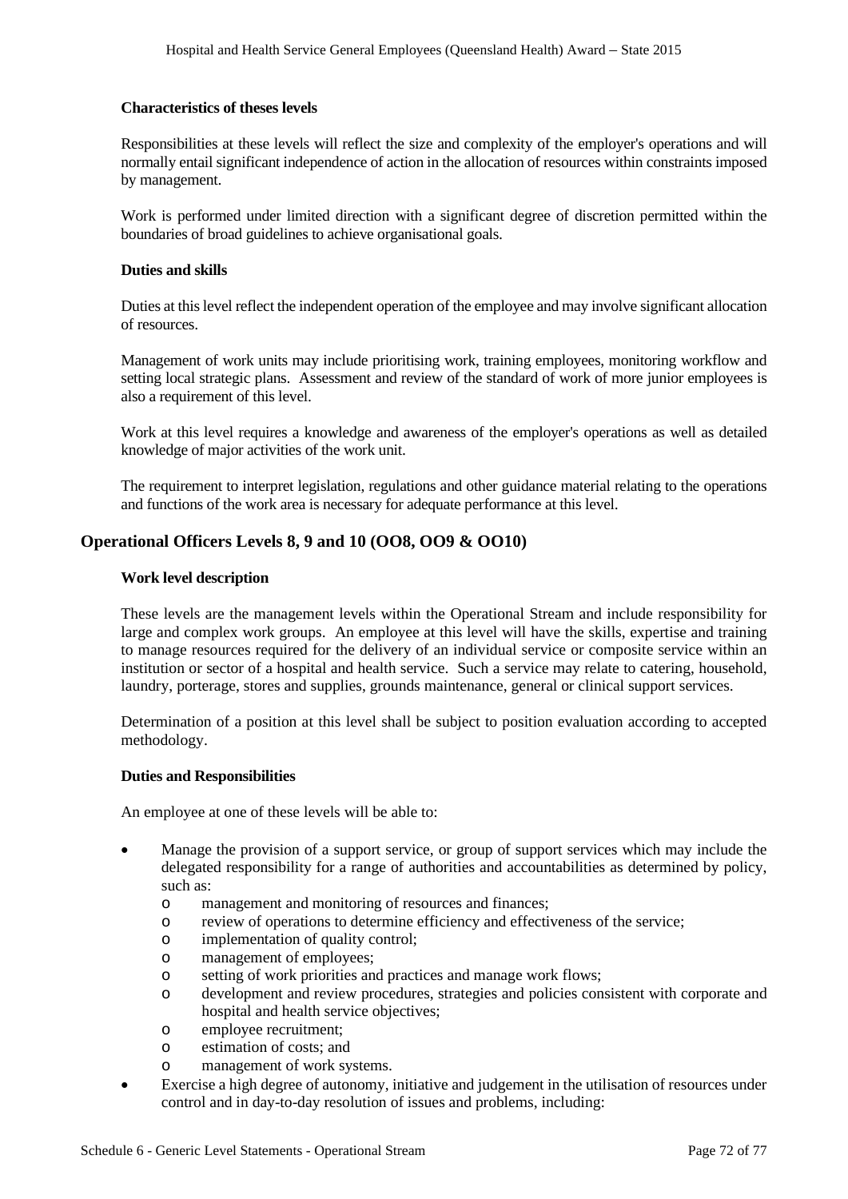#### Characteristics of theses levels

Responsibilities at these levels will reflect the size and complexity of the employer's operations and will normally entail significant independence of action in the allocation of resources within constraints imposed by management.

Work is performed under limited direction with a significant degree of discretion permitted within the boundaries of broad guidelines to achieve organisational goals.

#### Duties and skills

Duties at this level reflect the independent operation of the employee and may involve significant allocation of resources.

Management of work units may include prioritising work, training employees, monitoring workflow and setting local strategic plans. Assessment and review of the standard of work of more junior employees is also a requirement of this level.

Work at this level requires a knowledge and awareness of the employer's operations as well as detailed knowledge of major activities of the work unit.

The requirement to interpret legislation, regulations and other guidance material relating to the operations and functions of the work area is necessary for adequate performance at this level.

### Operational Officers Levels 8, 9 and 10 (OO8, OO9 & OO10)

#### Work level description

These levels are the management levels within the Operational Stream and include responsibility for large and complex work groups. An employee at this level will have the skills, expertise and training to manage resources required for the delivery of an individual service or composite service within an institution or sector of a hospital and health service. Such a service may relate to catering, household, laundry, porterage, stores and supplies, grounds maintenance, general or clinical support services.

Determination of a position at this level shall be subject to position evaluation according to accepted methodology.

#### Duties and Responsibilities

An employee at one of these levels will be able to:

- Manage the provision of a support service, or group of support services which may include the delegated responsibility for a range of authorities and accountabilities as determined by policy, such as:
  - management and monitoring of resources and finances;
  - review of operations to determine efficiency and effectiveness of the service;
  - implementation of quality control;
  - management of employees;
  - setting of work priorities and practices and manage work flows;
  - development and review procedures, strategies and policies consistent with corporate and hospital and health service objectives;
  - employee recruitment;
  - estimation of costs; and
  - management of work systems.
- Exercise a high degree of autonomy, initiative and judgement in the utilisation of resources under control and in day-to-day resolution of issues and problems, including: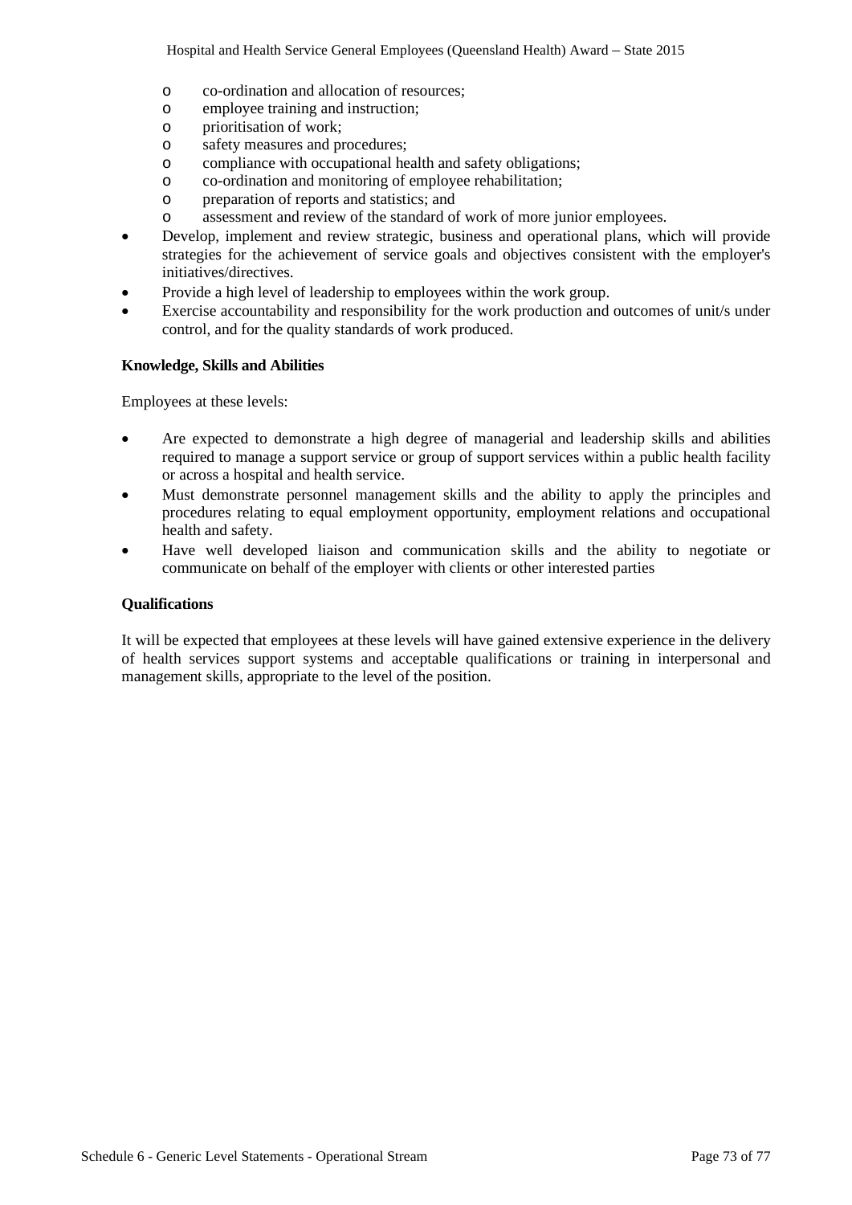- co-ordination and allocation of resources;
  - employee training and instruction;
  - prioritisation of work;
  - safety measures and procedures;
  - compliance with occupational health and safety obligations;
  - co-ordination and monitoring of employee rehabilitation;
  - preparation of reports and statistics; and
  - assessment and review of the standard of work of more junior employees.
- Develop, implement and review strategic, business and operational plans, which will provide strategies for the achievement of service goals and objectives consistent with the employer's initiatives/directives.
- Provide a high level of leadership to employees within the work group.
- Exercise accountability and responsibility for the work production and outcomes of unit/s under control, and for the quality standards of work produced.

**Knowledge, Skills and Abilities**

Employees at these levels:

- Are expected to demonstrate a high degree of managerial and leadership skills and abilities required to manage a support service or group of support services within a public health facility or across a hospital and health service.
- Must demonstrate personnel management skills and the ability to apply the principles and procedures relating to equal employment opportunity, employment relations and occupational health and safety.
- Have well developed liaison and communication skills and the ability to negotiate or communicate on behalf of the employer with clients or other interested parties

**Qualifications**

It will be expected that employees at these levels will have gained extensive experience in the delivery of health services support systems and acceptable qualifications or training in interpersonal and management skills, appropriate to the level of the position.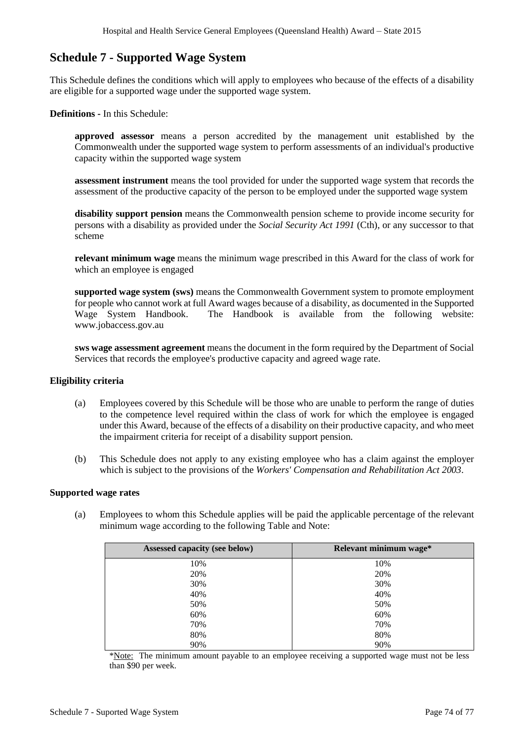# Schedule 7 - Supported Wage System

This Schedule defines the conditions which will apply to employees who because of the effects of a disability are eligible for a supported wage under the supported wage system.

**Definitions -** In this Schedule:

**approved assessor** means a person accredited by the management unit established by the Commonwealth under the supported wage system to perform assessments of an individual's productive capacity within the supported wage system

**assessment instrument** means the tool provided for under the supported wage system that records the assessment of the productive capacity of the person to be employed under the supported wage system

**disability support pension** means the Commonwealth pension scheme to provide income security for persons with a disability as provided under the *Social Security Act 1991* (Cth), or any successor to that scheme

**relevant minimum wage** means the minimum wage prescribed in this Award for the class of work for which an employee is engaged

**supported wage system (sws)** means the Commonwealth Government system to promote employment for people who cannot work at full Award wages because of a disability, as documented in the Supported Wage System Handbook. The Handbook is available from the following website: www.jobaccess.gov.au

**sws wage assessment agreement** means the document in the form required by the Department of Social Services that records the employee's productive capacity and agreed wage rate.

**Eligibility criteria**

(a) Employees covered by this Schedule will be those who are unable to perform the range of duties to the competence level required within the class of work for which the employee is engaged under this Award, because of the effects of a disability on their productive capacity, and who meet the impairment criteria for receipt of a disability support pension.

(b) This Schedule does not apply to any existing employee who has a claim against the employer which is subject to the provisions of the *Workers' Compensation and Rehabilitation Act 2003*.

**Supported wage rates**

(a) Employees to whom this Schedule applies will be paid the applicable percentage of the relevant minimum wage according to the following Table and Note:

| Assessed capacity (see below) | Relevant minimum wage* |
|---|---|
| 10% | 10% |
| 20% | 20% |
| 30% | 30% |
| 40% | 40% |
| 50% | 50% |
| 60% | 60% |
| 70% | 70% |
| 80% | 80% |
| 90% | 90% |

*Note: The minimum amount payable to an employee receiving a supported wage must not be less than $90 per week.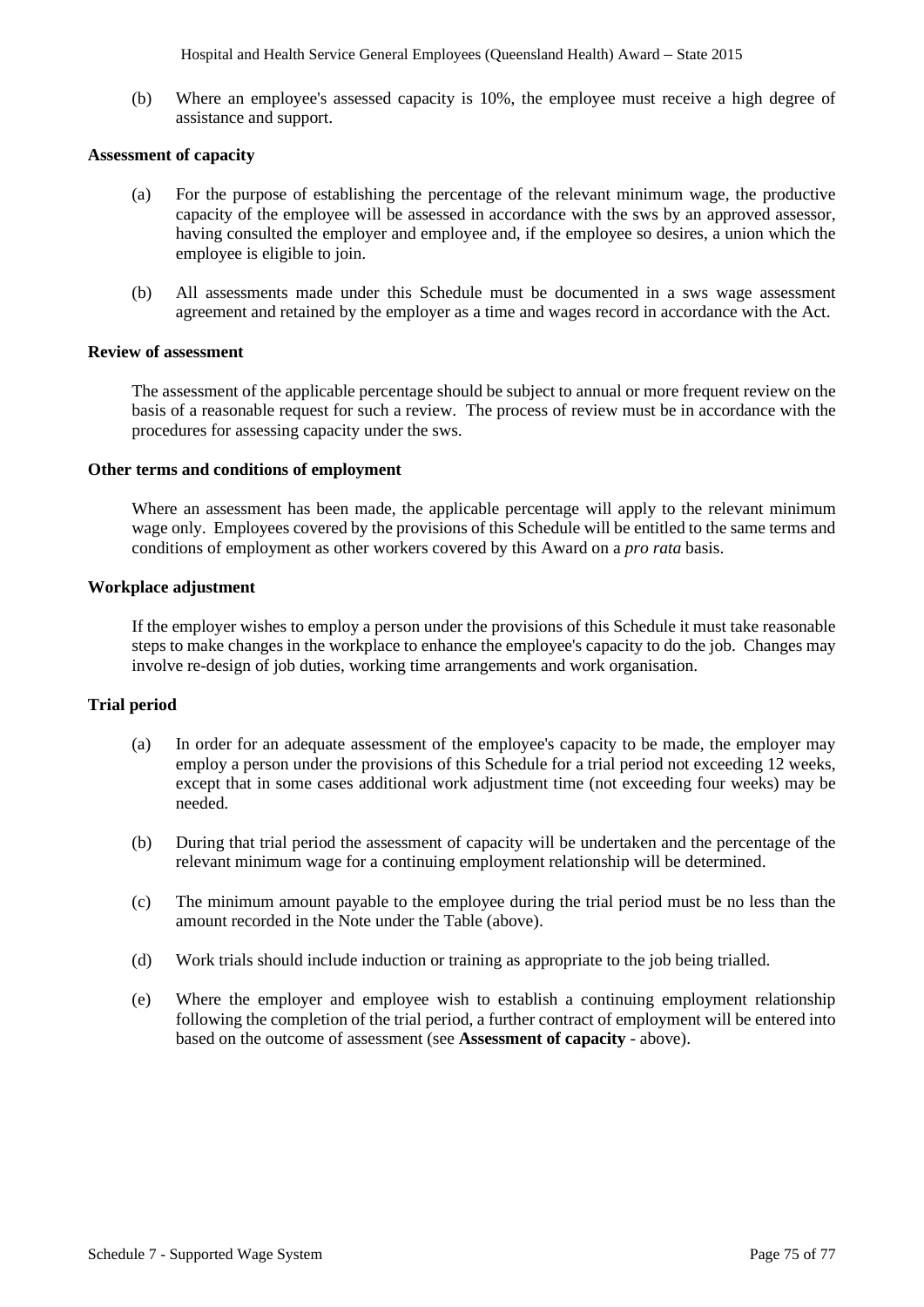(b) Where an employee's assessed capacity is 10%, the employee must receive a high degree of assistance and support.

**Assessment of capacity**

(a) For the purpose of establishing the percentage of the relevant minimum wage, the productive capacity of the employee will be assessed in accordance with the sws by an approved assessor, having consulted the employer and employee and, if the employee so desires, a union which the employee is eligible to join.

(b) All assessments made under this Schedule must be documented in a sws wage assessment agreement and retained by the employer as a time and wages record in accordance with the Act.

**Review of assessment**

The assessment of the applicable percentage should be subject to annual or more frequent review on the basis of a reasonable request for such a review. The process of review must be in accordance with the procedures for assessing capacity under the sws.

**Other terms and conditions of employment**

Where an assessment has been made, the applicable percentage will apply to the relevant minimum wage only. Employees covered by the provisions of this Schedule will be entitled to the same terms and conditions of employment as other workers covered by this Award on a *pro rata* basis.

**Workplace adjustment**

If the employer wishes to employ a person under the provisions of this Schedule it must take reasonable steps to make changes in the workplace to enhance the employee's capacity to do the job. Changes may involve re-design of job duties, working time arrangements and work organisation.

**Trial period**

(a) In order for an adequate assessment of the employee's capacity to be made, the employer may employ a person under the provisions of this Schedule for a trial period not exceeding 12 weeks, except that in some cases additional work adjustment time (not exceeding four weeks) may be needed.

(b) During that trial period the assessment of capacity will be undertaken and the percentage of the relevant minimum wage for a continuing employment relationship will be determined.

(c) The minimum amount payable to the employee during the trial period must be no less than the amount recorded in the Note under the Table (above).

(d) Work trials should include induction or training as appropriate to the job being trialled.

(e) Where the employer and employee wish to establish a continuing employment relationship following the completion of the trial period, a further contract of employment will be entered into based on the outcome of assessment (see **Assessment of capacity** - above).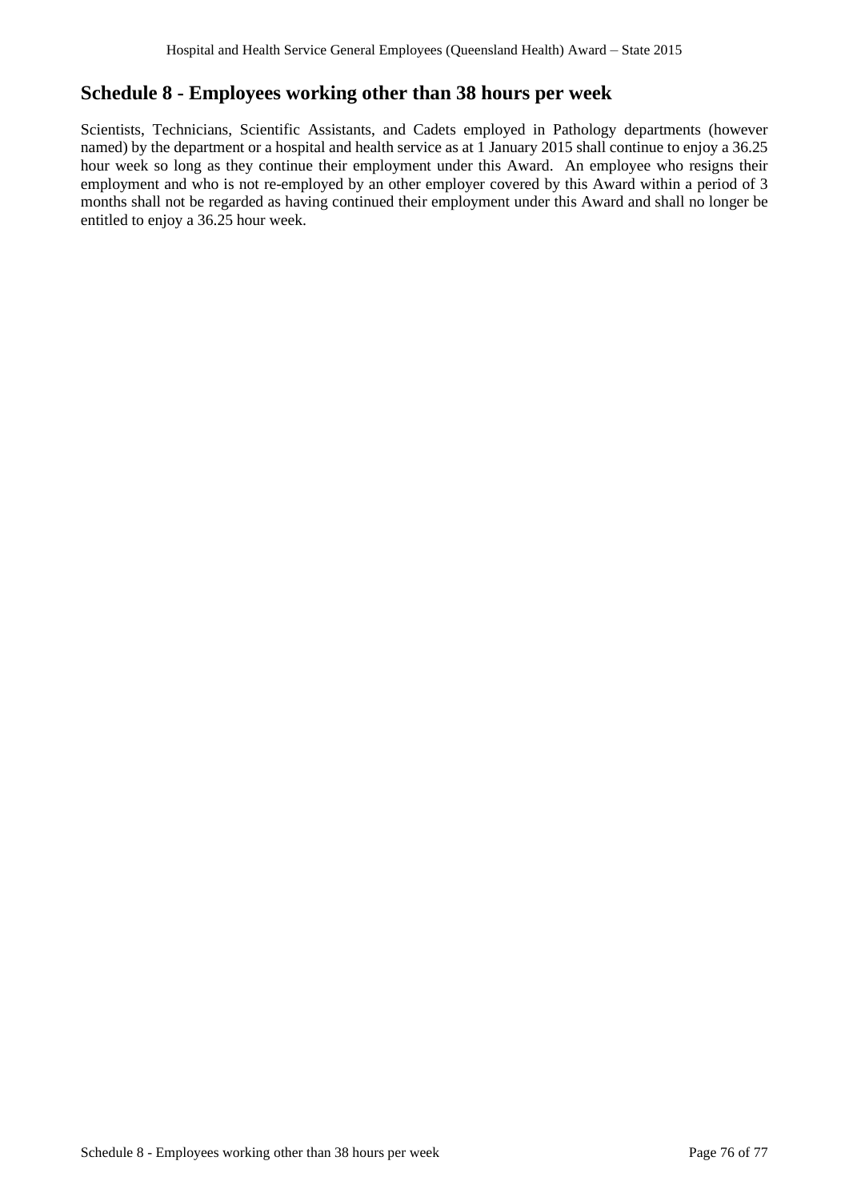## Schedule 8 - Employees working other than 38 hours per week

Scientists, Technicians, Scientific Assistants, and Cadets employed in Pathology departments (however named) by the department or a hospital and health service as at 1 January 2015 shall continue to enjoy a 36.25 hour week so long as they continue their employment under this Award. An employee who resigns their employment and who is not re-employed by an other employer covered by this Award within a period of 3 months shall not be regarded as having continued their employment under this Award and shall no longer be entitled to enjoy a 36.25 hour week.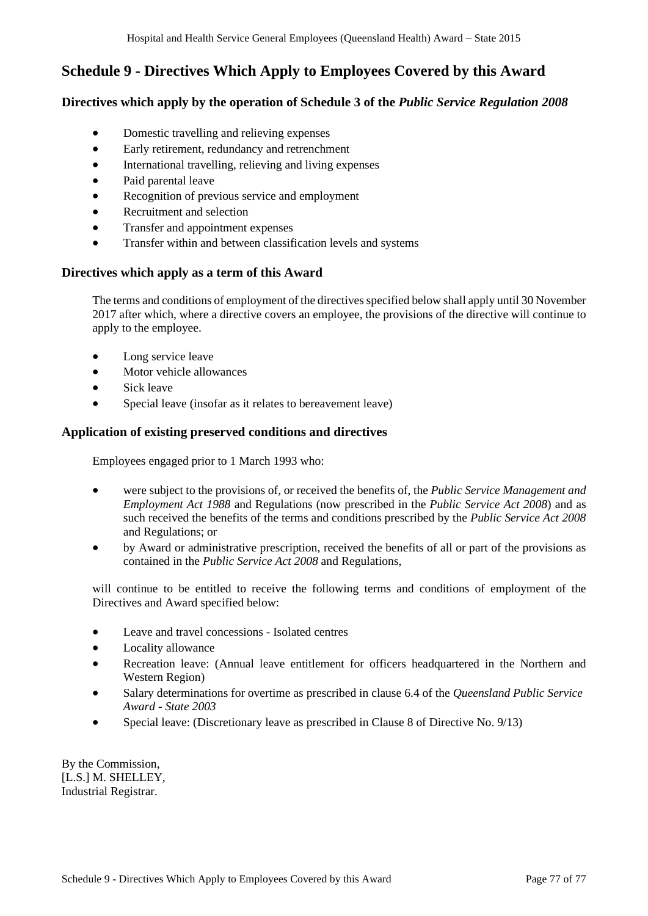# Schedule 9 - Directives Which Apply to Employees Covered by this Award

### Directives which apply by the operation of Schedule 3 of the *Public Service Regulation 2008*

- Domestic travelling and relieving expenses
- Early retirement, redundancy and retrenchment
- International travelling, relieving and living expenses
- Paid parental leave
- Recognition of previous service and employment
- Recruitment and selection
- Transfer and appointment expenses
- Transfer within and between classification levels and systems

### Directives which apply as a term of this Award

The terms and conditions of employment of the directives specified below shall apply until 30 November 2017 after which, where a directive covers an employee, the provisions of the directive will continue to apply to the employee.

- Long service leave
- Motor vehicle allowances
- Sick leave
- Special leave (insofar as it relates to bereavement leave)

### Application of existing preserved conditions and directives

Employees engaged prior to 1 March 1993 who:

- were subject to the provisions of, or received the benefits of, the *Public Service Management and Employment Act 1988* and Regulations (now prescribed in the *Public Service Act 2008*) and as such received the benefits of the terms and conditions prescribed by the *Public Service Act 2008* and Regulations; or
- by Award or administrative prescription, received the benefits of all or part of the provisions as contained in the *Public Service Act 2008* and Regulations,

will continue to be entitled to receive the following terms and conditions of employment of the Directives and Award specified below:

- Leave and travel concessions - Isolated centres
- Locality allowance
- Recreation leave: (Annual leave entitlement for officers headquartered in the Northern and Western Region)
- Salary determinations for overtime as prescribed in clause 6.4 of the *Queensland Public Service Award - State 2003*
- Special leave: (Discretionary leave as prescribed in Clause 8 of Directive No. 9/13)

By the Commission,
[L.S.] M. SHELLEY,
Industrial Registrar.